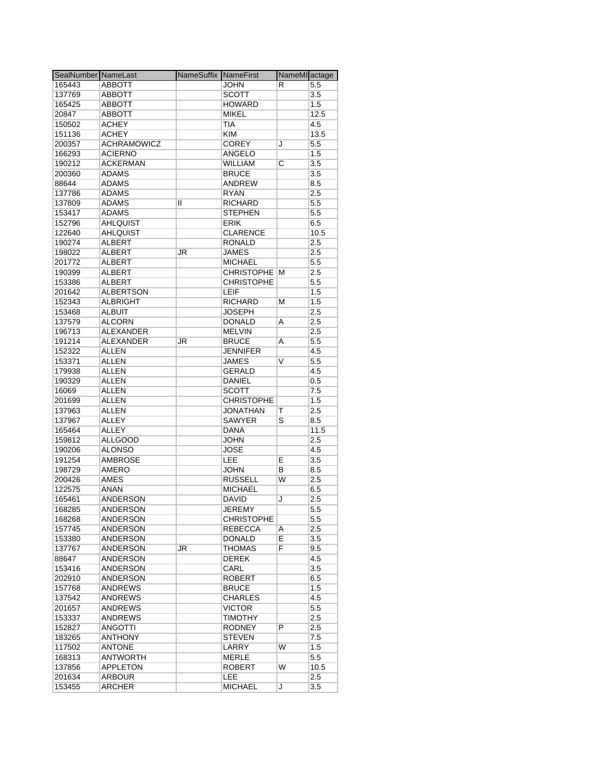| SealNumber | NameLast | NameSuffix | NameFirst | NameMI | actage |
|---|---|---|---|---|---|
| 165443 | ABBOTT | | JOHN | R | 5.5 |
| 137769 | ABBOTT | | SCOTT | | 3.5 |
| 165425 | ABBOTT | | HOWARD | | 1.5 |
| 20847 | ABBOTT | | MIKEL | | 12.5 |
| 150502 | ACHEY | | TIA | | 4.5 |
| 151136 | ACHEY | | KIM | | 13.5 |
| 200357 | ACHRAMOWICZ | | COREY | J | 5.5 |
| 166293 | ACIERNO | | ANGELO | | 1.5 |
| 190212 | ACKERMAN | | WILLIAM | C | 3.5 |
| 200360 | ADAMS | | BRUCE | | 3.5 |
| 88644 | ADAMS | | ANDREW | | 8.5 |
| 137786 | ADAMS | | RYAN | | 2.5 |
| 137809 | ADAMS | II | RICHARD | | 5.5 |
| 153417 | ADAMS | | STEPHEN | | 5.5 |
| 152796 | AHLQUIST | | ERIK | | 6.5 |
| 122640 | AHLQUIST | | CLARENCE | | 10.5 |
| 190274 | ALBERT | | RONALD | | 2.5 |
| 198022 | ALBERT | JR | JAMES | | 2.5 |
| 201772 | ALBERT | | MICHAEL | | 5.5 |
| 190399 | ALBERT | | CHRISTOPHE | M | 2.5 |
| 153386 | ALBERT | | CHRISTOPHE | | 5.5 |
| 201642 | ALBERTSON | | LEIF | | 1.5 |
| 152343 | ALBRIGHT | | RICHARD | M | 1.5 |
| 153468 | ALBUIT | | JOSEPH | | 2.5 |
| 137579 | ALCORN | | DONALD | A | 2.5 |
| 196713 | ALEXANDER | | MELVIN | | 2.5 |
| 191214 | ALEXANDER | JR | BRUCE | A | 5.5 |
| 152322 | ALLEN | | JENNIFER | | 4.5 |
| 153371 | ALLEN | | JAMES | V | 5.5 |
| 179938 | ALLEN | | GERALD | | 4.5 |
| 190329 | ALLEN | | DANIEL | | 0.5 |
| 16069 | ALLEN | | SCOTT | | 7.5 |
| 201699 | ALLEN | | CHRISTOPHE | | 1.5 |
| 137963 | ALLEN | | JONATHAN | T | 2.5 |
| 137967 | ALLEY | | SAWYER | S | 8.5 |
| 165464 | ALLEY | | DANA | | 11.5 |
| 159812 | ALLGOOD | | JOHN | | 2.5 |
| 190206 | ALONSO | | JOSE | | 4.5 |
| 191254 | AMBROSE | | LEE | E | 3.5 |
| 198729 | AMERO | | JOHN | B | 8.5 |
| 200426 | AMES | | RUSSELL | W | 2.5 |
| 122575 | ANAN | | MICHAEL | | 6.5 |
| 165461 | ANDERSON | | DAVID | J | 2.5 |
| 168285 | ANDERSON | | JEREMY | | 5.5 |
| 168268 | ANDERSON | | CHRISTOPHE | | 5.5 |
| 157745 | ANDERSON | | REBECCA | A | 2.5 |
| 153380 | ANDERSON | | DONALD | E | 3.5 |
| 137767 | ANDERSON | JR | THOMAS | F | 9.5 |
| 88647 | ANDERSON | | DEREK | | 4.5 |
| 153416 | ANDERSON | | CARL | | 3.5 |
| 202910 | ANDERSON | | ROBERT | | 6.5 |
| 157768 | ANDREWS | | BRUCE | | 1.5 |
| 137542 | ANDREWS | | CHARLES | | 4.5 |
| 201657 | ANDREWS | | VICTOR | | 5.5 |
| 153337 | ANDREWS | | TIMOTHY | | 2.5 |
| 152827 | ANGOTTI | | RODNEY | P | 2.5 |
| 183265 | ANTHONY | | STEVEN | | 7.5 |
| 117502 | ANTONE | | LARRY | W | 1.5 |
| 168313 | ANTWORTH | | MERLE | | 5.5 |
| 137856 | APPLETON | | ROBERT | W | 10.5 |
| 201634 | ARBOUR | | LEE | | 2.5 |
| 153455 | ARCHER | | MICHAEL | J | 3.5 |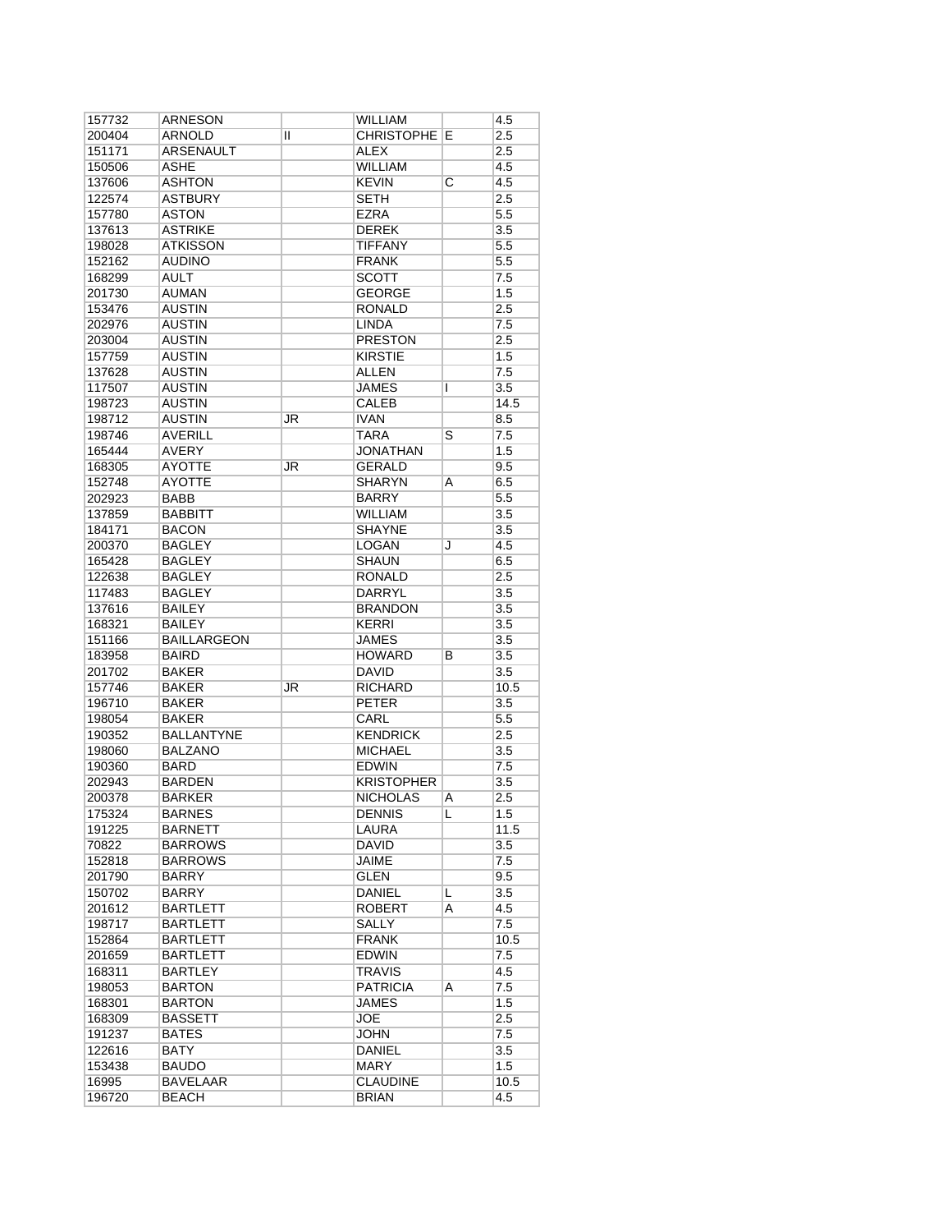| | | | | | |
|---|---|---|---|---|---|
| 157732 | ARNESON | | WILLIAM | | 4.5 |
| 200404 | ARNOLD | II | CHRISTOPHE | E | 2.5 |
| 151171 | ARSENAULT | | ALEX | | 2.5 |
| 150506 | ASHE | | WILLIAM | | 4.5 |
| 137606 | ASHTON | | KEVIN | C | 4.5 |
| 122574 | ASTBURY | | SETH | | 2.5 |
| 157780 | ASTON | | EZRA | | 5.5 |
| 137613 | ASTRIKE | | DEREK | | 3.5 |
| 198028 | ATKISSON | | TIFFANY | | 5.5 |
| 152162 | AUDINO | | FRANK | | 5.5 |
| 168299 | AULT | | SCOTT | | 7.5 |
| 201730 | AUMAN | | GEORGE | | 1.5 |
| 153476 | AUSTIN | | RONALD | | 2.5 |
| 202976 | AUSTIN | | LINDA | | 7.5 |
| 203004 | AUSTIN | | PRESTON | | 2.5 |
| 157759 | AUSTIN | | KIRSTIE | | 1.5 |
| 137628 | AUSTIN | | ALLEN | | 7.5 |
| 117507 | AUSTIN | | JAMES | I | 3.5 |
| 198723 | AUSTIN | | CALEB | | 14.5 |
| 198712 | AUSTIN | JR | IVAN | | 8.5 |
| 198746 | AVERILL | | TARA | S | 7.5 |
| 165444 | AVERY | | JONATHAN | | 1.5 |
| 168305 | AYOTTE | JR | GERALD | | 9.5 |
| 152748 | AYOTTE | | SHARYN | A | 6.5 |
| 202923 | BABB | | BARRY | | 5.5 |
| 137859 | BABBITT | | WILLIAM | | 3.5 |
| 184171 | BACON | | SHAYNE | | 3.5 |
| 200370 | BAGLEY | | LOGAN | J | 4.5 |
| 165428 | BAGLEY | | SHAUN | | 6.5 |
| 122638 | BAGLEY | | RONALD | | 2.5 |
| 117483 | BAGLEY | | DARRYL | | 3.5 |
| 137616 | BAILEY | | BRANDON | | 3.5 |
| 168321 | BAILEY | | KERRI | | 3.5 |
| 151166 | BAILLARGEON | | JAMES | | 3.5 |
| 183958 | BAIRD | | HOWARD | B | 3.5 |
| 201702 | BAKER | | DAVID | | 3.5 |
| 157746 | BAKER | JR | RICHARD | | 10.5 |
| 196710 | BAKER | | PETER | | 3.5 |
| 198054 | BAKER | | CARL | | 5.5 |
| 190352 | BALLANTYNE | | KENDRICK | | 2.5 |
| 198060 | BALZANO | | MICHAEL | | 3.5 |
| 190360 | BARD | | EDWIN | | 7.5 |
| 202943 | BARDEN | | KRISTOPHER | | 3.5 |
| 200378 | BARKER | | NICHOLAS | A | 2.5 |
| 175324 | BARNES | | DENNIS | L | 1.5 |
| 191225 | BARNETT | | LAURA | | 11.5 |
| 70822 | BARROWS | | DAVID | | 3.5 |
| 152818 | BARROWS | | JAIME | | 7.5 |
| 201790 | BARRY | | GLEN | | 9.5 |
| 150702 | BARRY | | DANIEL | L | 3.5 |
| 201612 | BARTLETT | | ROBERT | A | 4.5 |
| 198717 | BARTLETT | | SALLY | | 7.5 |
| 152864 | BARTLETT | | FRANK | | 10.5 |
| 201659 | BARTLETT | | EDWIN | | 7.5 |
| 168311 | BARTLEY | | TRAVIS | | 4.5 |
| 198053 | BARTON | | PATRICIA | A | 7.5 |
| 168301 | BARTON | | JAMES | | 1.5 |
| 168309 | BASSETT | | JOE | | 2.5 |
| 191237 | BATES | | JOHN | | 7.5 |
| 122616 | BATY | | DANIEL | | 3.5 |
| 153438 | BAUDO | | MARY | | 1.5 |
| 16995 | BAVELAAR | | CLAUDINE | | 10.5 |
| 196720 | BEACH | | BRIAN | | 4.5 |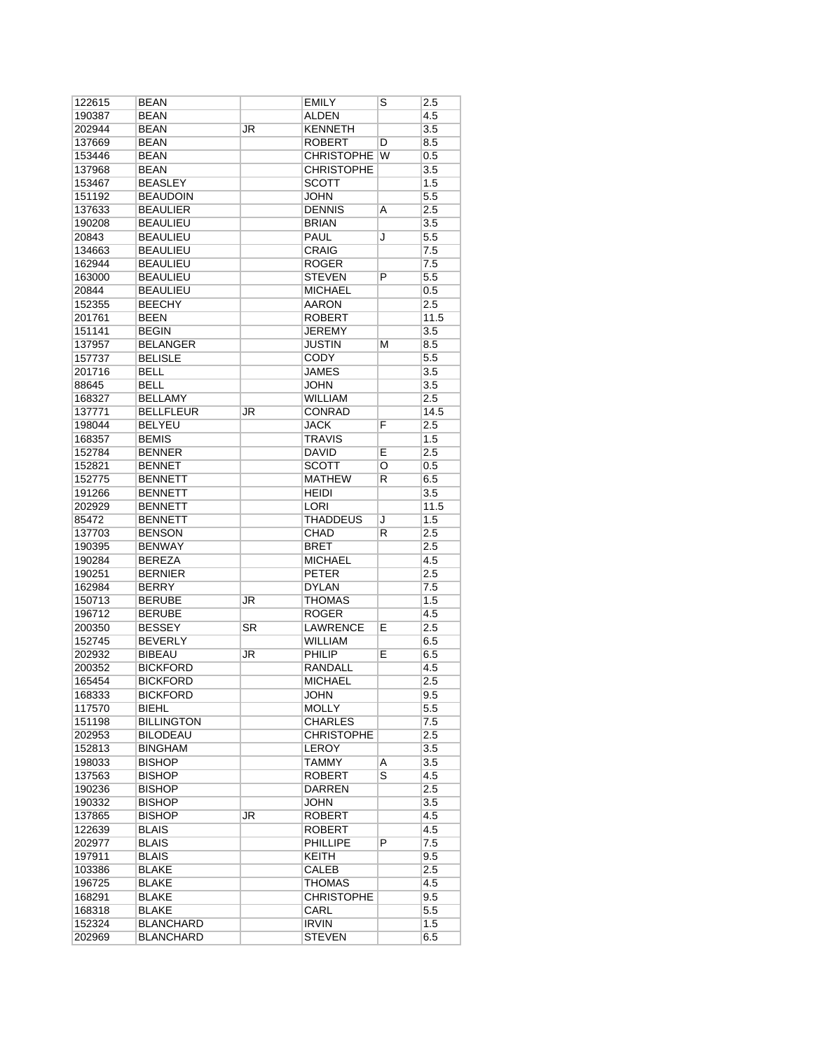| | | | | | |
|---|---|---|---|---|---|
| 122615 | BEAN | | EMILY | S | 2.5 |
| 190387 | BEAN | | ALDEN | | 4.5 |
| 202944 | BEAN | JR | KENNETH | | 3.5 |
| 137669 | BEAN | | ROBERT | D | 8.5 |
| 153446 | BEAN | | CHRISTOPHE | W | 0.5 |
| 137968 | BEAN | | CHRISTOPHE | | 3.5 |
| 153467 | BEASLEY | | SCOTT | | 1.5 |
| 151192 | BEAUDOIN | | JOHN | | 5.5 |
| 137633 | BEAULIER | | DENNIS | A | 2.5 |
| 190208 | BEAULIEU | | BRIAN | | 3.5 |
| 20843 | BEAULIEU | | PAUL | J | 5.5 |
| 134663 | BEAULIEU | | CRAIG | | 7.5 |
| 162944 | BEAULIEU | | ROGER | | 7.5 |
| 163000 | BEAULIEU | | STEVEN | P | 5.5 |
| 20844 | BEAULIEU | | MICHAEL | | 0.5 |
| 152355 | BEECHY | | AARON | | 2.5 |
| 201761 | BEEN | | ROBERT | | 11.5 |
| 151141 | BEGIN | | JEREMY | | 3.5 |
| 137957 | BELANGER | | JUSTIN | M | 8.5 |
| 157737 | BELISLE | | CODY | | 5.5 |
| 201716 | BELL | | JAMES | | 3.5 |
| 88645 | BELL | | JOHN | | 3.5 |
| 168327 | BELLAMY | | WILLIAM | | 2.5 |
| 137771 | BELLFLEUR | JR | CONRAD | | 14.5 |
| 198044 | BELYEU | | JACK | F | 2.5 |
| 168357 | BEMIS | | TRAVIS | | 1.5 |
| 152784 | BENNER | | DAVID | E | 2.5 |
| 152821 | BENNET | | SCOTT | O | 0.5 |
| 152775 | BENNETT | | MATHEW | R | 6.5 |
| 191266 | BENNETT | | HEIDI | | 3.5 |
| 202929 | BENNETT | | LORI | | 11.5 |
| 85472 | BENNETT | | THADDEUS | J | 1.5 |
| 137703 | BENSON | | CHAD | R | 2.5 |
| 190395 | BENWAY | | BRET | | 2.5 |
| 190284 | BEREZA | | MICHAEL | | 4.5 |
| 190251 | BERNIER | | PETER | | 2.5 |
| 162984 | BERRY | | DYLAN | | 7.5 |
| 150713 | BERUBE | JR | THOMAS | | 1.5 |
| 196712 | BERUBE | | ROGER | | 4.5 |
| 200350 | BESSEY | SR | LAWRENCE | E | 2.5 |
| 152745 | BEVERLY | | WILLIAM | | 6.5 |
| 202932 | BIBEAU | JR | PHILIP | E | 6.5 |
| 200352 | BICKFORD | | RANDALL | | 4.5 |
| 165454 | BICKFORD | | MICHAEL | | 2.5 |
| 168333 | BICKFORD | | JOHN | | 9.5 |
| 117570 | BIEHL | | MOLLY | | 5.5 |
| 151198 | BILLINGTON | | CHARLES | | 7.5 |
| 202953 | BILODEAU | | CHRISTOPHE | | 2.5 |
| 152813 | BINGHAM | | LEROY | | 3.5 |
| 198033 | BISHOP | | TAMMY | A | 3.5 |
| 137563 | BISHOP | | ROBERT | S | 4.5 |
| 190236 | BISHOP | | DARREN | | 2.5 |
| 190332 | BISHOP | | JOHN | | 3.5 |
| 137865 | BISHOP | JR | ROBERT | | 4.5 |
| 122639 | BLAIS | | ROBERT | | 4.5 |
| 202977 | BLAIS | | PHILLIPE | P | 7.5 |
| 197911 | BLAIS | | KEITH | | 9.5 |
| 103386 | BLAKE | | CALEB | | 2.5 |
| 196725 | BLAKE | | THOMAS | | 4.5 |
| 168291 | BLAKE | | CHRISTOPHE | | 9.5 |
| 168318 | BLAKE | | CARL | | 5.5 |
| 152324 | BLANCHARD | | IRVIN | | 1.5 |
| 202969 | BLANCHARD | | STEVEN | | 6.5 |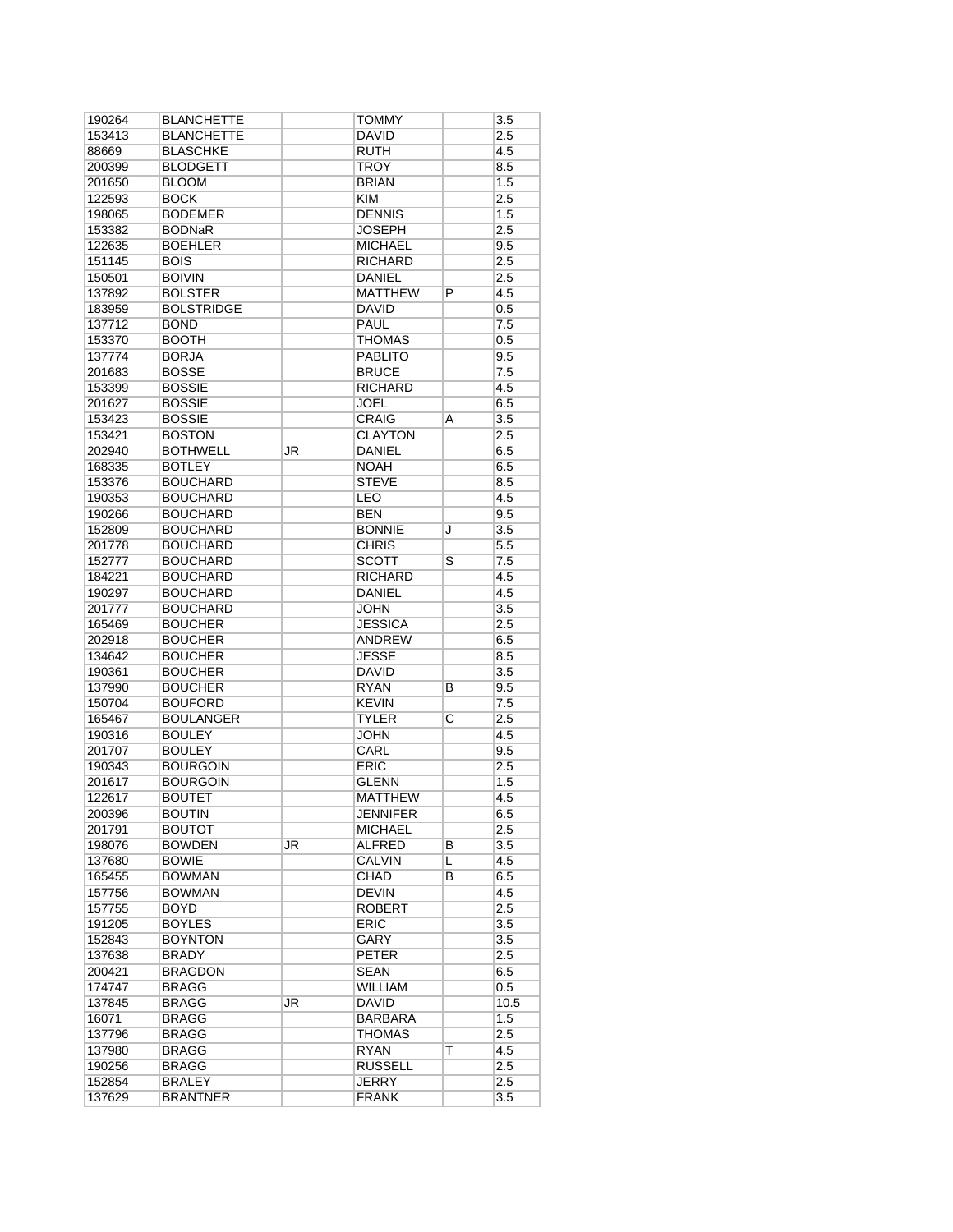| | | | | | |
|---|---|---|---|---|---|
| 190264 | BLANCHETTE | | TOMMY | | 3.5 |
| 153413 | BLANCHETTE | | DAVID | | 2.5 |
| 88669 | BLASCHKE | | RUTH | | 4.5 |
| 200399 | BLODGETT | | TROY | | 8.5 |
| 201650 | BLOOM | | BRIAN | | 1.5 |
| 122593 | BOCK | | KIM | | 2.5 |
| 198065 | BODEMER | | DENNIS | | 1.5 |
| 153382 | BODNaR | | JOSEPH | | 2.5 |
| 122635 | BOEHLER | | MICHAEL | | 9.5 |
| 151145 | BOIS | | RICHARD | | 2.5 |
| 150501 | BOIVIN | | DANIEL | | 2.5 |
| 137892 | BOLSTER | | MATTHEW | P | 4.5 |
| 183959 | BOLSTRIDGE | | DAVID | | 0.5 |
| 137712 | BOND | | PAUL | | 7.5 |
| 153370 | BOOTH | | THOMAS | | 0.5 |
| 137774 | BORJA | | PABLITO | | 9.5 |
| 201683 | BOSSE | | BRUCE | | 7.5 |
| 153399 | BOSSIE | | RICHARD | | 4.5 |
| 201627 | BOSSIE | | JOEL | | 6.5 |
| 153423 | BOSSIE | | CRAIG | A | 3.5 |
| 153421 | BOSTON | | CLAYTON | | 2.5 |
| 202940 | BOTHWELL | JR | DANIEL | | 6.5 |
| 168335 | BOTLEY | | NOAH | | 6.5 |
| 153376 | BOUCHARD | | STEVE | | 8.5 |
| 190353 | BOUCHARD | | LEO | | 4.5 |
| 190266 | BOUCHARD | | BEN | | 9.5 |
| 152809 | BOUCHARD | | BONNIE | J | 3.5 |
| 201778 | BOUCHARD | | CHRIS | | 5.5 |
| 152777 | BOUCHARD | | SCOTT | S | 7.5 |
| 184221 | BOUCHARD | | RICHARD | | 4.5 |
| 190297 | BOUCHARD | | DANIEL | | 4.5 |
| 201777 | BOUCHARD | | JOHN | | 3.5 |
| 165469 | BOUCHER | | JESSICA | | 2.5 |
| 202918 | BOUCHER | | ANDREW | | 6.5 |
| 134642 | BOUCHER | | JESSE | | 8.5 |
| 190361 | BOUCHER | | DAVID | | 3.5 |
| 137990 | BOUCHER | | RYAN | B | 9.5 |
| 150704 | BOUFORD | | KEVIN | | 7.5 |
| 165467 | BOULANGER | | TYLER | C | 2.5 |
| 190316 | BOULEY | | JOHN | | 4.5 |
| 201707 | BOULEY | | CARL | | 9.5 |
| 190343 | BOURGOIN | | ERIC | | 2.5 |
| 201617 | BOURGOIN | | GLENN | | 1.5 |
| 122617 | BOUTET | | MATTHEW | | 4.5 |
| 200396 | BOUTIN | | JENNIFER | | 6.5 |
| 201791 | BOUTOT | | MICHAEL | | 2.5 |
| 198076 | BOWDEN | JR | ALFRED | B | 3.5 |
| 137680 | BOWIE | | CALVIN | L | 4.5 |
| 165455 | BOWMAN | | CHAD | B | 6.5 |
| 157756 | BOWMAN | | DEVIN | | 4.5 |
| 157755 | BOYD | | ROBERT | | 2.5 |
| 191205 | BOYLES | | ERIC | | 3.5 |
| 152843 | BOYNTON | | GARY | | 3.5 |
| 137638 | BRADY | | PETER | | 2.5 |
| 200421 | BRAGDON | | SEAN | | 6.5 |
| 174747 | BRAGG | | WILLIAM | | 0.5 |
| 137845 | BRAGG | JR | DAVID | | 10.5 |
| 16071 | BRAGG | | BARBARA | | 1.5 |
| 137796 | BRAGG | | THOMAS | | 2.5 |
| 137980 | BRAGG | | RYAN | T | 4.5 |
| 190256 | BRAGG | | RUSSELL | | 2.5 |
| 152854 | BRALEY | | JERRY | | 2.5 |
| 137629 | BRANTNER | | FRANK | | 3.5 |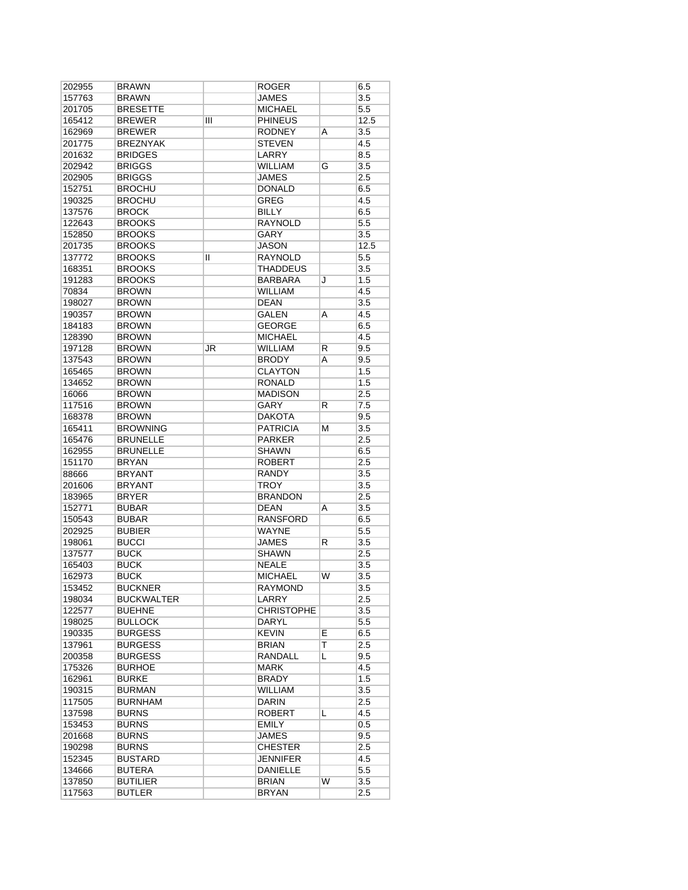| | | | | | |
|---|---|---|---|---|---|
| 202955 | BRAWN | | ROGER | | 6.5 |
| 157763 | BRAWN | | JAMES | | 3.5 |
| 201705 | BRESETTE | | MICHAEL | | 5.5 |
| 165412 | BREWER | III | PHINEUS | | 12.5 |
| 162969 | BREWER | | RODNEY | A | 3.5 |
| 201775 | BREZNYAK | | STEVEN | | 4.5 |
| 201632 | BRIDGES | | LARRY | | 8.5 |
| 202942 | BRIGGS | | WILLIAM | G | 3.5 |
| 202905 | BRIGGS | | JAMES | | 2.5 |
| 152751 | BROCHU | | DONALD | | 6.5 |
| 190325 | BROCHU | | GREG | | 4.5 |
| 137576 | BROCK | | BILLY | | 6.5 |
| 122643 | BROOKS | | RAYNOLD | | 5.5 |
| 152850 | BROOKS | | GARY | | 3.5 |
| 201735 | BROOKS | | JASON | | 12.5 |
| 137772 | BROOKS | II | RAYNOLD | | 5.5 |
| 168351 | BROOKS | | THADDEUS | | 3.5 |
| 191283 | BROOKS | | BARBARA | J | 1.5 |
| 70834 | BROWN | | WILLIAM | | 4.5 |
| 198027 | BROWN | | DEAN | | 3.5 |
| 190357 | BROWN | | GALEN | A | 4.5 |
| 184183 | BROWN | | GEORGE | | 6.5 |
| 128390 | BROWN | | MICHAEL | | 4.5 |
| 197128 | BROWN | JR | WILLIAM | R | 9.5 |
| 137543 | BROWN | | BRODY | A | 9.5 |
| 165465 | BROWN | | CLAYTON | | 1.5 |
| 134652 | BROWN | | RONALD | | 1.5 |
| 16066 | BROWN | | MADISON | | 2.5 |
| 117516 | BROWN | | GARY | R | 7.5 |
| 168378 | BROWN | | DAKOTA | | 9.5 |
| 165411 | BROWNING | | PATRICIA | M | 3.5 |
| 165476 | BRUNELLE | | PARKER | | 2.5 |
| 162955 | BRUNELLE | | SHAWN | | 6.5 |
| 151170 | BRYAN | | ROBERT | | 2.5 |
| 88666 | BRYANT | | RANDY | | 3.5 |
| 201606 | BRYANT | | TROY | | 3.5 |
| 183965 | BRYER | | BRANDON | | 2.5 |
| 152771 | BUBAR | | DEAN | A | 3.5 |
| 150543 | BUBAR | | RANSFORD | | 6.5 |
| 202925 | BUBIER | | WAYNE | | 5.5 |
| 198061 | BUCCI | | JAMES | R | 3.5 |
| 137577 | BUCK | | SHAWN | | 2.5 |
| 165403 | BUCK | | NEALE | | 3.5 |
| 162973 | BUCK | | MICHAEL | W | 3.5 |
| 153452 | BUCKNER | | RAYMOND | | 3.5 |
| 198034 | BUCKWALTER | | LARRY | | 2.5 |
| 122577 | BUEHNE | | CHRISTOPHE | | 3.5 |
| 198025 | BULLOCK | | DARYL | | 5.5 |
| 190335 | BURGESS | | KEVIN | E | 6.5 |
| 137961 | BURGESS | | BRIAN | T | 2.5 |
| 200358 | BURGESS | | RANDALL | L | 9.5 |
| 175326 | BURHOE | | MARK | | 4.5 |
| 162961 | BURKE | | BRADY | | 1.5 |
| 190315 | BURMAN | | WILLIAM | | 3.5 |
| 117505 | BURNHAM | | DARIN | | 2.5 |
| 137598 | BURNS | | ROBERT | L | 4.5 |
| 153453 | BURNS | | EMILY | | 0.5 |
| 201668 | BURNS | | JAMES | | 9.5 |
| 190298 | BURNS | | CHESTER | | 2.5 |
| 152345 | BUSTARD | | JENNIFER | | 4.5 |
| 134666 | BUTERA | | DANIELLE | | 5.5 |
| 137850 | BUTILIER | | BRIAN | W | 3.5 |
| 117563 | BUTLER | | BRYAN | | 2.5 |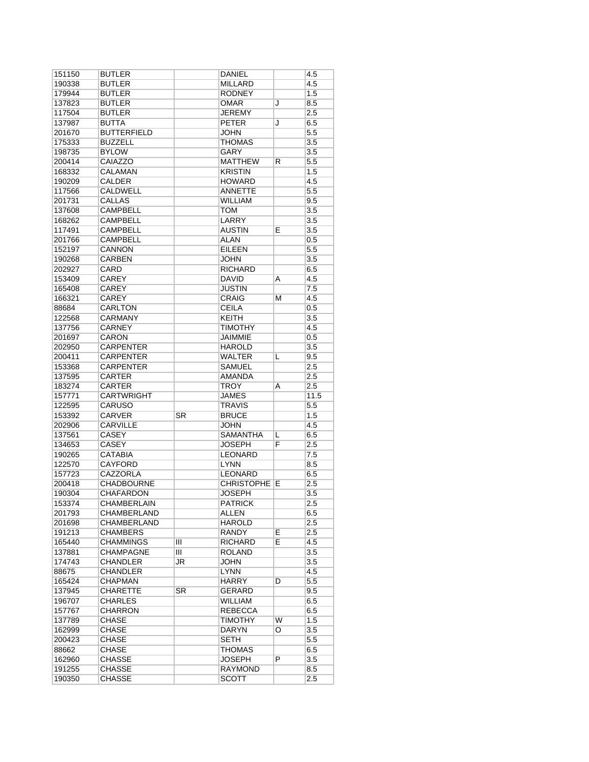| 151150 | BUTLER | | DANIEL | | 4.5 |
|---|---|---|---|---|---|
| 190338 | BUTLER | | MILLARD | | 4.5 |
| 179944 | BUTLER | | RODNEY | | 1.5 |
| 137823 | BUTLER | | OMAR | J | 8.5 |
| 117504 | BUTLER | | JEREMY | | 2.5 |
| 137987 | BUTTA | | PETER | J | 6.5 |
| 201670 | BUTTERFIELD | | JOHN | | 5.5 |
| 175333 | BUZZELL | | THOMAS | | 3.5 |
| 198735 | BYLOW | | GARY | | 3.5 |
| 200414 | CAIAZZO | | MATTHEW | R | 5.5 |
| 168332 | CALAMAN | | KRISTIN | | 1.5 |
| 190209 | CALDER | | HOWARD | | 4.5 |
| 117566 | CALDWELL | | ANNETTE | | 5.5 |
| 201731 | CALLAS | | WILLIAM | | 9.5 |
| 137608 | CAMPBELL | | TOM | | 3.5 |
| 168262 | CAMPBELL | | LARRY | | 3.5 |
| 117491 | CAMPBELL | | AUSTIN | E | 3.5 |
| 201766 | CAMPBELL | | ALAN | | 0.5 |
| 152197 | CANNON | | EILEEN | | 5.5 |
| 190268 | CARBEN | | JOHN | | 3.5 |
| 202927 | CARD | | RICHARD | | 6.5 |
| 153409 | CAREY | | DAVID | A | 4.5 |
| 165408 | CAREY | | JUSTIN | | 7.5 |
| 166321 | CAREY | | CRAIG | M | 4.5 |
| 88684 | CARLTON | | CEILA | | 0.5 |
| 122568 | CARMANY | | KEITH | | 3.5 |
| 137756 | CARNEY | | TIMOTHY | | 4.5 |
| 201697 | CARON | | JAIMMIE | | 0.5 |
| 202950 | CARPENTER | | HAROLD | | 3.5 |
| 200411 | CARPENTER | | WALTER | L | 9.5 |
| 153368 | CARPENTER | | SAMUEL | | 2.5 |
| 137595 | CARTER | | AMANDA | | 2.5 |
| 183274 | CARTER | | TROY | A | 2.5 |
| 157771 | CARTWRIGHT | | JAMES | | 11.5 |
| 122595 | CARUSO | | TRAVIS | | 5.5 |
| 153392 | CARVER | SR | BRUCE | | 1.5 |
| 202906 | CARVILLE | | JOHN | | 4.5 |
| 137561 | CASEY | | SAMANTHA | L | 6.5 |
| 134653 | CASEY | | JOSEPH | F | 2.5 |
| 190265 | CATABIA | | LEONARD | | 7.5 |
| 122570 | CAYFORD | | LYNN | | 8.5 |
| 157723 | CAZZORLA | | LEONARD | | 6.5 |
| 200418 | CHADBOURNE | | CHRISTOPHE | E | 2.5 |
| 190304 | CHAFARDON | | JOSEPH | | 3.5 |
| 153374 | CHAMBERLAIN | | PATRICK | | 2.5 |
| 201793 | CHAMBERLAND | | ALLEN | | 6.5 |
| 201698 | CHAMBERLAND | | HAROLD | | 2.5 |
| 191213 | CHAMBERS | | RANDY | E | 2.5 |
| 165440 | CHAMMINGS | III | RICHARD | E | 4.5 |
| 137881 | CHAMPAGNE | III | ROLAND | | 3.5 |
| 174743 | CHANDLER | JR | JOHN | | 3.5 |
| 88675 | CHANDLER | | LYNN | | 4.5 |
| 165424 | CHAPMAN | | HARRY | D | 5.5 |
| 137945 | CHARETTE | SR | GERARD | | 9.5 |
| 196707 | CHARLES | | WILLIAM | | 6.5 |
| 157767 | CHARRON | | REBECCA | | 6.5 |
| 137789 | CHASE | | TIMOTHY | W | 1.5 |
| 162999 | CHASE | | DARYN | O | 3.5 |
| 200423 | CHASE | | SETH | | 5.5 |
| 88662 | CHASE | | THOMAS | | 6.5 |
| 162960 | CHASSE | | JOSEPH | P | 3.5 |
| 191255 | CHASSE | | RAYMOND | | 8.5 |
| 190350 | CHASSE | | SCOTT | | 2.5 |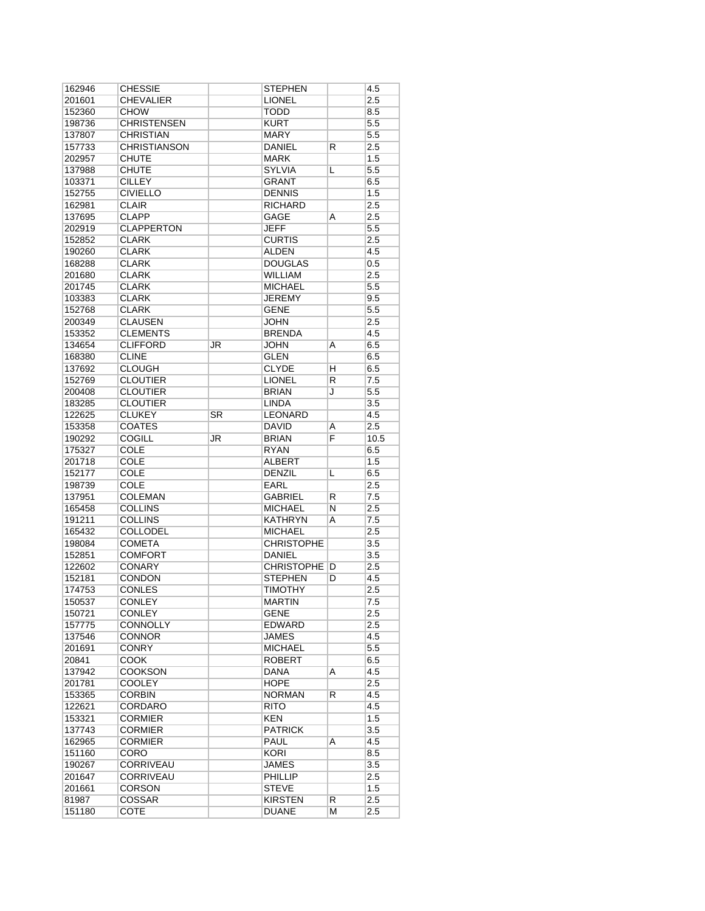| | | | | | |
|---|---|---|---|---|---|
| 162946 | CHESSIE | | STEPHEN | | 4.5 |
| 201601 | CHEVALIER | | LIONEL | | 2.5 |
| 152360 | CHOW | | TODD | | 8.5 |
| 198736 | CHRISTENSEN | | KURT | | 5.5 |
| 137807 | CHRISTIAN | | MARY | | 5.5 |
| 157733 | CHRISTIANSON | | DANIEL | R | 2.5 |
| 202957 | CHUTE | | MARK | | 1.5 |
| 137988 | CHUTE | | SYLVIA | L | 5.5 |
| 103371 | CILLEY | | GRANT | | 6.5 |
| 152755 | CIVIELLO | | DENNIS | | 1.5 |
| 162981 | CLAIR | | RICHARD | | 2.5 |
| 137695 | CLAPP | | GAGE | A | 2.5 |
| 202919 | CLAPPERTON | | JEFF | | 5.5 |
| 152852 | CLARK | | CURTIS | | 2.5 |
| 190260 | CLARK | | ALDEN | | 4.5 |
| 168288 | CLARK | | DOUGLAS | | 0.5 |
| 201680 | CLARK | | WILLIAM | | 2.5 |
| 201745 | CLARK | | MICHAEL | | 5.5 |
| 103383 | CLARK | | JEREMY | | 9.5 |
| 152768 | CLARK | | GENE | | 5.5 |
| 200349 | CLAUSEN | | JOHN | | 2.5 |
| 153352 | CLEMENTS | | BRENDA | | 4.5 |
| 134654 | CLIFFORD | JR | JOHN | A | 6.5 |
| 168380 | CLINE | | GLEN | | 6.5 |
| 137692 | CLOUGH | | CLYDE | H | 6.5 |
| 152769 | CLOUTIER | | LIONEL | R | 7.5 |
| 200408 | CLOUTIER | | BRIAN | J | 5.5 |
| 183285 | CLOUTIER | | LINDA | | 3.5 |
| 122625 | CLUKEY | SR | LEONARD | | 4.5 |
| 153358 | COATES | | DAVID | A | 2.5 |
| 190292 | COGILL | JR | BRIAN | F | 10.5 |
| 175327 | COLE | | RYAN | | 6.5 |
| 201718 | COLE | | ALBERT | | 1.5 |
| 152177 | COLE | | DENZIL | L | 6.5 |
| 198739 | COLE | | EARL | | 2.5 |
| 137951 | COLEMAN | | GABRIEL | R | 7.5 |
| 165458 | COLLINS | | MICHAEL | N | 2.5 |
| 191211 | COLLINS | | KATHRYN | A | 7.5 |
| 165432 | COLLODEL | | MICHAEL | | 2.5 |
| 198084 | COMETA | | CHRISTOPHE | | 3.5 |
| 152851 | COMFORT | | DANIEL | | 3.5 |
| 122602 | CONARY | | CHRISTOPHE | D | 2.5 |
| 152181 | CONDON | | STEPHEN | D | 4.5 |
| 174753 | CONLES | | TIMOTHY | | 2.5 |
| 150537 | CONLEY | | MARTIN | | 7.5 |
| 150721 | CONLEY | | GENE | | 2.5 |
| 157775 | CONNOLLY | | EDWARD | | 2.5 |
| 137546 | CONNOR | | JAMES | | 4.5 |
| 201691 | CONRY | | MICHAEL | | 5.5 |
| 20841 | COOK | | ROBERT | | 6.5 |
| 137942 | COOKSON | | DANA | A | 4.5 |
| 201781 | COOLEY | | HOPE | | 2.5 |
| 153365 | CORBIN | | NORMAN | R | 4.5 |
| 122621 | CORDARO | | RITO | | 4.5 |
| 153321 | CORMIER | | KEN | | 1.5 |
| 137743 | CORMIER | | PATRICK | | 3.5 |
| 162965 | CORMIER | | PAUL | A | 4.5 |
| 151160 | CORO | | KORI | | 8.5 |
| 190267 | CORRIVEAU | | JAMES | | 3.5 |
| 201647 | CORRIVEAU | | PHILLIP | | 2.5 |
| 201661 | CORSON | | STEVE | | 1.5 |
| 81987 | COSSAR | | KIRSTEN | R | 2.5 |
| 151180 | COTE | | DUANE | M | 2.5 |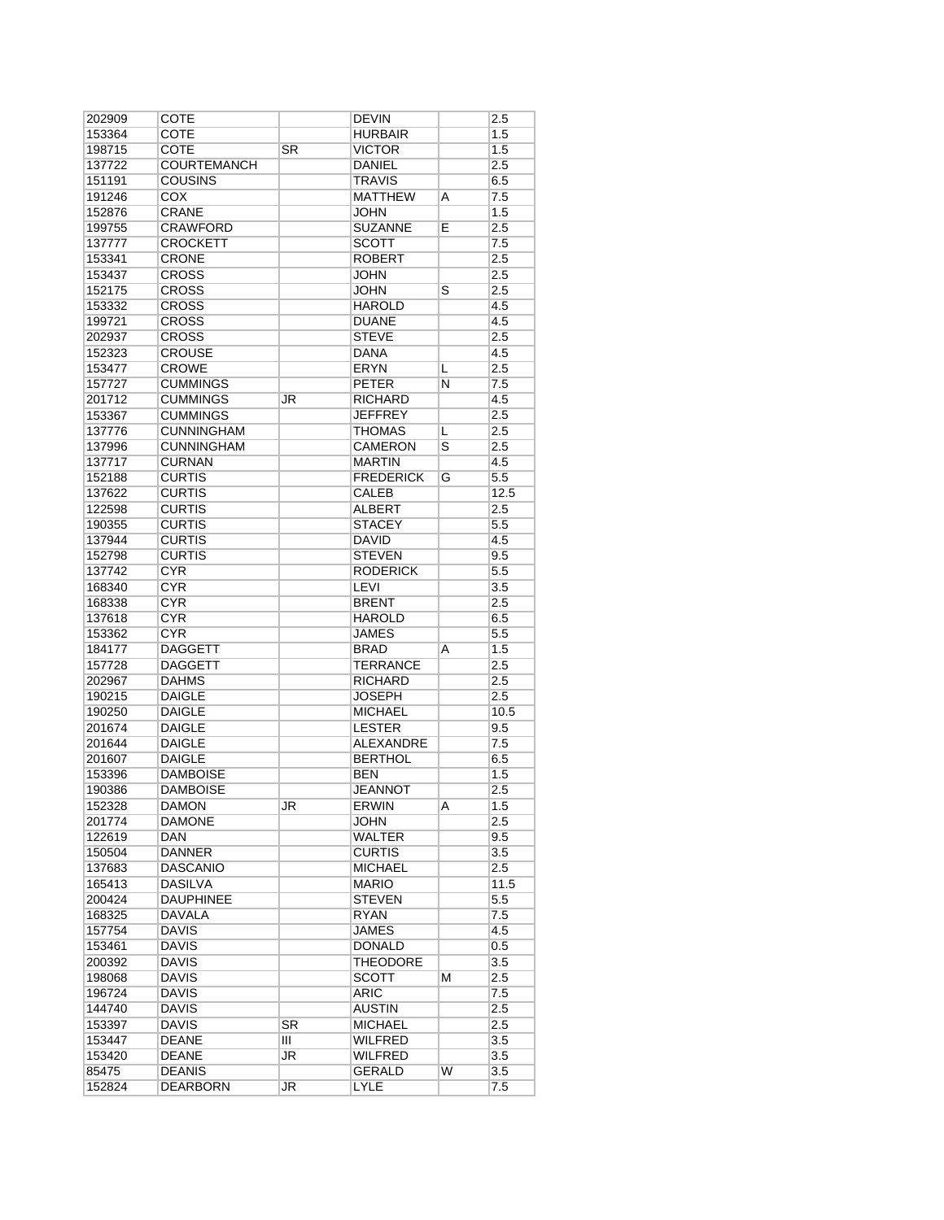| 202909 | COTE | | DEVIN | | 2.5 |
|---|---|---|---|---|---|
| 153364 | COTE | | HURBAIR | | 1.5 |
| 198715 | COTE | SR | VICTOR | | 1.5 |
| 137722 | COURTEMANCH | | DANIEL | | 2.5 |
| 151191 | COUSINS | | TRAVIS | | 6.5 |
| 191246 | COX | | MATTHEW | A | 7.5 |
| 152876 | CRANE | | JOHN | | 1.5 |
| 199755 | CRAWFORD | | SUZANNE | E | 2.5 |
| 137777 | CROCKETT | | SCOTT | | 7.5 |
| 153341 | CRONE | | ROBERT | | 2.5 |
| 153437 | CROSS | | JOHN | | 2.5 |
| 152175 | CROSS | | JOHN | S | 2.5 |
| 153332 | CROSS | | HAROLD | | 4.5 |
| 199721 | CROSS | | DUANE | | 4.5 |
| 202937 | CROSS | | STEVE | | 2.5 |
| 152323 | CROUSE | | DANA | | 4.5 |
| 153477 | CROWE | | ERYN | L | 2.5 |
| 157727 | CUMMINGS | | PETER | N | 7.5 |
| 201712 | CUMMINGS | JR | RICHARD | | 4.5 |
| 153367 | CUMMINGS | | JEFFREY | | 2.5 |
| 137776 | CUNNINGHAM | | THOMAS | L | 2.5 |
| 137996 | CUNNINGHAM | | CAMERON | S | 2.5 |
| 137717 | CURNAN | | MARTIN | | 4.5 |
| 152188 | CURTIS | | FREDERICK | G | 5.5 |
| 137622 | CURTIS | | CALEB | | 12.5 |
| 122598 | CURTIS | | ALBERT | | 2.5 |
| 190355 | CURTIS | | STACEY | | 5.5 |
| 137944 | CURTIS | | DAVID | | 4.5 |
| 152798 | CURTIS | | STEVEN | | 9.5 |
| 137742 | CYR | | RODERICK | | 5.5 |
| 168340 | CYR | | LEVI | | 3.5 |
| 168338 | CYR | | BRENT | | 2.5 |
| 137618 | CYR | | HAROLD | | 6.5 |
| 153362 | CYR | | JAMES | | 5.5 |
| 184177 | DAGGETT | | BRAD | A | 1.5 |
| 157728 | DAGGETT | | TERRANCE | | 2.5 |
| 202967 | DAHMS | | RICHARD | | 2.5 |
| 190215 | DAIGLE | | JOSEPH | | 2.5 |
| 190250 | DAIGLE | | MICHAEL | | 10.5 |
| 201674 | DAIGLE | | LESTER | | 9.5 |
| 201644 | DAIGLE | | ALEXANDRE | | 7.5 |
| 201607 | DAIGLE | | BERTHOL | | 6.5 |
| 153396 | DAMBOISE | | BEN | | 1.5 |
| 190386 | DAMBOISE | | JEANNOT | | 2.5 |
| 152328 | DAMON | JR | ERWIN | A | 1.5 |
| 201774 | DAMONE | | JOHN | | 2.5 |
| 122619 | DAN | | WALTER | | 9.5 |
| 150504 | DANNER | | CURTIS | | 3.5 |
| 137683 | DASCANIO | | MICHAEL | | 2.5 |
| 165413 | DASILVA | | MARIO | | 11.5 |
| 200424 | DAUPHINEE | | STEVEN | | 5.5 |
| 168325 | DAVALA | | RYAN | | 7.5 |
| 157754 | DAVIS | | JAMES | | 4.5 |
| 153461 | DAVIS | | DONALD | | 0.5 |
| 200392 | DAVIS | | THEODORE | | 3.5 |
| 198068 | DAVIS | | SCOTT | M | 2.5 |
| 196724 | DAVIS | | ARIC | | 7.5 |
| 144740 | DAVIS | | AUSTIN | | 2.5 |
| 153397 | DAVIS | SR | MICHAEL | | 2.5 |
| 153447 | DEANE | III | WILFRED | | 3.5 |
| 153420 | DEANE | JR | WILFRED | | 3.5 |
| 85475 | DEANIS | | GERALD | W | 3.5 |
| 152824 | DEARBORN | JR | LYLE | | 7.5 |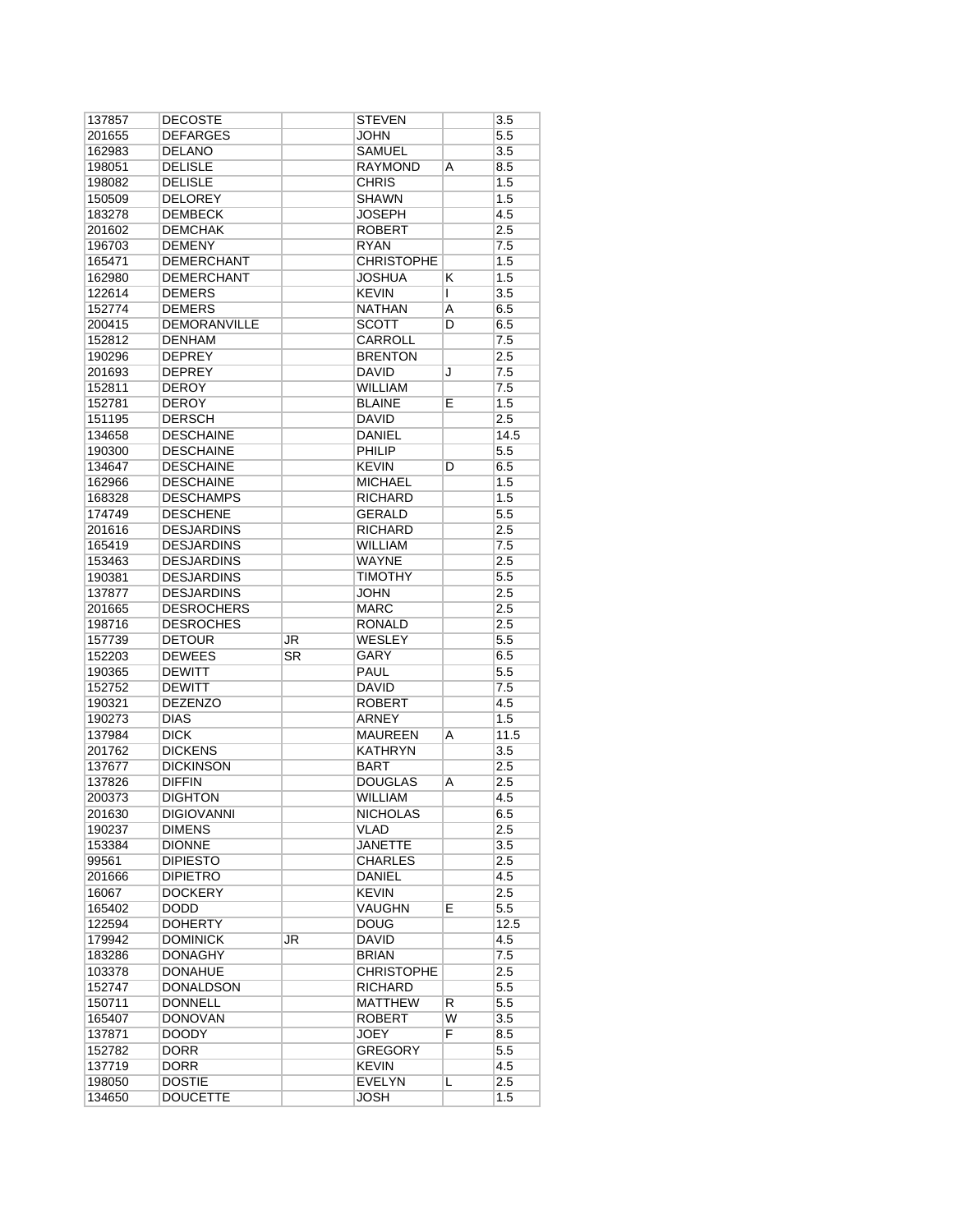| | | | | | |
|---|---|---|---|---|---|
| 137857 | DECOSTE | | STEVEN | | 3.5 |
| 201655 | DEFARGES | | JOHN | | 5.5 |
| 162983 | DELANO | | SAMUEL | | 3.5 |
| 198051 | DELISLE | | RAYMOND | A | 8.5 |
| 198082 | DELISLE | | CHRIS | | 1.5 |
| 150509 | DELOREY | | SHAWN | | 1.5 |
| 183278 | DEMBECK | | JOSEPH | | 4.5 |
| 201602 | DEMCHAK | | ROBERT | | 2.5 |
| 196703 | DEMENY | | RYAN | | 7.5 |
| 165471 | DEMERCHANT | | CHRISTOPHE | | 1.5 |
| 162980 | DEMERCHANT | | JOSHUA | K | 1.5 |
| 122614 | DEMERS | | KEVIN | I | 3.5 |
| 152774 | DEMERS | | NATHAN | A | 6.5 |
| 200415 | DEMORANVILLE | | SCOTT | D | 6.5 |
| 152812 | DENHAM | | CARROLL | | 7.5 |
| 190296 | DEPREY | | BRENTON | | 2.5 |
| 201693 | DEPREY | | DAVID | J | 7.5 |
| 152811 | DEROY | | WILLIAM | | 7.5 |
| 152781 | DEROY | | BLAINE | E | 1.5 |
| 151195 | DERSCH | | DAVID | | 2.5 |
| 134658 | DESCHAINE | | DANIEL | | 14.5 |
| 190300 | DESCHAINE | | PHILIP | | 5.5 |
| 134647 | DESCHAINE | | KEVIN | D | 6.5 |
| 162966 | DESCHAINE | | MICHAEL | | 1.5 |
| 168328 | DESCHAMPS | | RICHARD | | 1.5 |
| 174749 | DESCHENE | | GERALD | | 5.5 |
| 201616 | DESJARDINS | | RICHARD | | 2.5 |
| 165419 | DESJARDINS | | WILLIAM | | 7.5 |
| 153463 | DESJARDINS | | WAYNE | | 2.5 |
| 190381 | DESJARDINS | | TIMOTHY | | 5.5 |
| 137877 | DESJARDINS | | JOHN | | 2.5 |
| 201665 | DESROCHERS | | MARC | | 2.5 |
| 198716 | DESROCHES | | RONALD | | 2.5 |
| 157739 | DETOUR | JR | WESLEY | | 5.5 |
| 152203 | DEWEES | SR | GARY | | 6.5 |
| 190365 | DEWITT | | PAUL | | 5.5 |
| 152752 | DEWITT | | DAVID | | 7.5 |
| 190321 | DEZENZO | | ROBERT | | 4.5 |
| 190273 | DIAS | | ARNEY | | 1.5 |
| 137984 | DICK | | MAUREEN | A | 11.5 |
| 201762 | DICKENS | | KATHRYN | | 3.5 |
| 137677 | DICKINSON | | BART | | 2.5 |
| 137826 | DIFFIN | | DOUGLAS | A | 2.5 |
| 200373 | DIGHTON | | WILLIAM | | 4.5 |
| 201630 | DIGIOVANNI | | NICHOLAS | | 6.5 |
| 190237 | DIMENS | | VLAD | | 2.5 |
| 153384 | DIONNE | | JANETTE | | 3.5 |
| 99561 | DIPIESTO | | CHARLES | | 2.5 |
| 201666 | DIPIETRO | | DANIEL | | 4.5 |
| 16067 | DOCKERY | | KEVIN | | 2.5 |
| 165402 | DODD | | VAUGHN | E | 5.5 |
| 122594 | DOHERTY | | DOUG | | 12.5 |
| 179942 | DOMINICK | JR | DAVID | | 4.5 |
| 183286 | DONAGHY | | BRIAN | | 7.5 |
| 103378 | DONAHUE | | CHRISTOPHE | | 2.5 |
| 152747 | DONALDSON | | RICHARD | | 5.5 |
| 150711 | DONNELL | | MATTHEW | R | 5.5 |
| 165407 | DONOVAN | | ROBERT | W | 3.5 |
| 137871 | DOODY | | JOEY | F | 8.5 |
| 152782 | DORR | | GREGORY | | 5.5 |
| 137719 | DORR | | KEVIN | | 4.5 |
| 198050 | DOSTIE | | EVELYN | L | 2.5 |
| 134650 | DOUCETTE | | JOSH | | 1.5 |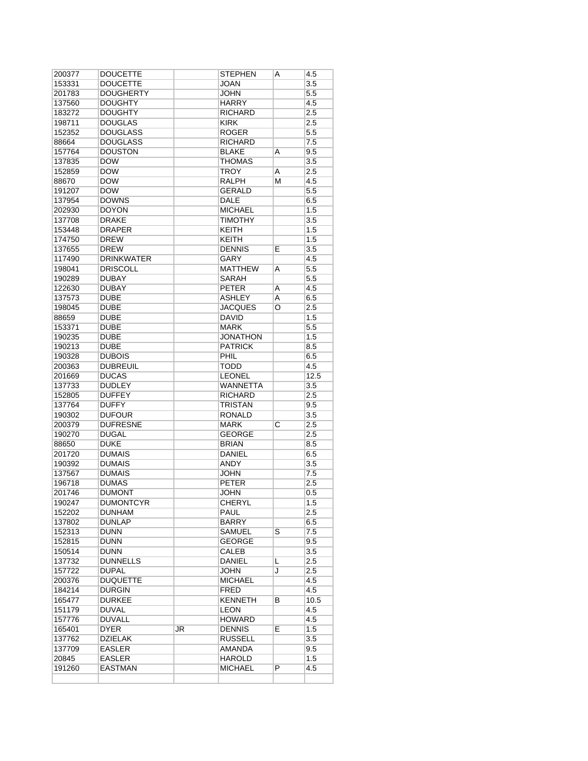| | | | | | |
|---|---|---|---|---|---|
| 200377 | DOUCETTE | | STEPHEN | A | 4.5 |
| 153331 | DOUCETTE | | JOAN | | 3.5 |
| 201783 | DOUGHERTY | | JOHN | | 5.5 |
| 137560 | DOUGHTY | | HARRY | | 4.5 |
| 183272 | DOUGHTY | | RICHARD | | 2.5 |
| 198711 | DOUGLAS | | KIRK | | 2.5 |
| 152352 | DOUGLASS | | ROGER | | 5.5 |
| 88664 | DOUGLASS | | RICHARD | | 7.5 |
| 157764 | DOUSTON | | BLAKE | A | 9.5 |
| 137835 | DOW | | THOMAS | | 3.5 |
| 152859 | DOW | | TROY | A | 2.5 |
| 88670 | DOW | | RALPH | M | 4.5 |
| 191207 | DOW | | GERALD | | 5.5 |
| 137954 | DOWNS | | DALE | | 6.5 |
| 202930 | DOYON | | MICHAEL | | 1.5 |
| 137708 | DRAKE | | TIMOTHY | | 3.5 |
| 153448 | DRAPER | | KEITH | | 1.5 |
| 174750 | DREW | | KEITH | | 1.5 |
| 137655 | DREW | | DENNIS | E | 3.5 |
| 117490 | DRINKWATER | | GARY | | 4.5 |
| 198041 | DRISCOLL | | MATTHEW | A | 5.5 |
| 190289 | DUBAY | | SARAH | | 5.5 |
| 122630 | DUBAY | | PETER | A | 4.5 |
| 137573 | DUBE | | ASHLEY | A | 6.5 |
| 198045 | DUBE | | JACQUES | O | 2.5 |
| 88659 | DUBE | | DAVID | | 1.5 |
| 153371 | DUBE | | MARK | | 5.5 |
| 190235 | DUBE | | JONATHON | | 1.5 |
| 190213 | DUBE | | PATRICK | | 8.5 |
| 190328 | DUBOIS | | PHIL | | 6.5 |
| 200363 | DUBREUIL | | TODD | | 4.5 |
| 201669 | DUCAS | | LEONEL | | 12.5 |
| 137733 | DUDLEY | | WANNETTA | | 3.5 |
| 152805 | DUFFEY | | RICHARD | | 2.5 |
| 137764 | DUFFY | | TRISTAN | | 9.5 |
| 190302 | DUFOUR | | RONALD | | 3.5 |
| 200379 | DUFRESNE | | MARK | C | 2.5 |
| 190270 | DUGAL | | GEORGE | | 2.5 |
| 88650 | DUKE | | BRIAN | | 8.5 |
| 201720 | DUMAIS | | DANIEL | | 6.5 |
| 190392 | DUMAIS | | ANDY | | 3.5 |
| 137567 | DUMAIS | | JOHN | | 7.5 |
| 196718 | DUMAS | | PETER | | 2.5 |
| 201746 | DUMONT | | JOHN | | 0.5 |
| 190247 | DUMONTCYR | | CHERYL | | 1.5 |
| 152202 | DUNHAM | | PAUL | | 2.5 |
| 137802 | DUNLAP | | BARRY | | 6.5 |
| 152313 | DUNN | | SAMUEL | S | 7.5 |
| 152815 | DUNN | | GEORGE | | 9.5 |
| 150514 | DUNN | | CALEB | | 3.5 |
| 137732 | DUNNELLS | | DANIEL | L | 2.5 |
| 157722 | DUPAL | | JOHN | J | 2.5 |
| 200376 | DUQUETTE | | MICHAEL | | 4.5 |
| 184214 | DURGIN | | FRED | | 4.5 |
| 165477 | DURKEE | | KENNETH | B | 10.5 |
| 151179 | DUVAL | | LEON | | 4.5 |
| 157776 | DUVALL | | HOWARD | | 4.5 |
| 165401 | DYER | JR | DENNIS | E | 1.5 |
| 137762 | DZIELAK | | RUSSELL | | 3.5 |
| 137709 | EASLER | | AMANDA | | 9.5 |
| 20845 | EASLER | | HAROLD | | 1.5 |
| 191260 | EASTMAN | | MICHAEL | P | 4.5 |
| | | | | | |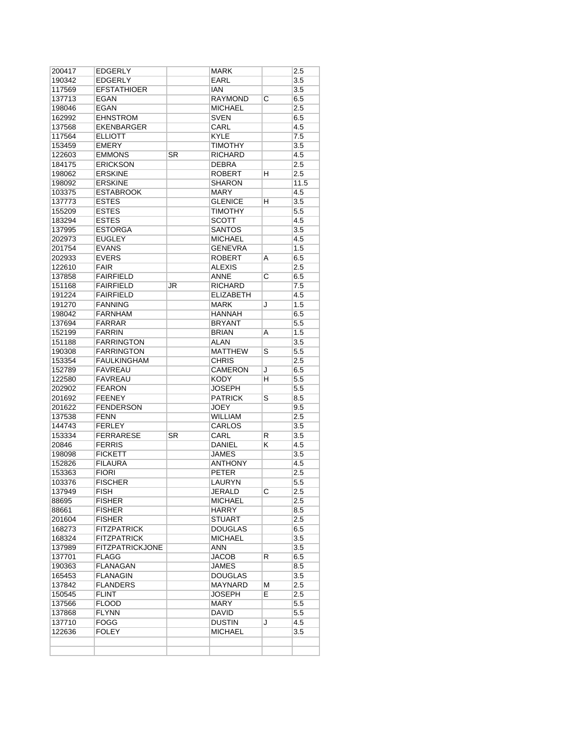| | | | | | |
|---|---|---|---|---|---|
| 200417 | EDGERLY | | MARK | | 2.5 |
| 190342 | EDGERLY | | EARL | | 3.5 |
| 117569 | EFSTATHIOER | | IAN | | 3.5 |
| 137713 | EGAN | | RAYMOND | C | 6.5 |
| 198046 | EGAN | | MICHAEL | | 2.5 |
| 162992 | EHNSTROM | | SVEN | | 6.5 |
| 137568 | EKENBARGER | | CARL | | 4.5 |
| 117564 | ELLIOTT | | KYLE | | 7.5 |
| 153459 | EMERY | | TIMOTHY | | 3.5 |
| 122603 | EMMONS | SR | RICHARD | | 4.5 |
| 184175 | ERICKSON | | DEBRA | | 2.5 |
| 198062 | ERSKINE | | ROBERT | H | 2.5 |
| 198092 | ERSKINE | | SHARON | | 11.5 |
| 103375 | ESTABROOK | | MARY | | 4.5 |
| 137773 | ESTES | | GLENICE | H | 3.5 |
| 155209 | ESTES | | TIMOTHY | | 5.5 |
| 183294 | ESTES | | SCOTT | | 4.5 |
| 137995 | ESTORGA | | SANTOS | | 3.5 |
| 202973 | EUGLEY | | MICHAEL | | 4.5 |
| 201754 | EVANS | | GENEVRA | | 1.5 |
| 202933 | EVERS | | ROBERT | A | 6.5 |
| 122610 | FAIR | | ALEXIS | | 2.5 |
| 137858 | FAIRFIELD | | ANNE | C | 6.5 |
| 151168 | FAIRFIELD | JR | RICHARD | | 7.5 |
| 191224 | FAIRFIELD | | ELIZABETH | | 4.5 |
| 191270 | FANNING | | MARK | J | 1.5 |
| 198042 | FARNHAM | | HANNAH | | 6.5 |
| 137694 | FARRAR | | BRYANT | | 5.5 |
| 152199 | FARRIN | | BRIAN | A | 1.5 |
| 151188 | FARRINGTON | | ALAN | | 3.5 |
| 190308 | FARRINGTON | | MATTHEW | S | 5.5 |
| 153354 | FAULKINGHAM | | CHRIS | | 2.5 |
| 152789 | FAVREAU | | CAMERON | J | 6.5 |
| 122580 | FAVREAU | | KODY | H | 5.5 |
| 202902 | FEARON | | JOSEPH | | 5.5 |
| 201692 | FEENEY | | PATRICK | S | 8.5 |
| 201622 | FENDERSON | | JOEY | | 9.5 |
| 137538 | FENN | | WILLIAM | | 2.5 |
| 144743 | FERLEY | | CARLOS | | 3.5 |
| 153334 | FERRARESE | SR | CARL | R | 3.5 |
| 20846 | FERRIS | | DANIEL | K | 4.5 |
| 198098 | FICKETT | | JAMES | | 3.5 |
| 152826 | FILAURA | | ANTHONY | | 4.5 |
| 153363 | FIORI | | PETER | | 2.5 |
| 103376 | FISCHER | | LAURYN | | 5.5 |
| 137949 | FISH | | JERALD | C | 2.5 |
| 88695 | FISHER | | MICHAEL | | 2.5 |
| 88661 | FISHER | | HARRY | | 8.5 |
| 201604 | FISHER | | STUART | | 2.5 |
| 168273 | FITZPATRICK | | DOUGLAS | | 6.5 |
| 168324 | FITZPATRICK | | MICHAEL | | 3.5 |
| 137989 | FITZPATRICKJONE | | ANN | | 3.5 |
| 137701 | FLAGG | | JACOB | R | 6.5 |
| 190363 | FLANAGAN | | JAMES | | 8.5 |
| 165453 | FLANAGIN | | DOUGLAS | | 3.5 |
| 137842 | FLANDERS | | MAYNARD | M | 2.5 |
| 150545 | FLINT | | JOSEPH | E | 2.5 |
| 137566 | FLOOD | | MARY | | 5.5 |
| 137868 | FLYNN | | DAVID | | 5.5 |
| 137710 | FOGG | | DUSTIN | J | 4.5 |
| 122636 | FOLEY | | MICHAEL | | 3.5 |
| | | | | | |
| | | | | | |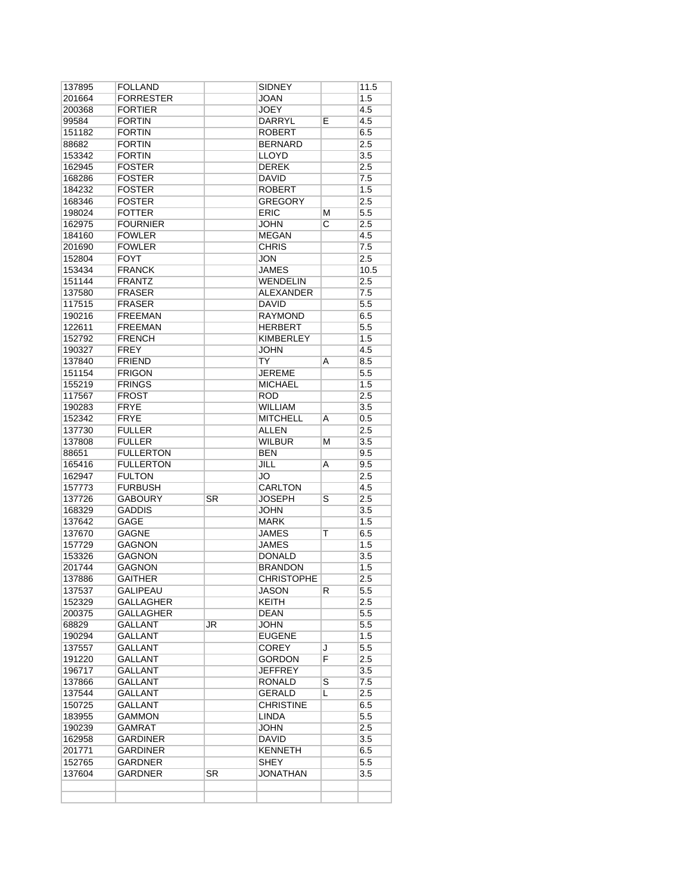| | | | | | |
|---|---|---|---|---|---|
| 137895 | FOLLAND | | SIDNEY | | 11.5 |
| 201664 | FORRESTER | | JOAN | | 1.5 |
| 200368 | FORTIER | | JOEY | | 4.5 |
| 99584 | FORTIN | | DARRYL | E | 4.5 |
| 151182 | FORTIN | | ROBERT | | 6.5 |
| 88682 | FORTIN | | BERNARD | | 2.5 |
| 153342 | FORTIN | | LLOYD | | 3.5 |
| 162945 | FOSTER | | DEREK | | 2.5 |
| 168286 | FOSTER | | DAVID | | 7.5 |
| 184232 | FOSTER | | ROBERT | | 1.5 |
| 168346 | FOSTER | | GREGORY | | 2.5 |
| 198024 | FOTTER | | ERIC | M | 5.5 |
| 162975 | FOURNIER | | JOHN | C | 2.5 |
| 184160 | FOWLER | | MEGAN | | 4.5 |
| 201690 | FOWLER | | CHRIS | | 7.5 |
| 152804 | FOYT | | JON | | 2.5 |
| 153434 | FRANCK | | JAMES | | 10.5 |
| 151144 | FRANTZ | | WENDELIN | | 2.5 |
| 137580 | FRASER | | ALEXANDER | | 7.5 |
| 117515 | FRASER | | DAVID | | 5.5 |
| 190216 | FREEMAN | | RAYMOND | | 6.5 |
| 122611 | FREEMAN | | HERBERT | | 5.5 |
| 152792 | FRENCH | | KIMBERLEY | | 1.5 |
| 190327 | FREY | | JOHN | | 4.5 |
| 137840 | FRIEND | | TY | A | 8.5 |
| 151154 | FRIGON | | JEREME | | 5.5 |
| 155219 | FRINGS | | MICHAEL | | 1.5 |
| 117567 | FROST | | ROD | | 2.5 |
| 190283 | FRYE | | WILLIAM | | 3.5 |
| 152342 | FRYE | | MITCHELL | A | 0.5 |
| 137730 | FULLER | | ALLEN | | 2.5 |
| 137808 | FULLER | | WILBUR | M | 3.5 |
| 88651 | FULLERTON | | BEN | | 9.5 |
| 165416 | FULLERTON | | JILL | A | 9.5 |
| 162947 | FULTON | | JO | | 2.5 |
| 157773 | FURBUSH | | CARLTON | | 4.5 |
| 137726 | GABOURY | SR | JOSEPH | S | 2.5 |
| 168329 | GADDIS | | JOHN | | 3.5 |
| 137642 | GAGE | | MARK | | 1.5 |
| 137670 | GAGNE | | JAMES | T | 6.5 |
| 157729 | GAGNON | | JAMES | | 1.5 |
| 153326 | GAGNON | | DONALD | | 3.5 |
| 201744 | GAGNON | | BRANDON | | 1.5 |
| 137886 | GAITHER | | CHRISTOPHE | | 2.5 |
| 137537 | GALIPEAU | | JASON | R | 5.5 |
| 152329 | GALLAGHER | | KEITH | | 2.5 |
| 200375 | GALLAGHER | | DEAN | | 5.5 |
| 68829 | GALLANT | JR | JOHN | | 5.5 |
| 190294 | GALLANT | | EUGENE | | 1.5 |
| 137557 | GALLANT | | COREY | J | 5.5 |
| 191220 | GALLANT | | GORDON | F | 2.5 |
| 196717 | GALLANT | | JEFFREY | | 3.5 |
| 137866 | GALLANT | | RONALD | S | 7.5 |
| 137544 | GALLANT | | GERALD | L | 2.5 |
| 150725 | GALLANT | | CHRISTINE | | 6.5 |
| 183955 | GAMMON | | LINDA | | 5.5 |
| 190239 | GAMRAT | | JOHN | | 2.5 |
| 162958 | GARDINER | | DAVID | | 3.5 |
| 201771 | GARDINER | | KENNETH | | 6.5 |
| 152765 | GARDNER | | SHEY | | 5.5 |
| 137604 | GARDNER | SR | JONATHAN | | 3.5 |
| | | | | | |
| | | | | | |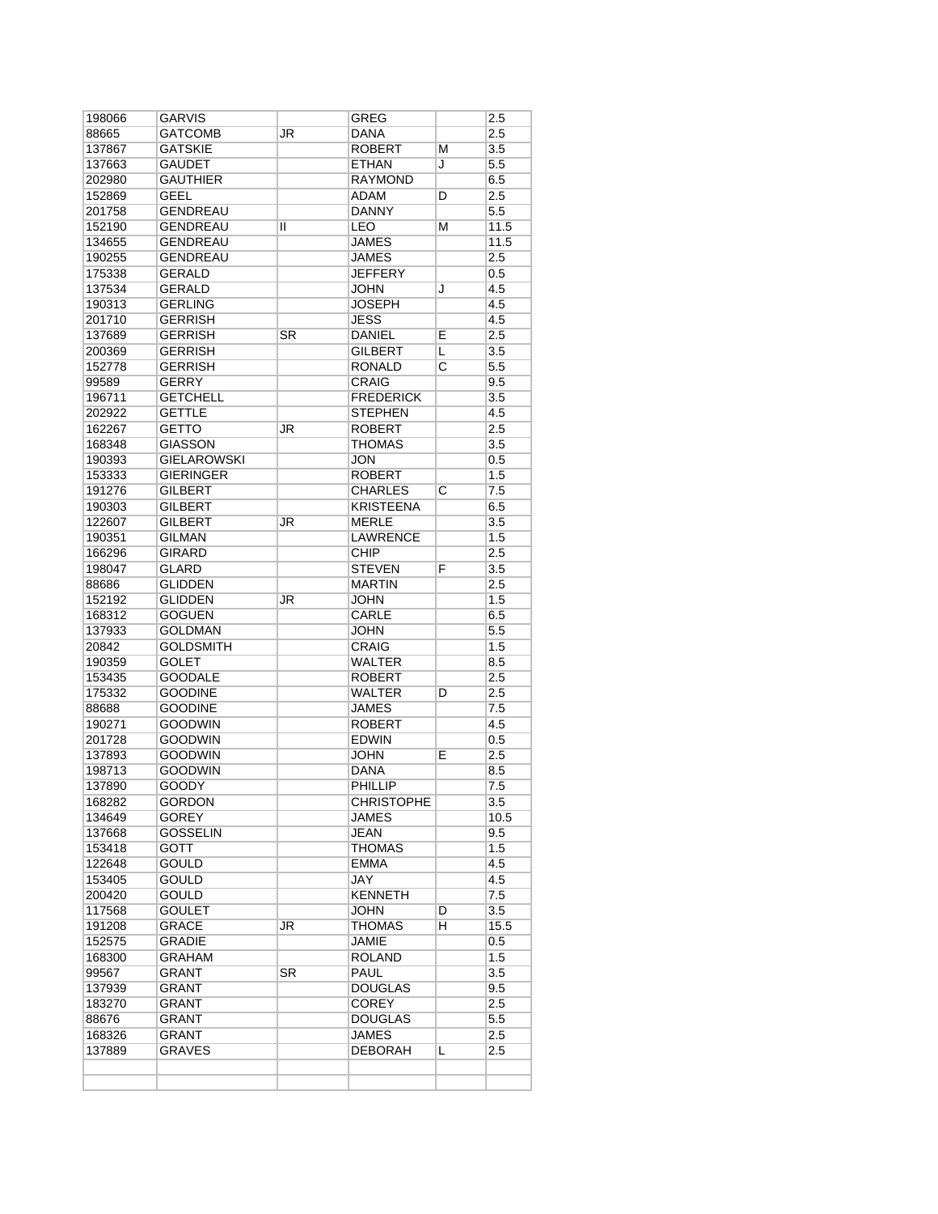| | | | | | |
|---|---|---|---|---|---|
| 198066 | GARVIS | | GREG | | 2.5 |
| 88665 | GATCOMB | JR | DANA | | 2.5 |
| 137867 | GATSKIE | | ROBERT | M | 3.5 |
| 137663 | GAUDET | | ETHAN | J | 5.5 |
| 202980 | GAUTHIER | | RAYMOND | | 6.5 |
| 152869 | GEEL | | ADAM | D | 2.5 |
| 201758 | GENDREAU | | DANNY | | 5.5 |
| 152190 | GENDREAU | II | LEO | M | 11.5 |
| 134655 | GENDREAU | | JAMES | | 11.5 |
| 190255 | GENDREAU | | JAMES | | 2.5 |
| 175338 | GERALD | | JEFFERY | | 0.5 |
| 137534 | GERALD | | JOHN | J | 4.5 |
| 190313 | GERLING | | JOSEPH | | 4.5 |
| 201710 | GERRISH | | JESS | | 4.5 |
| 137689 | GERRISH | SR | DANIEL | E | 2.5 |
| 200369 | GERRISH | | GILBERT | L | 3.5 |
| 152778 | GERRISH | | RONALD | C | 5.5 |
| 99589 | GERRY | | CRAIG | | 9.5 |
| 196711 | GETCHELL | | FREDERICK | | 3.5 |
| 202922 | GETTLE | | STEPHEN | | 4.5 |
| 162267 | GETTO | JR | ROBERT | | 2.5 |
| 168348 | GIASSON | | THOMAS | | 3.5 |
| 190393 | GIELAROWSKI | | JON | | 0.5 |
| 153333 | GIERINGER | | ROBERT | | 1.5 |
| 191276 | GILBERT | | CHARLES | C | 7.5 |
| 190303 | GILBERT | | KRISTEENA | | 6.5 |
| 122607 | GILBERT | JR | MERLE | | 3.5 |
| 190351 | GILMAN | | LAWRENCE | | 1.5 |
| 166296 | GIRARD | | CHIP | | 2.5 |
| 198047 | GLARD | | STEVEN | F | 3.5 |
| 88686 | GLIDDEN | | MARTIN | | 2.5 |
| 152192 | GLIDDEN | JR | JOHN | | 1.5 |
| 168312 | GOGUEN | | CARLE | | 6.5 |
| 137933 | GOLDMAN | | JOHN | | 5.5 |
| 20842 | GOLDSMITH | | CRAIG | | 1.5 |
| 190359 | GOLET | | WALTER | | 8.5 |
| 153435 | GOODALE | | ROBERT | | 2.5 |
| 175332 | GOODINE | | WALTER | D | 2.5 |
| 88688 | GOODINE | | JAMES | | 7.5 |
| 190271 | GOODWIN | | ROBERT | | 4.5 |
| 201728 | GOODWIN | | EDWIN | | 0.5 |
| 137893 | GOODWIN | | JOHN | E | 2.5 |
| 198713 | GOODWIN | | DANA | | 8.5 |
| 137890 | GOODY | | PHILLIP | | 7.5 |
| 168282 | GORDON | | CHRISTOPHE | | 3.5 |
| 134649 | GOREY | | JAMES | | 10.5 |
| 137668 | GOSSELIN | | JEAN | | 9.5 |
| 153418 | GOTT | | THOMAS | | 1.5 |
| 122648 | GOULD | | EMMA | | 4.5 |
| 153405 | GOULD | | JAY | | 4.5 |
| 200420 | GOULD | | KENNETH | | 7.5 |
| 117568 | GOULET | | JOHN | D | 3.5 |
| 191208 | GRACE | JR | THOMAS | H | 15.5 |
| 152575 | GRADIE | | JAMIE | | 0.5 |
| 168300 | GRAHAM | | ROLAND | | 1.5 |
| 99567 | GRANT | SR | PAUL | | 3.5 |
| 137939 | GRANT | | DOUGLAS | | 9.5 |
| 183270 | GRANT | | COREY | | 2.5 |
| 88676 | GRANT | | DOUGLAS | | 5.5 |
| 168326 | GRANT | | JAMES | | 2.5 |
| 137889 | GRAVES | | DEBORAH | L | 2.5 |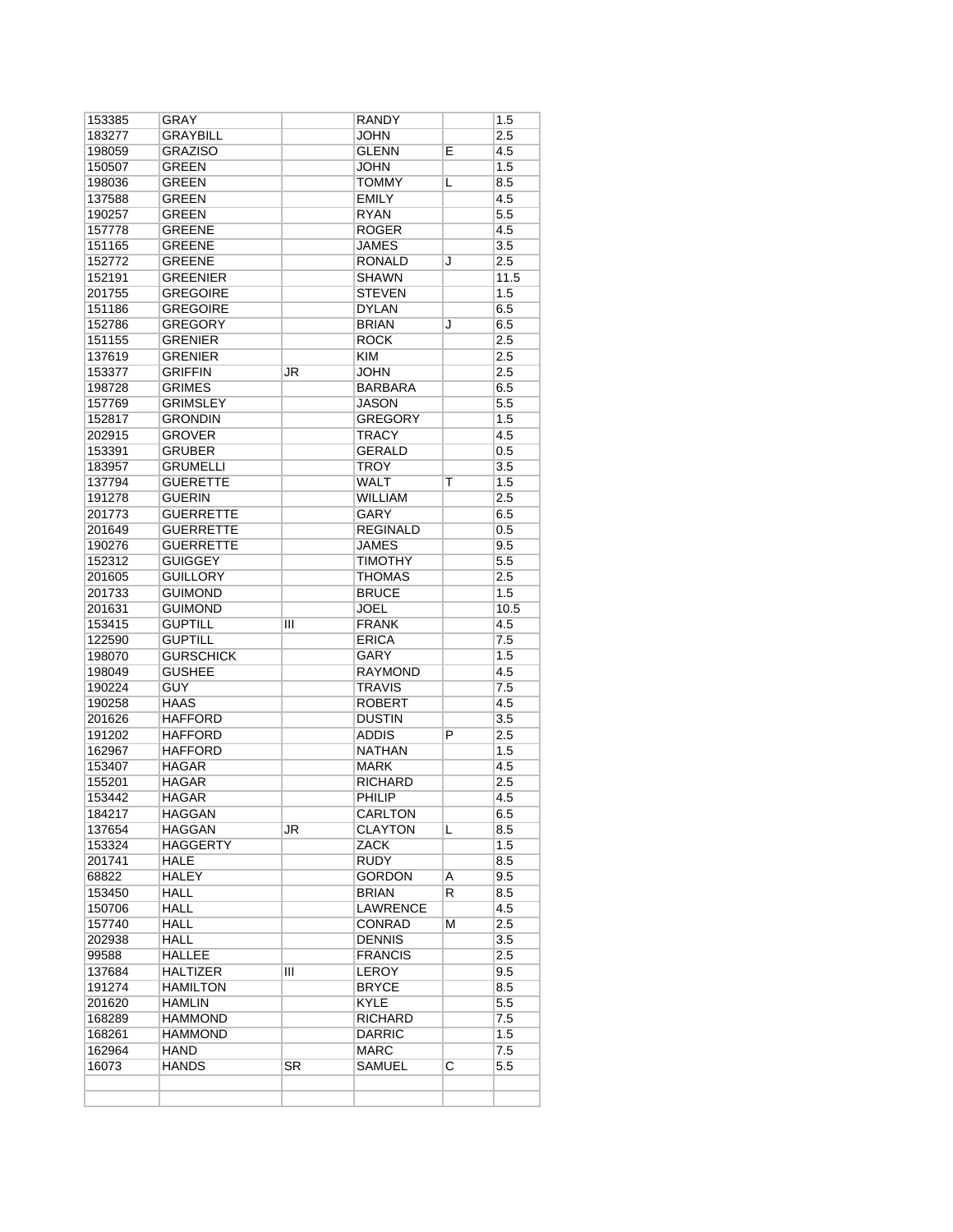| 153385 | GRAY | | RANDY | | 1.5 |
|---|---|---|---|---|---|
| 183277 | GRAYBILL | | JOHN | | 2.5 |
| 198059 | GRAZISO | | GLENN | E | 4.5 |
| 150507 | GREEN | | JOHN | | 1.5 |
| 198036 | GREEN | | TOMMY | L | 8.5 |
| 137588 | GREEN | | EMILY | | 4.5 |
| 190257 | GREEN | | RYAN | | 5.5 |
| 157778 | GREENE | | ROGER | | 4.5 |
| 151165 | GREENE | | JAMES | | 3.5 |
| 152772 | GREENE | | RONALD | J | 2.5 |
| 152191 | GREENIER | | SHAWN | | 11.5 |
| 201755 | GREGOIRE | | STEVEN | | 1.5 |
| 151186 | GREGOIRE | | DYLAN | | 6.5 |
| 152786 | GREGORY | | BRIAN | J | 6.5 |
| 151155 | GRENIER | | ROCK | | 2.5 |
| 137619 | GRENIER | | KIM | | 2.5 |
| 153377 | GRIFFIN | JR | JOHN | | 2.5 |
| 198728 | GRIMES | | BARBARA | | 6.5 |
| 157769 | GRIMSLEY | | JASON | | 5.5 |
| 152817 | GRONDIN | | GREGORY | | 1.5 |
| 202915 | GROVER | | TRACY | | 4.5 |
| 153391 | GRUBER | | GERALD | | 0.5 |
| 183957 | GRUMELLI | | TROY | | 3.5 |
| 137794 | GUERETTE | | WALT | T | 1.5 |
| 191278 | GUERIN | | WILLIAM | | 2.5 |
| 201773 | GUERRETTE | | GARY | | 6.5 |
| 201649 | GUERRETTE | | REGINALD | | 0.5 |
| 190276 | GUERRETTE | | JAMES | | 9.5 |
| 152312 | GUIGGEY | | TIMOTHY | | 5.5 |
| 201605 | GUILLORY | | THOMAS | | 2.5 |
| 201733 | GUIMOND | | BRUCE | | 1.5 |
| 201631 | GUIMOND | | JOEL | | 10.5 |
| 153415 | GUPTILL | III | FRANK | | 4.5 |
| 122590 | GUPTILL | | ERICA | | 7.5 |
| 198070 | GURSCHICK | | GARY | | 1.5 |
| 198049 | GUSHEE | | RAYMOND | | 4.5 |
| 190224 | GUY | | TRAVIS | | 7.5 |
| 190258 | HAAS | | ROBERT | | 4.5 |
| 201626 | HAFFORD | | DUSTIN | | 3.5 |
| 191202 | HAFFORD | | ADDIS | P | 2.5 |
| 162967 | HAFFORD | | NATHAN | | 1.5 |
| 153407 | HAGAR | | MARK | | 4.5 |
| 155201 | HAGAR | | RICHARD | | 2.5 |
| 153442 | HAGAR | | PHILIP | | 4.5 |
| 184217 | HAGGAN | | CARLTON | | 6.5 |
| 137654 | HAGGAN | JR | CLAYTON | L | 8.5 |
| 153324 | HAGGERTY | | ZACK | | 1.5 |
| 201741 | HALE | | RUDY | | 8.5 |
| 68822 | HALEY | | GORDON | A | 9.5 |
| 153450 | HALL | | BRIAN | R | 8.5 |
| 150706 | HALL | | LAWRENCE | | 4.5 |
| 157740 | HALL | | CONRAD | M | 2.5 |
| 202938 | HALL | | DENNIS | | 3.5 |
| 99588 | HALLEE | | FRANCIS | | 2.5 |
| 137684 | HALTIZER | III | LEROY | | 9.5 |
| 191274 | HAMILTON | | BRYCE | | 8.5 |
| 201620 | HAMLIN | | KYLE | | 5.5 |
| 168289 | HAMMOND | | RICHARD | | 7.5 |
| 168261 | HAMMOND | | DARRIC | | 1.5 |
| 162964 | HAND | | MARC | | 7.5 |
| 16073 | HANDS | SR | SAMUEL | C | 5.5 |
| | | | | | |
| | | | | | |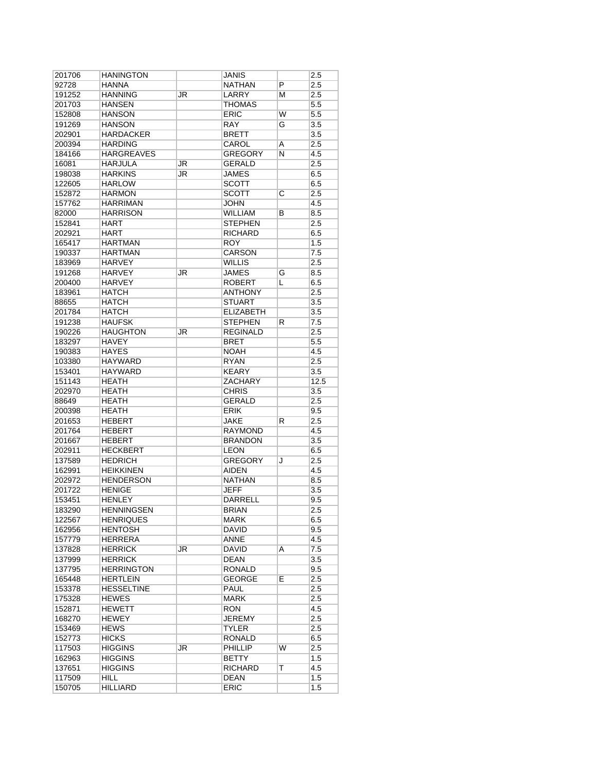| 201706 | HANINGTON | | JANIS | | 2.5 |
|---|---|---|---|---|---|
| 92728 | HANNA | | NATHAN | P | 2.5 |
| 191252 | HANNING | JR | LARRY | M | 2.5 |
| 201703 | HANSEN | | THOMAS | | 5.5 |
| 152808 | HANSON | | ERIC | W | 5.5 |
| 191269 | HANSON | | RAY | G | 3.5 |
| 202901 | HARDACKER | | BRETT | | 3.5 |
| 200394 | HARDING | | CAROL | A | 2.5 |
| 184166 | HARGREAVES | | GREGORY | N | 4.5 |
| 16081 | HARJULA | JR | GERALD | | 2.5 |
| 198038 | HARKINS | JR | JAMES | | 6.5 |
| 122605 | HARLOW | | SCOTT | | 6.5 |
| 152872 | HARMON | | SCOTT | C | 2.5 |
| 157762 | HARRIMAN | | JOHN | | 4.5 |
| 82000 | HARRISON | | WILLIAM | B | 8.5 |
| 152841 | HART | | STEPHEN | | 2.5 |
| 202921 | HART | | RICHARD | | 6.5 |
| 165417 | HARTMAN | | ROY | | 1.5 |
| 190337 | HARTMAN | | CARSON | | 7.5 |
| 183969 | HARVEY | | WILLIS | | 2.5 |
| 191268 | HARVEY | JR | JAMES | G | 8.5 |
| 200400 | HARVEY | | ROBERT | L | 6.5 |
| 183961 | HATCH | | ANTHONY | | 2.5 |
| 88655 | HATCH | | STUART | | 3.5 |
| 201784 | HATCH | | ELIZABETH | | 3.5 |
| 191238 | HAUFSK | | STEPHEN | R | 7.5 |
| 190226 | HAUGHTON | JR | REGINALD | | 2.5 |
| 183297 | HAVEY | | BRET | | 5.5 |
| 190383 | HAYES | | NOAH | | 4.5 |
| 103380 | HAYWARD | | RYAN | | 2.5 |
| 153401 | HAYWARD | | KEARY | | 3.5 |
| 151143 | HEATH | | ZACHARY | | 12.5 |
| 202970 | HEATH | | CHRIS | | 3.5 |
| 88649 | HEATH | | GERALD | | 2.5 |
| 200398 | HEATH | | ERIK | | 9.5 |
| 201653 | HEBERT | | JAKE | R | 2.5 |
| 201764 | HEBERT | | RAYMOND | | 4.5 |
| 201667 | HEBERT | | BRANDON | | 3.5 |
| 202911 | HECKBERT | | LEON | | 6.5 |
| 137589 | HEDRICH | | GREGORY | J | 2.5 |
| 162991 | HEIKKINEN | | AIDEN | | 4.5 |
| 202972 | HENDERSON | | NATHAN | | 8.5 |
| 201722 | HENIGE | | JEFF | | 3.5 |
| 153451 | HENLEY | | DARRELL | | 9.5 |
| 183290 | HENNINGSEN | | BRIAN | | 2.5 |
| 122567 | HENRIQUES | | MARK | | 6.5 |
| 162956 | HENTOSH | | DAVID | | 9.5 |
| 157779 | HERRERA | | ANNE | | 4.5 |
| 137828 | HERRICK | JR | DAVID | A | 7.5 |
| 137999 | HERRICK | | DEAN | | 3.5 |
| 137795 | HERRINGTON | | RONALD | | 9.5 |
| 165448 | HERTLEIN | | GEORGE | E | 2.5 |
| 153378 | HESSELTINE | | PAUL | | 2.5 |
| 175328 | HEWES | | MARK | | 2.5 |
| 152871 | HEWETT | | RON | | 4.5 |
| 168270 | HEWEY | | JEREMY | | 2.5 |
| 153469 | HEWS | | TYLER | | 2.5 |
| 152773 | HICKS | | RONALD | | 6.5 |
| 117503 | HIGGINS | JR | PHILLIP | W | 2.5 |
| 162963 | HIGGINS | | BETTY | | 1.5 |
| 137651 | HIGGINS | | RICHARD | T | 4.5 |
| 117509 | HILL | | DEAN | | 1.5 |
| 150705 | HILLIARD | | ERIC | | 1.5 |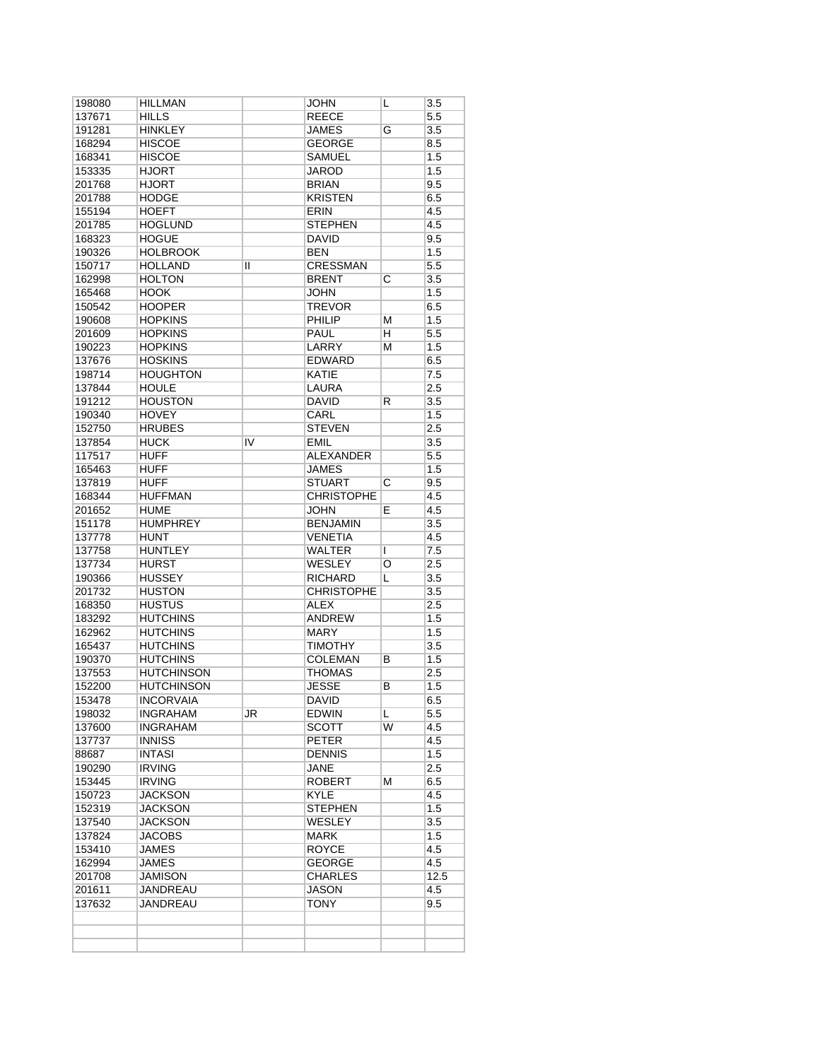| 198080 | HILLMAN | | JOHN | L | 3.5 |
|---|---|---|---|---|---|
| 137671 | HILLS | | REECE | | 5.5 |
| 191281 | HINKLEY | | JAMES | G | 3.5 |
| 168294 | HISCOE | | GEORGE | | 8.5 |
| 168341 | HISCOE | | SAMUEL | | 1.5 |
| 153335 | HJORT | | JAROD | | 1.5 |
| 201768 | HJORT | | BRIAN | | 9.5 |
| 201788 | HODGE | | KRISTEN | | 6.5 |
| 155194 | HOEFT | | ERIN | | 4.5 |
| 201785 | HOGLUND | | STEPHEN | | 4.5 |
| 168323 | HOGUE | | DAVID | | 9.5 |
| 190326 | HOLBROOK | | BEN | | 1.5 |
| 150717 | HOLLAND | II | CRESSMAN | | 5.5 |
| 162998 | HOLTON | | BRENT | C | 3.5 |
| 165468 | HOOK | | JOHN | | 1.5 |
| 150542 | HOOPER | | TREVOR | | 6.5 |
| 190608 | HOPKINS | | PHILIP | M | 1.5 |
| 201609 | HOPKINS | | PAUL | H | 5.5 |
| 190223 | HOPKINS | | LARRY | M | 1.5 |
| 137676 | HOSKINS | | EDWARD | | 6.5 |
| 198714 | HOUGHTON | | KATIE | | 7.5 |
| 137844 | HOULE | | LAURA | | 2.5 |
| 191212 | HOUSTON | | DAVID | R | 3.5 |
| 190340 | HOVEY | | CARL | | 1.5 |
| 152750 | HRUBES | | STEVEN | | 2.5 |
| 137854 | HUCK | IV | EMIL | | 3.5 |
| 117517 | HUFF | | ALEXANDER | | 5.5 |
| 165463 | HUFF | | JAMES | | 1.5 |
| 137819 | HUFF | | STUART | C | 9.5 |
| 168344 | HUFFMAN | | CHRISTOPHE | | 4.5 |
| 201652 | HUME | | JOHN | E | 4.5 |
| 151178 | HUMPHREY | | BENJAMIN | | 3.5 |
| 137778 | HUNT | | VENETIA | | 4.5 |
| 137758 | HUNTLEY | | WALTER | I | 7.5 |
| 137734 | HURST | | WESLEY | O | 2.5 |
| 190366 | HUSSEY | | RICHARD | L | 3.5 |
| 201732 | HUSTON | | CHRISTOPHE | | 3.5 |
| 168350 | HUSTUS | | ALEX | | 2.5 |
| 183292 | HUTCHINS | | ANDREW | | 1.5 |
| 162962 | HUTCHINS | | MARY | | 1.5 |
| 165437 | HUTCHINS | | TIMOTHY | | 3.5 |
| 190370 | HUTCHINS | | COLEMAN | B | 1.5 |
| 137553 | HUTCHINSON | | THOMAS | | 2.5 |
| 152200 | HUTCHINSON | | JESSE | B | 1.5 |
| 153478 | INCORVAIA | | DAVID | | 6.5 |
| 198032 | INGRAHAM | JR | EDWIN | L | 5.5 |
| 137600 | INGRAHAM | | SCOTT | W | 4.5 |
| 137737 | INNISS | | PETER | | 4.5 |
| 88687 | INTASI | | DENNIS | | 1.5 |
| 190290 | IRVING | | JANE | | 2.5 |
| 153445 | IRVING | | ROBERT | M | 6.5 |
| 150723 | JACKSON | | KYLE | | 4.5 |
| 152319 | JACKSON | | STEPHEN | | 1.5 |
| 137540 | JACKSON | | WESLEY | | 3.5 |
| 137824 | JACOBS | | MARK | | 1.5 |
| 153410 | JAMES | | ROYCE | | 4.5 |
| 162994 | JAMES | | GEORGE | | 4.5 |
| 201708 | JAMISON | | CHARLES | | 12.5 |
| 201611 | JANDREAU | | JASON | | 4.5 |
| 137632 | JANDREAU | | TONY | | 9.5 |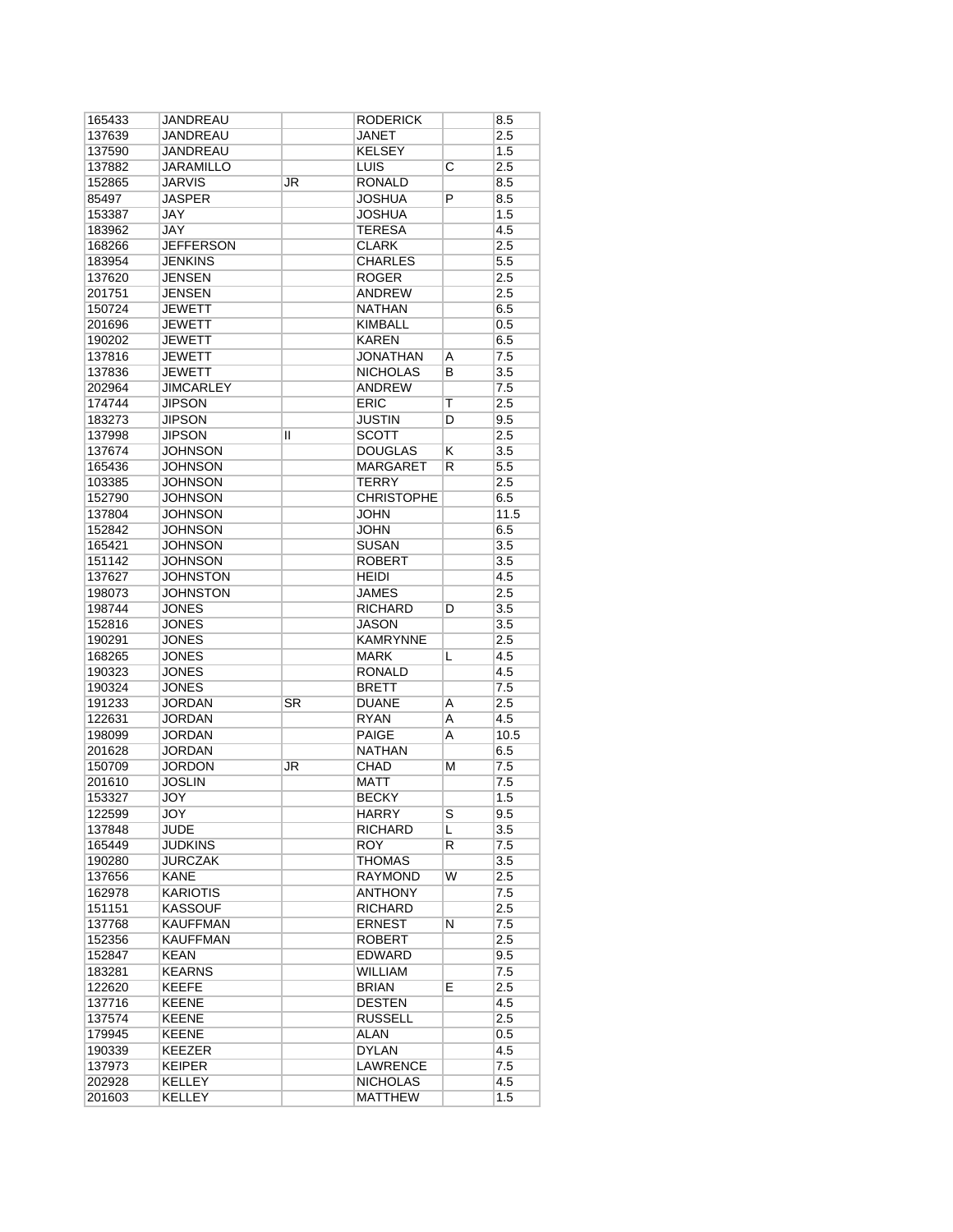| | | | | | |
|---|---|---|---|---|---|
| 165433 | JANDREAU | | RODERICK | | 8.5 |
| 137639 | JANDREAU | | JANET | | 2.5 |
| 137590 | JANDREAU | | KELSEY | | 1.5 |
| 137882 | JARAMILLO | | LUIS | C | 2.5 |
| 152865 | JARVIS | JR | RONALD | | 8.5 |
| 85497 | JASPER | | JOSHUA | P | 8.5 |
| 153387 | JAY | | JOSHUA | | 1.5 |
| 183962 | JAY | | TERESA | | 4.5 |
| 168266 | JEFFERSON | | CLARK | | 2.5 |
| 183954 | JENKINS | | CHARLES | | 5.5 |
| 137620 | JENSEN | | ROGER | | 2.5 |
| 201751 | JENSEN | | ANDREW | | 2.5 |
| 150724 | JEWETT | | NATHAN | | 6.5 |
| 201696 | JEWETT | | KIMBALL | | 0.5 |
| 190202 | JEWETT | | KAREN | | 6.5 |
| 137816 | JEWETT | | JONATHAN | A | 7.5 |
| 137836 | JEWETT | | NICHOLAS | B | 3.5 |
| 202964 | JIMCARLEY | | ANDREW | | 7.5 |
| 174744 | JIPSON | | ERIC | T | 2.5 |
| 183273 | JIPSON | | JUSTIN | D | 9.5 |
| 137998 | JIPSON | II | SCOTT | | 2.5 |
| 137674 | JOHNSON | | DOUGLAS | K | 3.5 |
| 165436 | JOHNSON | | MARGARET | R | 5.5 |
| 103385 | JOHNSON | | TERRY | | 2.5 |
| 152790 | JOHNSON | | CHRISTOPHE | | 6.5 |
| 137804 | JOHNSON | | JOHN | | 11.5 |
| 152842 | JOHNSON | | JOHN | | 6.5 |
| 165421 | JOHNSON | | SUSAN | | 3.5 |
| 151142 | JOHNSON | | ROBERT | | 3.5 |
| 137627 | JOHNSTON | | HEIDI | | 4.5 |
| 198073 | JOHNSTON | | JAMES | | 2.5 |
| 198744 | JONES | | RICHARD | D | 3.5 |
| 152816 | JONES | | JASON | | 3.5 |
| 190291 | JONES | | KAMRYNNE | | 2.5 |
| 168265 | JONES | | MARK | L | 4.5 |
| 190323 | JONES | | RONALD | | 4.5 |
| 190324 | JONES | | BRETT | | 7.5 |
| 191233 | JORDAN | SR | DUANE | A | 2.5 |
| 122631 | JORDAN | | RYAN | A | 4.5 |
| 198099 | JORDAN | | PAIGE | A | 10.5 |
| 201628 | JORDAN | | NATHAN | | 6.5 |
| 150709 | JORDON | JR | CHAD | M | 7.5 |
| 201610 | JOSLIN | | MATT | | 7.5 |
| 153327 | JOY | | BECKY | | 1.5 |
| 122599 | JOY | | HARRY | S | 9.5 |
| 137848 | JUDE | | RICHARD | L | 3.5 |
| 165449 | JUDKINS | | ROY | R | 7.5 |
| 190280 | JURCZAK | | THOMAS | | 3.5 |
| 137656 | KANE | | RAYMOND | W | 2.5 |
| 162978 | KARIOTIS | | ANTHONY | | 7.5 |
| 151151 | KASSOUF | | RICHARD | | 2.5 |
| 137768 | KAUFFMAN | | ERNEST | N | 7.5 |
| 152356 | KAUFFMAN | | ROBERT | | 2.5 |
| 152847 | KEAN | | EDWARD | | 9.5 |
| 183281 | KEARNS | | WILLIAM | | 7.5 |
| 122620 | KEEFE | | BRIAN | E | 2.5 |
| 137716 | KEENE | | DESTEN | | 4.5 |
| 137574 | KEENE | | RUSSELL | | 2.5 |
| 179945 | KEENE | | ALAN | | 0.5 |
| 190339 | KEEZER | | DYLAN | | 4.5 |
| 137973 | KEIPER | | LAWRENCE | | 7.5 |
| 202928 | KELLEY | | NICHOLAS | | 4.5 |
| 201603 | KELLEY | | MATTHEW | | 1.5 |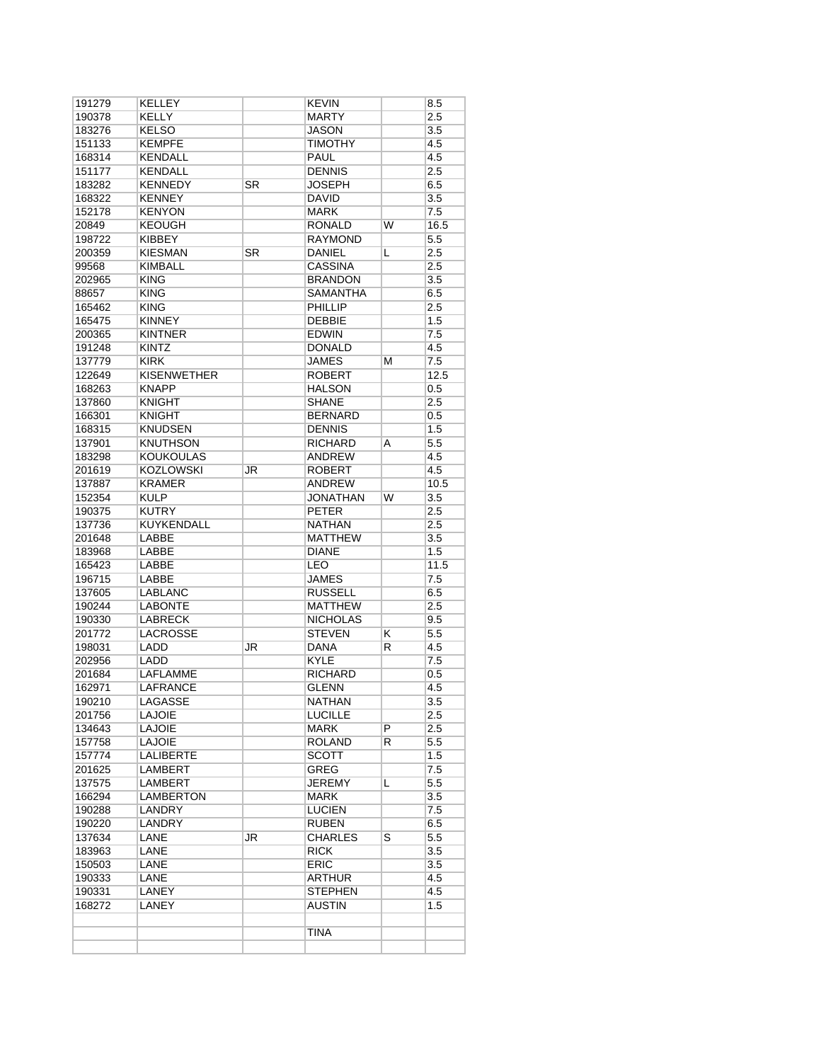| | | | | | |
|---|---|---|---|---|---|
| 191279 | KELLEY | | KEVIN | | 8.5 |
| 190378 | KELLY | | MARTY | | 2.5 |
| 183276 | KELSO | | JASON | | 3.5 |
| 151133 | KEMPFE | | TIMOTHY | | 4.5 |
| 168314 | KENDALL | | PAUL | | 4.5 |
| 151177 | KENDALL | | DENNIS | | 2.5 |
| 183282 | KENNEDY | SR | JOSEPH | | 6.5 |
| 168322 | KENNEY | | DAVID | | 3.5 |
| 152178 | KENYON | | MARK | | 7.5 |
| 20849 | KEOUGH | | RONALD | W | 16.5 |
| 198722 | KIBBEY | | RAYMOND | | 5.5 |
| 200359 | KIESMAN | SR | DANIEL | L | 2.5 |
| 99568 | KIMBALL | | CASSINA | | 2.5 |
| 202965 | KING | | BRANDON | | 3.5 |
| 88657 | KING | | SAMANTHA | | 6.5 |
| 165462 | KING | | PHILLIP | | 2.5 |
| 165475 | KINNEY | | DEBBIE | | 1.5 |
| 200365 | KINTNER | | EDWIN | | 7.5 |
| 191248 | KINTZ | | DONALD | | 4.5 |
| 137779 | KIRK | | JAMES | M | 7.5 |
| 122649 | KISENWETHER | | ROBERT | | 12.5 |
| 168263 | KNAPP | | HALSON | | 0.5 |
| 137860 | KNIGHT | | SHANE | | 2.5 |
| 166301 | KNIGHT | | BERNARD | | 0.5 |
| 168315 | KNUDSEN | | DENNIS | | 1.5 |
| 137901 | KNUTHSON | | RICHARD | A | 5.5 |
| 183298 | KOUKOULAS | | ANDREW | | 4.5 |
| 201619 | KOZLOWSKI | JR | ROBERT | | 4.5 |
| 137887 | KRAMER | | ANDREW | | 10.5 |
| 152354 | KULP | | JONATHAN | W | 3.5 |
| 190375 | KUTRY | | PETER | | 2.5 |
| 137736 | KUYKENDALL | | NATHAN | | 2.5 |
| 201648 | LABBE | | MATTHEW | | 3.5 |
| 183968 | LABBE | | DIANE | | 1.5 |
| 165423 | LABBE | | LEO | | 11.5 |
| 196715 | LABBE | | JAMES | | 7.5 |
| 137605 | LABLANC | | RUSSELL | | 6.5 |
| 190244 | LABONTE | | MATTHEW | | 2.5 |
| 190330 | LABRECK | | NICHOLAS | | 9.5 |
| 201772 | LACROSSE | | STEVEN | K | 5.5 |
| 198031 | LADD | JR | DANA | R | 4.5 |
| 202956 | LADD | | KYLE | | 7.5 |
| 201684 | LAFLAMME | | RICHARD | | 0.5 |
| 162971 | LAFRANCE | | GLENN | | 4.5 |
| 190210 | LAGASSE | | NATHAN | | 3.5 |
| 201756 | LAJOIE | | LUCILLE | | 2.5 |
| 134643 | LAJOIE | | MARK | P | 2.5 |
| 157758 | LAJOIE | | ROLAND | R | 5.5 |
| 157774 | LALIBERTE | | SCOTT | | 1.5 |
| 201625 | LAMBERT | | GREG | | 7.5 |
| 137575 | LAMBERT | | JEREMY | L | 5.5 |
| 166294 | LAMBERTON | | MARK | | 3.5 |
| 190288 | LANDRY | | LUCIEN | | 7.5 |
| 190220 | LANDRY | | RUBEN | | 6.5 |
| 137634 | LANE | JR | CHARLES | S | 5.5 |
| 183963 | LANE | | RICK | | 3.5 |
| 150503 | LANE | | ERIC | | 3.5 |
| 190333 | LANE | | ARTHUR | | 4.5 |
| 190331 | LANEY | | STEPHEN | | 4.5 |
| 168272 | LANEY | | AUSTIN | | 1.5 |
| | | | | | |
| | | | TINA | | |
| | | | | | |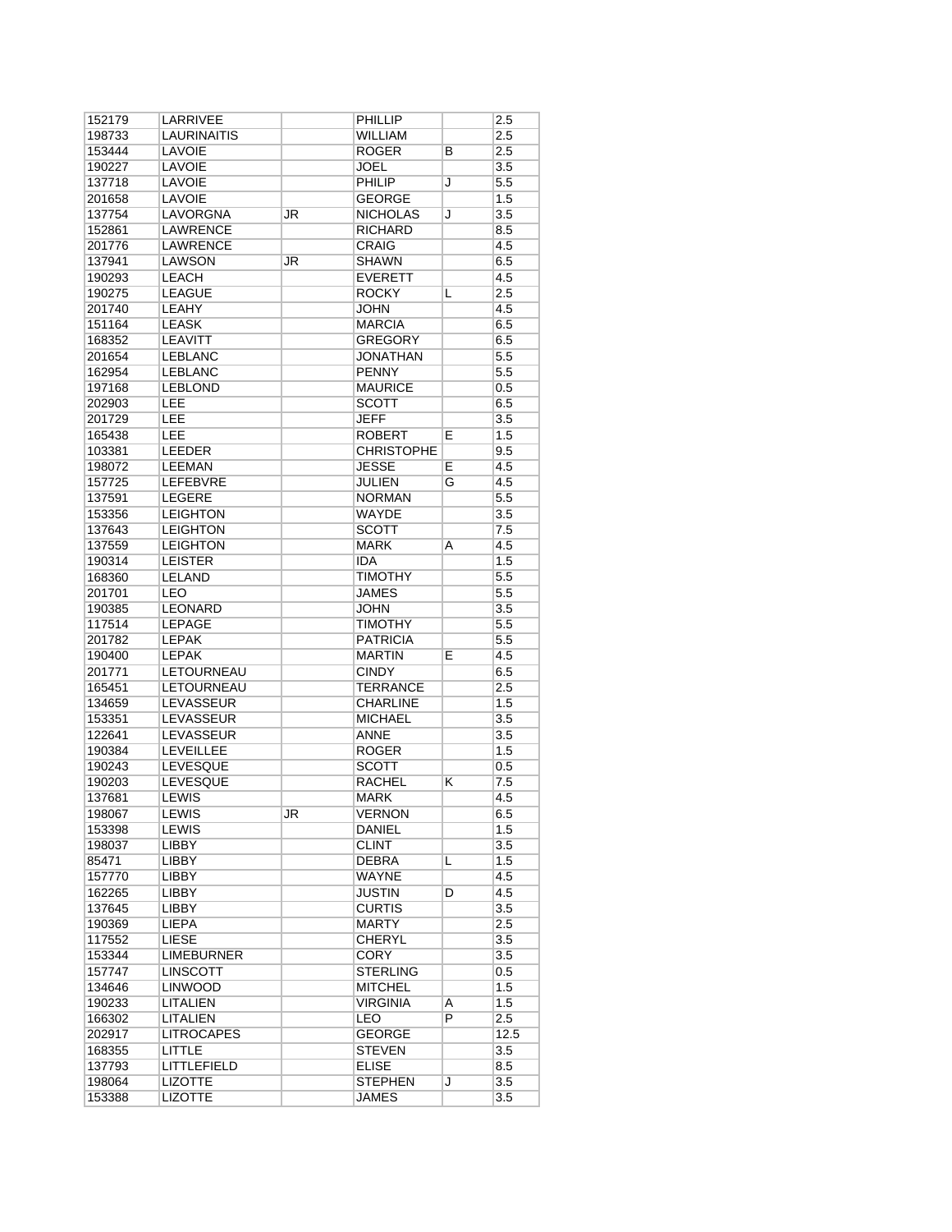| 152179 | LARRIVEE | | PHILLIP | | 2.5 |
|---|---|---|---|---|---|
| 198733 | LAURINAITIS | | WILLIAM | | 2.5 |
| 153444 | LAVOIE | | ROGER | B | 2.5 |
| 190227 | LAVOIE | | JOEL | | 3.5 |
| 137718 | LAVOIE | | PHILIP | J | 5.5 |
| 201658 | LAVOIE | | GEORGE | | 1.5 |
| 137754 | LAVORGNA | JR | NICHOLAS | J | 3.5 |
| 152861 | LAWRENCE | | RICHARD | | 8.5 |
| 201776 | LAWRENCE | | CRAIG | | 4.5 |
| 137941 | LAWSON | JR | SHAWN | | 6.5 |
| 190293 | LEACH | | EVERETT | | 4.5 |
| 190275 | LEAGUE | | ROCKY | L | 2.5 |
| 201740 | LEAHY | | JOHN | | 4.5 |
| 151164 | LEASK | | MARCIA | | 6.5 |
| 168352 | LEAVITT | | GREGORY | | 6.5 |
| 201654 | LEBLANC | | JONATHAN | | 5.5 |
| 162954 | LEBLANC | | PENNY | | 5.5 |
| 197168 | LEBLOND | | MAURICE | | 0.5 |
| 202903 | LEE | | SCOTT | | 6.5 |
| 201729 | LEE | | JEFF | | 3.5 |
| 165438 | LEE | | ROBERT | E | 1.5 |
| 103381 | LEEDER | | CHRISTOPHE | | 9.5 |
| 198072 | LEEMAN | | JESSE | E | 4.5 |
| 157725 | LEFEBVRE | | JULIEN | G | 4.5 |
| 137591 | LEGERE | | NORMAN | | 5.5 |
| 153356 | LEIGHTON | | WAYDE | | 3.5 |
| 137643 | LEIGHTON | | SCOTT | | 7.5 |
| 137559 | LEIGHTON | | MARK | A | 4.5 |
| 190314 | LEISTER | | IDA | | 1.5 |
| 168360 | LELAND | | TIMOTHY | | 5.5 |
| 201701 | LEO | | JAMES | | 5.5 |
| 190385 | LEONARD | | JOHN | | 3.5 |
| 117514 | LEPAGE | | TIMOTHY | | 5.5 |
| 201782 | LEPAK | | PATRICIA | | 5.5 |
| 190400 | LEPAK | | MARTIN | E | 4.5 |
| 201771 | LETOURNEAU | | CINDY | | 6.5 |
| 165451 | LETOURNEAU | | TERRANCE | | 2.5 |
| 134659 | LEVASSEUR | | CHARLINE | | 1.5 |
| 153351 | LEVASSEUR | | MICHAEL | | 3.5 |
| 122641 | LEVASSEUR | | ANNE | | 3.5 |
| 190384 | LEVEILLEE | | ROGER | | 1.5 |
| 190243 | LEVESQUE | | SCOTT | | 0.5 |
| 190203 | LEVESQUE | | RACHEL | K | 7.5 |
| 137681 | LEWIS | | MARK | | 4.5 |
| 198067 | LEWIS | JR | VERNON | | 6.5 |
| 153398 | LEWIS | | DANIEL | | 1.5 |
| 198037 | LIBBY | | CLINT | | 3.5 |
| 85471 | LIBBY | | DEBRA | L | 1.5 |
| 157770 | LIBBY | | WAYNE | | 4.5 |
| 162265 | LIBBY | | JUSTIN | D | 4.5 |
| 137645 | LIBBY | | CURTIS | | 3.5 |
| 190369 | LIEPA | | MARTY | | 2.5 |
| 117552 | LIESE | | CHERYL | | 3.5 |
| 153344 | LIMEBURNER | | CORY | | 3.5 |
| 157747 | LINSCOTT | | STERLING | | 0.5 |
| 134646 | LINWOOD | | MITCHEL | | 1.5 |
| 190233 | LITALIEN | | VIRGINIA | A | 1.5 |
| 166302 | LITALIEN | | LEO | P | 2.5 |
| 202917 | LITROCAPES | | GEORGE | | 12.5 |
| 168355 | LITTLE | | STEVEN | | 3.5 |
| 137793 | LITTLEFIELD | | ELISE | | 8.5 |
| 198064 | LIZOTTE | | STEPHEN | J | 3.5 |
| 153388 | LIZOTTE | | JAMES | | 3.5 |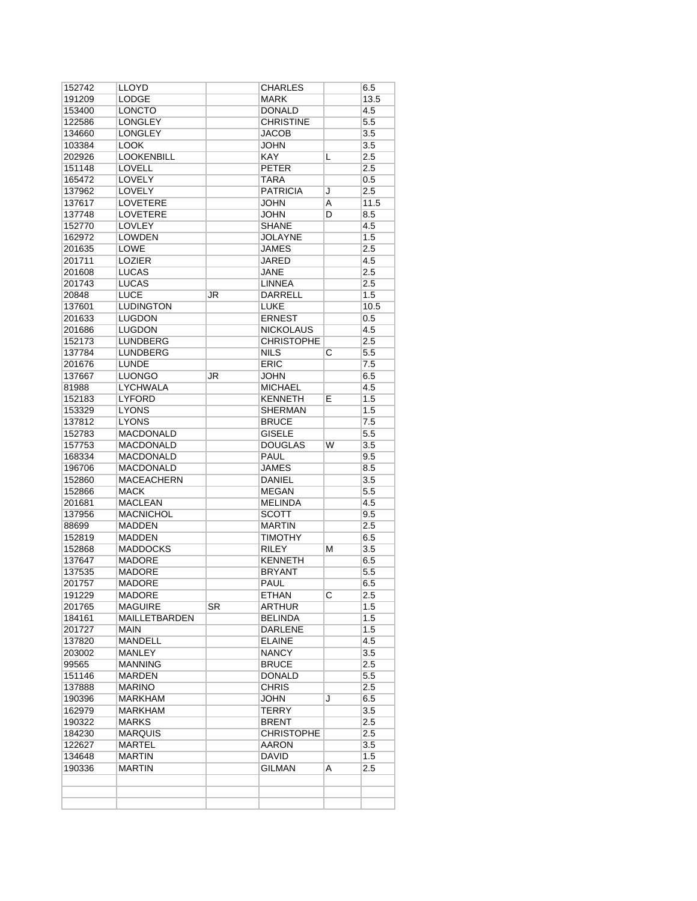| 152742 | LLOYD | | CHARLES | | 6.5 |
|---|---|---|---|---|---|
| 191209 | LODGE | | MARK | | 13.5 |
| 153400 | LONCTO | | DONALD | | 4.5 |
| 122586 | LONGLEY | | CHRISTINE | | 5.5 |
| 134660 | LONGLEY | | JACOB | | 3.5 |
| 103384 | LOOK | | JOHN | | 3.5 |
| 202926 | LOOKENBILL | | KAY | L | 2.5 |
| 151148 | LOVELL | | PETER | | 2.5 |
| 165472 | LOVELY | | TARA | | 0.5 |
| 137962 | LOVELY | | PATRICIA | J | 2.5 |
| 137617 | LOVETERE | | JOHN | A | 11.5 |
| 137748 | LOVETERE | | JOHN | D | 8.5 |
| 152770 | LOVLEY | | SHANE | | 4.5 |
| 162972 | LOWDEN | | JOLAYNE | | 1.5 |
| 201635 | LOWE | | JAMES | | 2.5 |
| 201711 | LOZIER | | JARED | | 4.5 |
| 201608 | LUCAS | | JANE | | 2.5 |
| 201743 | LUCAS | | LINNEA | | 2.5 |
| 20848 | LUCE | JR | DARRELL | | 1.5 |
| 137601 | LUDINGTON | | LUKE | | 10.5 |
| 201633 | LUGDON | | ERNEST | | 0.5 |
| 201686 | LUGDON | | NICKOLAUS | | 4.5 |
| 152173 | LUNDBERG | | CHRISTOPHE | | 2.5 |
| 137784 | LUNDBERG | | NILS | C | 5.5 |
| 201676 | LUNDE | | ERIC | | 7.5 |
| 137667 | LUONGO | JR | JOHN | | 6.5 |
| 81988 | LYCHWALA | | MICHAEL | | 4.5 |
| 152183 | LYFORD | | KENNETH | E | 1.5 |
| 153329 | LYONS | | SHERMAN | | 1.5 |
| 137812 | LYONS | | BRUCE | | 7.5 |
| 152783 | MACDONALD | | GISELE | | 5.5 |
| 157753 | MACDONALD | | DOUGLAS | W | 3.5 |
| 168334 | MACDONALD | | PAUL | | 9.5 |
| 196706 | MACDONALD | | JAMES | | 8.5 |
| 152860 | MACEACHERN | | DANIEL | | 3.5 |
| 152866 | MACK | | MEGAN | | 5.5 |
| 201681 | MACLEAN | | MELINDA | | 4.5 |
| 137956 | MACNICHOL | | SCOTT | | 9.5 |
| 88699 | MADDEN | | MARTIN | | 2.5 |
| 152819 | MADDEN | | TIMOTHY | | 6.5 |
| 152868 | MADDOCKS | | RILEY | M | 3.5 |
| 137647 | MADORE | | KENNETH | | 6.5 |
| 137535 | MADORE | | BRYANT | | 5.5 |
| 201757 | MADORE | | PAUL | | 6.5 |
| 191229 | MADORE | | ETHAN | C | 2.5 |
| 201765 | MAGUIRE | SR | ARTHUR | | 1.5 |
| 184161 | MAILLETBARDEN | | BELINDA | | 1.5 |
| 201727 | MAIN | | DARLENE | | 1.5 |
| 137820 | MANDELL | | ELAINE | | 4.5 |
| 203002 | MANLEY | | NANCY | | 3.5 |
| 99565 | MANNING | | BRUCE | | 2.5 |
| 151146 | MARDEN | | DONALD | | 5.5 |
| 137888 | MARINO | | CHRIS | | 2.5 |
| 190396 | MARKHAM | | JOHN | J | 6.5 |
| 162979 | MARKHAM | | TERRY | | 3.5 |
| 190322 | MARKS | | BRENT | | 2.5 |
| 184230 | MARQUIS | | CHRISTOPHE | | 2.5 |
| 122627 | MARTEL | | AARON | | 3.5 |
| 134648 | MARTIN | | DAVID | | 1.5 |
| 190336 | MARTIN | | GILMAN | A | 2.5 |
| | | | | | |
| | | | | | |
| | | | | | |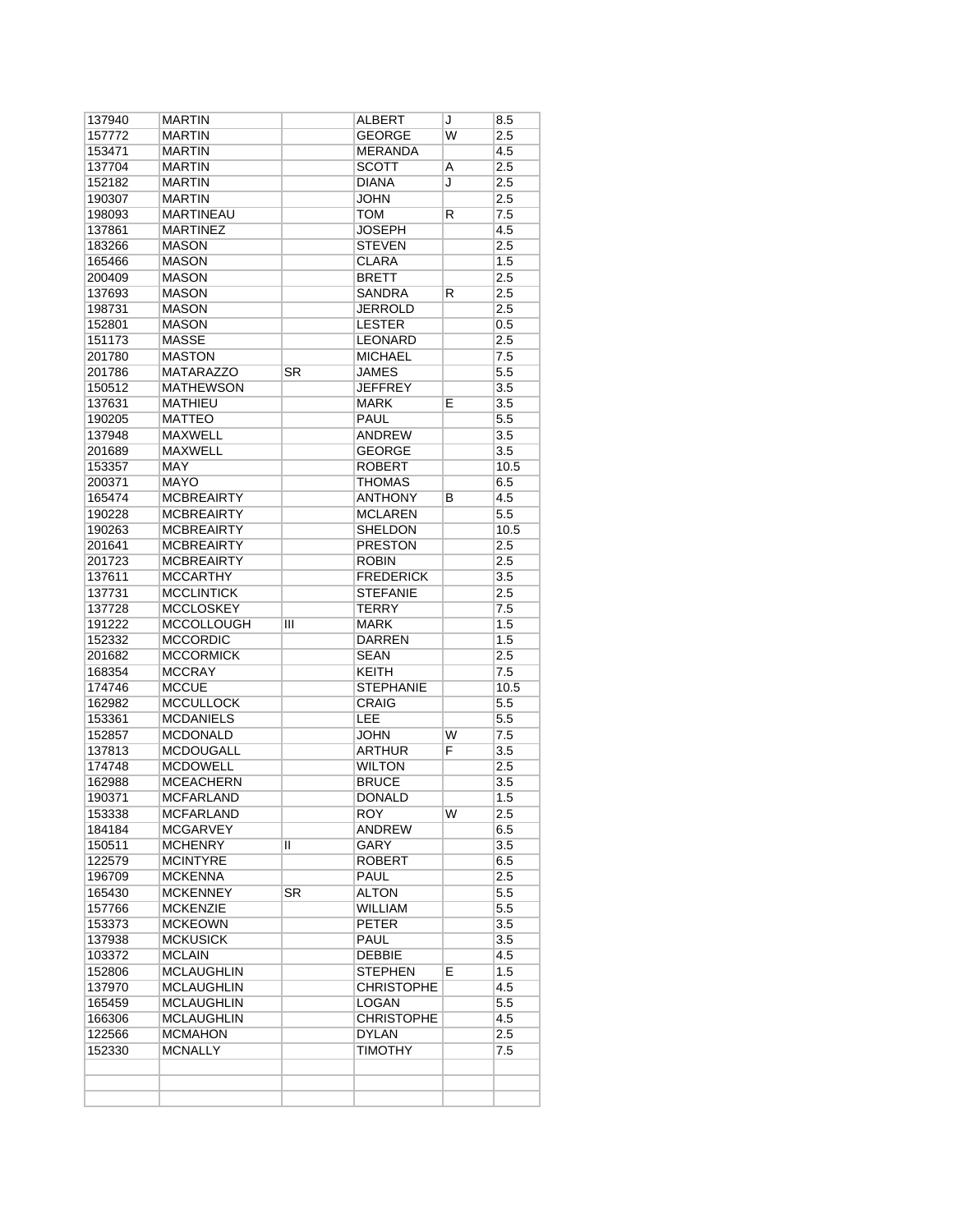| | | | | | |
|---|---|---|---|---|---|
| 137940 | MARTIN | | ALBERT | J | 8.5 |
| 157772 | MARTIN | | GEORGE | W | 2.5 |
| 153471 | MARTIN | | MERANDA | | 4.5 |
| 137704 | MARTIN | | SCOTT | A | 2.5 |
| 152182 | MARTIN | | DIANA | J | 2.5 |
| 190307 | MARTIN | | JOHN | | 2.5 |
| 198093 | MARTINEAU | | TOM | R | 7.5 |
| 137861 | MARTINEZ | | JOSEPH | | 4.5 |
| 183266 | MASON | | STEVEN | | 2.5 |
| 165466 | MASON | | CLARA | | 1.5 |
| 200409 | MASON | | BRETT | | 2.5 |
| 137693 | MASON | | SANDRA | R | 2.5 |
| 198731 | MASON | | JERROLD | | 2.5 |
| 152801 | MASON | | LESTER | | 0.5 |
| 151173 | MASSE | | LEONARD | | 2.5 |
| 201780 | MASTON | | MICHAEL | | 7.5 |
| 201786 | MATARAZZO | SR | JAMES | | 5.5 |
| 150512 | MATHEWSON | | JEFFREY | | 3.5 |
| 137631 | MATHIEU | | MARK | E | 3.5 |
| 190205 | MATTEO | | PAUL | | 5.5 |
| 137948 | MAXWELL | | ANDREW | | 3.5 |
| 201689 | MAXWELL | | GEORGE | | 3.5 |
| 153357 | MAY | | ROBERT | | 10.5 |
| 200371 | MAYO | | THOMAS | | 6.5 |
| 165474 | MCBREAIRTY | | ANTHONY | B | 4.5 |
| 190228 | MCBREAIRTY | | MCLAREN | | 5.5 |
| 190263 | MCBREAIRTY | | SHELDON | | 10.5 |
| 201641 | MCBREAIRTY | | PRESTON | | 2.5 |
| 201723 | MCBREAIRTY | | ROBIN | | 2.5 |
| 137611 | MCCARTHY | | FREDERICK | | 3.5 |
| 137731 | MCCLINTICK | | STEFANIE | | 2.5 |
| 137728 | MCCLOSKEY | | TERRY | | 7.5 |
| 191222 | MCCOLLOUGH | III | MARK | | 1.5 |
| 152332 | MCCORDIC | | DARREN | | 1.5 |
| 201682 | MCCORMICK | | SEAN | | 2.5 |
| 168354 | MCCRAY | | KEITH | | 7.5 |
| 174746 | MCCUE | | STEPHANIE | | 10.5 |
| 162982 | MCCULLOCK | | CRAIG | | 5.5 |
| 153361 | MCDANIELS | | LEE | | 5.5 |
| 152857 | MCDONALD | | JOHN | W | 7.5 |
| 137813 | MCDOUGALL | | ARTHUR | F | 3.5 |
| 174748 | MCDOWELL | | WILTON | | 2.5 |
| 162988 | MCEACHERN | | BRUCE | | 3.5 |
| 190371 | MCFARLAND | | DONALD | | 1.5 |
| 153338 | MCFARLAND | | ROY | W | 2.5 |
| 184184 | MCGARVEY | | ANDREW | | 6.5 |
| 150511 | MCHENRY | II | GARY | | 3.5 |
| 122579 | MCINTYRE | | ROBERT | | 6.5 |
| 196709 | MCKENNA | | PAUL | | 2.5 |
| 165430 | MCKENNEY | SR | ALTON | | 5.5 |
| 157766 | MCKENZIE | | WILLIAM | | 5.5 |
| 153373 | MCKEOWN | | PETER | | 3.5 |
| 137938 | MCKUSICK | | PAUL | | 3.5 |
| 103372 | MCLAIN | | DEBBIE | | 4.5 |
| 152806 | MCLAUGHLIN | | STEPHEN | E | 1.5 |
| 137970 | MCLAUGHLIN | | CHRISTOPHE | | 4.5 |
| 165459 | MCLAUGHLIN | | LOGAN | | 5.5 |
| 166306 | MCLAUGHLIN | | CHRISTOPHE | | 4.5 |
| 122566 | MCMAHON | | DYLAN | | 2.5 |
| 152330 | MCNALLY | | TIMOTHY | | 7.5 |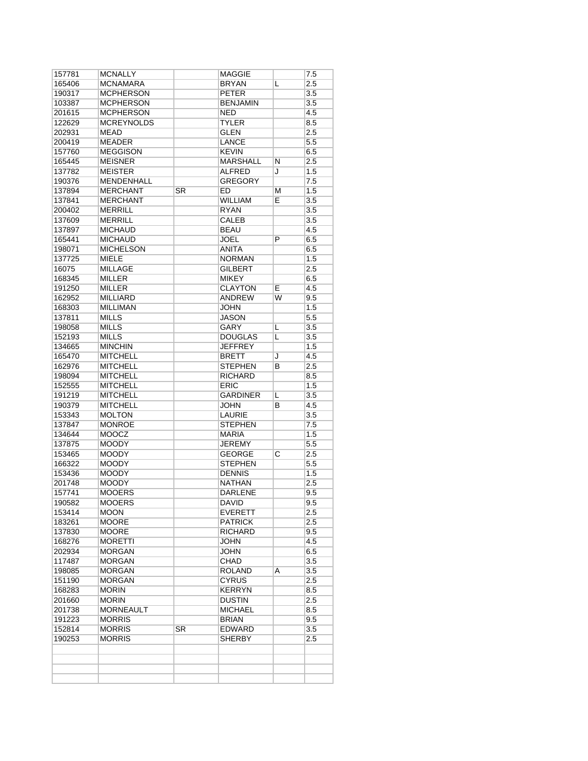| | | | | | |
|---|---|---|---|---|---|
| 157781 | MCNALLY | | MAGGIE | | 7.5 |
| 165406 | MCNAMARA | | BRYAN | L | 2.5 |
| 190317 | MCPHERSON | | PETER | | 3.5 |
| 103387 | MCPHERSON | | BENJAMIN | | 3.5 |
| 201615 | MCPHERSON | | NED | | 4.5 |
| 122629 | MCREYNOLDS | | TYLER | | 8.5 |
| 202931 | MEAD | | GLEN | | 2.5 |
| 200419 | MEADER | | LANCE | | 5.5 |
| 157760 | MEGGISON | | KEVIN | | 6.5 |
| 165445 | MEISNER | | MARSHALL | N | 2.5 |
| 137782 | MEISTER | | ALFRED | J | 1.5 |
| 190376 | MENDENHALL | | GREGORY | | 7.5 |
| 137894 | MERCHANT | SR | ED | M | 1.5 |
| 137841 | MERCHANT | | WILLIAM | E | 3.5 |
| 200402 | MERRILL | | RYAN | | 3.5 |
| 137609 | MERRILL | | CALEB | | 3.5 |
| 137897 | MICHAUD | | BEAU | | 4.5 |
| 165441 | MICHAUD | | JOEL | P | 6.5 |
| 198071 | MICHELSON | | ANITA | | 6.5 |
| 137725 | MIELE | | NORMAN | | 1.5 |
| 16075 | MILLAGE | | GILBERT | | 2.5 |
| 168345 | MILLER | | MIKEY | | 6.5 |
| 191250 | MILLER | | CLAYTON | E | 4.5 |
| 162952 | MILLIARD | | ANDREW | W | 9.5 |
| 168303 | MILLIMAN | | JOHN | | 1.5 |
| 137811 | MILLS | | JASON | | 5.5 |
| 198058 | MILLS | | GARY | L | 3.5 |
| 152193 | MILLS | | DOUGLAS | L | 3.5 |
| 134665 | MINCHIN | | JEFFREY | | 1.5 |
| 165470 | MITCHELL | | BRETT | J | 4.5 |
| 162976 | MITCHELL | | STEPHEN | B | 2.5 |
| 198094 | MITCHELL | | RICHARD | | 8.5 |
| 152555 | MITCHELL | | ERIC | | 1.5 |
| 191219 | MITCHELL | | GARDINER | L | 3.5 |
| 190379 | MITCHELL | | JOHN | B | 4.5 |
| 153343 | MOLTON | | LAURIE | | 3.5 |
| 137847 | MONROE | | STEPHEN | | 7.5 |
| 134644 | MOOCZ | | MARIA | | 1.5 |
| 137875 | MOODY | | JEREMY | | 5.5 |
| 153465 | MOODY | | GEORGE | C | 2.5 |
| 166322 | MOODY | | STEPHEN | | 5.5 |
| 153436 | MOODY | | DENNIS | | 1.5 |
| 201748 | MOODY | | NATHAN | | 2.5 |
| 157741 | MOOERS | | DARLENE | | 9.5 |
| 190582 | MOOERS | | DAVID | | 9.5 |
| 153414 | MOON | | EVERETT | | 2.5 |
| 183261 | MOORE | | PATRICK | | 2.5 |
| 137830 | MOORE | | RICHARD | | 9.5 |
| 168276 | MORETTI | | JOHN | | 4.5 |
| 202934 | MORGAN | | JOHN | | 6.5 |
| 117487 | MORGAN | | CHAD | | 3.5 |
| 198085 | MORGAN | | ROLAND | A | 3.5 |
| 151190 | MORGAN | | CYRUS | | 2.5 |
| 168283 | MORIN | | KERRYN | | 8.5 |
| 201660 | MORIN | | DUSTIN | | 2.5 |
| 201738 | MORNEAULT | | MICHAEL | | 8.5 |
| 191223 | MORRIS | | BRIAN | | 9.5 |
| 152814 | MORRIS | SR | EDWARD | | 3.5 |
| 190253 | MORRIS | | SHERBY | | 2.5 |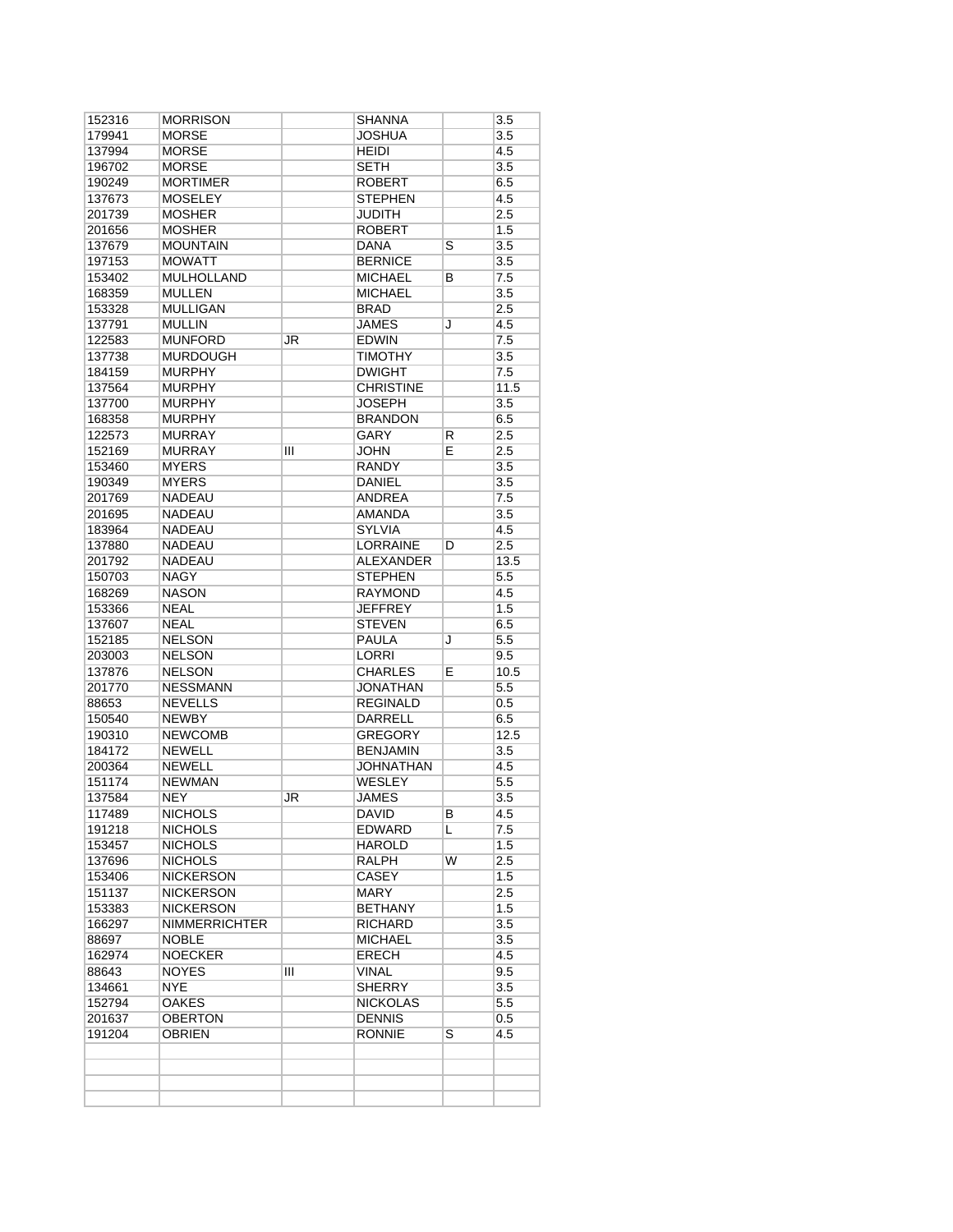| | | | | | |
|---|---|---|---|---|---|
| 152316 | MORRISON | | SHANNA | | 3.5 |
| 179941 | MORSE | | JOSHUA | | 3.5 |
| 137994 | MORSE | | HEIDI | | 4.5 |
| 196702 | MORSE | | SETH | | 3.5 |
| 190249 | MORTIMER | | ROBERT | | 6.5 |
| 137673 | MOSELEY | | STEPHEN | | 4.5 |
| 201739 | MOSHER | | JUDITH | | 2.5 |
| 201656 | MOSHER | | ROBERT | | 1.5 |
| 137679 | MOUNTAIN | | DANA | S | 3.5 |
| 197153 | MOWATT | | BERNICE | | 3.5 |
| 153402 | MULHOLLAND | | MICHAEL | B | 7.5 |
| 168359 | MULLEN | | MICHAEL | | 3.5 |
| 153328 | MULLIGAN | | BRAD | | 2.5 |
| 137791 | MULLIN | | JAMES | J | 4.5 |
| 122583 | MUNFORD | JR | EDWIN | | 7.5 |
| 137738 | MURDOUGH | | TIMOTHY | | 3.5 |
| 184159 | MURPHY | | DWIGHT | | 7.5 |
| 137564 | MURPHY | | CHRISTINE | | 11.5 |
| 137700 | MURPHY | | JOSEPH | | 3.5 |
| 168358 | MURPHY | | BRANDON | | 6.5 |
| 122573 | MURRAY | | GARY | R | 2.5 |
| 152169 | MURRAY | III | JOHN | E | 2.5 |
| 153460 | MYERS | | RANDY | | 3.5 |
| 190349 | MYERS | | DANIEL | | 3.5 |
| 201769 | NADEAU | | ANDREA | | 7.5 |
| 201695 | NADEAU | | AMANDA | | 3.5 |
| 183964 | NADEAU | | SYLVIA | | 4.5 |
| 137880 | NADEAU | | LORRAINE | D | 2.5 |
| 201792 | NADEAU | | ALEXANDER | | 13.5 |
| 150703 | NAGY | | STEPHEN | | 5.5 |
| 168269 | NASON | | RAYMOND | | 4.5 |
| 153366 | NEAL | | JEFFREY | | 1.5 |
| 137607 | NEAL | | STEVEN | | 6.5 |
| 152185 | NELSON | | PAULA | J | 5.5 |
| 203003 | NELSON | | LORRI | | 9.5 |
| 137876 | NELSON | | CHARLES | E | 10.5 |
| 201770 | NESSMANN | | JONATHAN | | 5.5 |
| 88653 | NEVELLS | | REGINALD | | 0.5 |
| 150540 | NEWBY | | DARRELL | | 6.5 |
| 190310 | NEWCOMB | | GREGORY | | 12.5 |
| 184172 | NEWELL | | BENJAMIN | | 3.5 |
| 200364 | NEWELL | | JOHNATHAN | | 4.5 |
| 151174 | NEWMAN | | WESLEY | | 5.5 |
| 137584 | NEY | JR | JAMES | | 3.5 |
| 117489 | NICHOLS | | DAVID | B | 4.5 |
| 191218 | NICHOLS | | EDWARD | L | 7.5 |
| 153457 | NICHOLS | | HAROLD | | 1.5 |
| 137696 | NICHOLS | | RALPH | W | 2.5 |
| 153406 | NICKERSON | | CASEY | | 1.5 |
| 151137 | NICKERSON | | MARY | | 2.5 |
| 153383 | NICKERSON | | BETHANY | | 1.5 |
| 166297 | NIMMERRICHTER | | RICHARD | | 3.5 |
| 88697 | NOBLE | | MICHAEL | | 3.5 |
| 162974 | NOECKER | | ERECH | | 4.5 |
| 88643 | NOYES | III | VINAL | | 9.5 |
| 134661 | NYE | | SHERRY | | 3.5 |
| 152794 | OAKES | | NICKOLAS | | 5.5 |
| 201637 | OBERTON | | DENNIS | | 0.5 |
| 191204 | OBRIEN | | RONNIE | S | 4.5 |
| | | | | | |
| | | | | | |
| | | | | | |
| | | | | | |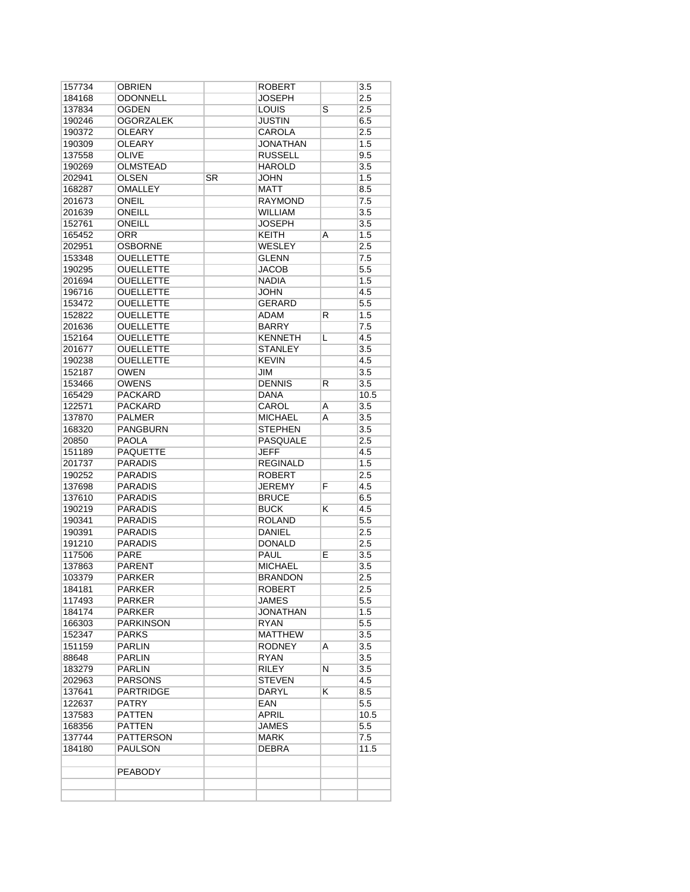| | | | | | |
|---|---|---|---|---|---|
| 157734 | OBRIEN | | ROBERT | | 3.5 |
| 184168 | ODONNELL | | JOSEPH | | 2.5 |
| 137834 | OGDEN | | LOUIS | S | 2.5 |
| 190246 | OGORZALEK | | JUSTIN | | 6.5 |
| 190372 | OLEARY | | CAROLA | | 2.5 |
| 190309 | OLEARY | | JONATHAN | | 1.5 |
| 137558 | OLIVE | | RUSSELL | | 9.5 |
| 190269 | OLMSTEAD | | HAROLD | | 3.5 |
| 202941 | OLSEN | SR | JOHN | | 1.5 |
| 168287 | OMALLEY | | MATT | | 8.5 |
| 201673 | ONEIL | | RAYMOND | | 7.5 |
| 201639 | ONEILL | | WILLIAM | | 3.5 |
| 152761 | ONEILL | | JOSEPH | | 3.5 |
| 165452 | ORR | | KEITH | A | 1.5 |
| 202951 | OSBORNE | | WESLEY | | 2.5 |
| 153348 | OUELLETTE | | GLENN | | 7.5 |
| 190295 | OUELLETTE | | JACOB | | 5.5 |
| 201694 | OUELLETTE | | NADIA | | 1.5 |
| 196716 | OUELLETTE | | JOHN | | 4.5 |
| 153472 | OUELLETTE | | GERARD | | 5.5 |
| 152822 | OUELLETTE | | ADAM | R | 1.5 |
| 201636 | OUELLETTE | | BARRY | | 7.5 |
| 152164 | OUELLETTE | | KENNETH | L | 4.5 |
| 201677 | OUELLETTE | | STANLEY | | 3.5 |
| 190238 | OUELLETTE | | KEVIN | | 4.5 |
| 152187 | OWEN | | JIM | | 3.5 |
| 153466 | OWENS | | DENNIS | R | 3.5 |
| 165429 | PACKARD | | DANA | | 10.5 |
| 122571 | PACKARD | | CAROL | A | 3.5 |
| 137870 | PALMER | | MICHAEL | A | 3.5 |
| 168320 | PANGBURN | | STEPHEN | | 3.5 |
| 20850 | PAOLA | | PASQUALE | | 2.5 |
| 151189 | PAQUETTE | | JEFF | | 4.5 |
| 201737 | PARADIS | | REGINALD | | 1.5 |
| 190252 | PARADIS | | ROBERT | | 2.5 |
| 137698 | PARADIS | | JEREMY | F | 4.5 |
| 137610 | PARADIS | | BRUCE | | 6.5 |
| 190219 | PARADIS | | BUCK | K | 4.5 |
| 190341 | PARADIS | | ROLAND | | 5.5 |
| 190391 | PARADIS | | DANIEL | | 2.5 |
| 191210 | PARADIS | | DONALD | | 2.5 |
| 117506 | PARE | | PAUL | E | 3.5 |
| 137863 | PARENT | | MICHAEL | | 3.5 |
| 103379 | PARKER | | BRANDON | | 2.5 |
| 184181 | PARKER | | ROBERT | | 2.5 |
| 117493 | PARKER | | JAMES | | 5.5 |
| 184174 | PARKER | | JONATHAN | | 1.5 |
| 166303 | PARKINSON | | RYAN | | 5.5 |
| 152347 | PARKS | | MATTHEW | | 3.5 |
| 151159 | PARLIN | | RODNEY | A | 3.5 |
| 88648 | PARLIN | | RYAN | | 3.5 |
| 183279 | PARLIN | | RILEY | N | 3.5 |
| 202963 | PARSONS | | STEVEN | | 4.5 |
| 137641 | PARTRIDGE | | DARYL | K | 8.5 |
| 122637 | PATRY | | EAN | | 5.5 |
| 137583 | PATTEN | | APRIL | | 10.5 |
| 168356 | PATTEN | | JAMES | | 5.5 |
| 137744 | PATTERSON | | MARK | | 7.5 |
| 184180 | PAULSON | | DEBRA | | 11.5 |
| | | | | | |
| | PEABODY | | | | |
| | | | | | |
| | | | | | |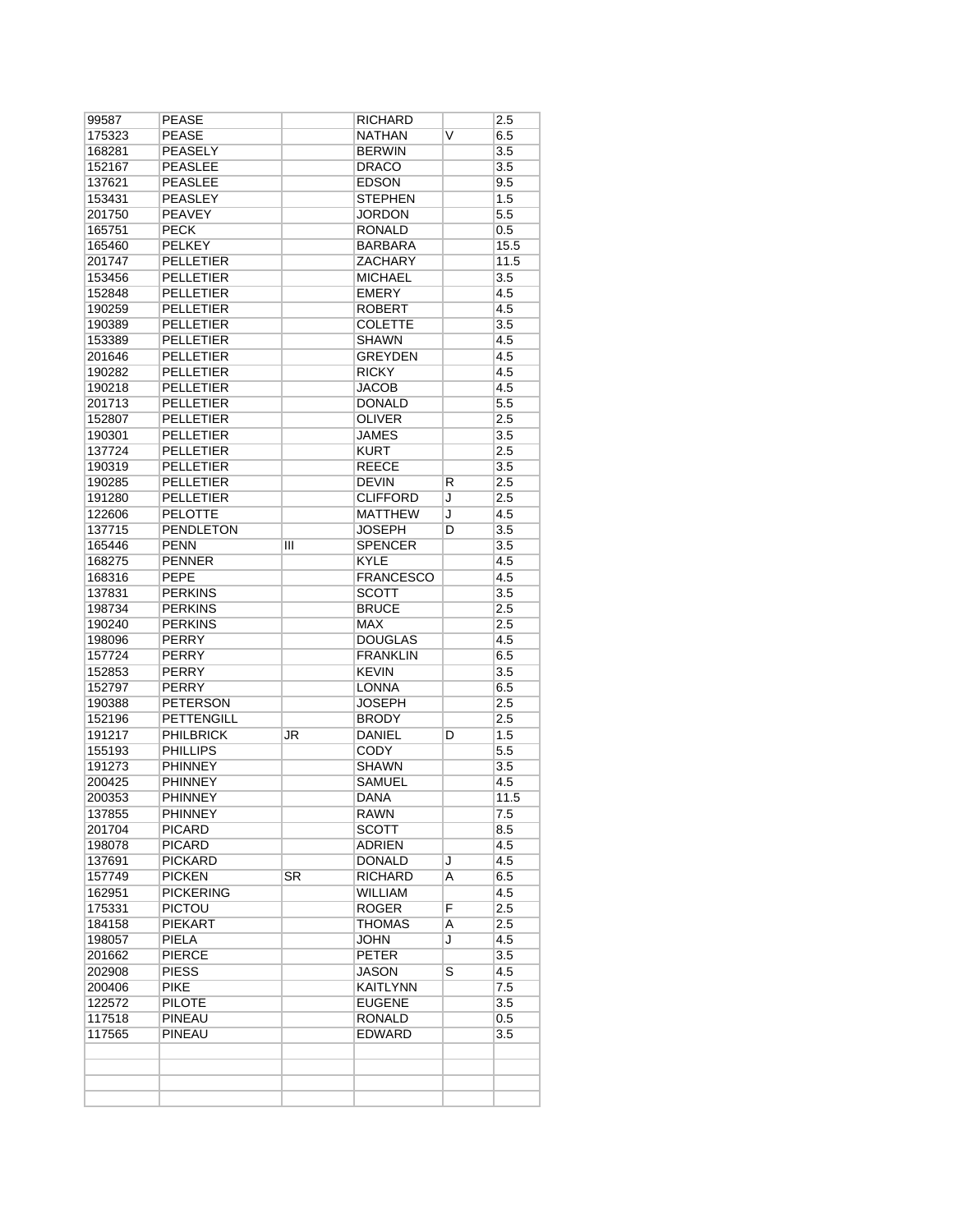| | | | | | |
|---|---|---|---|---|---|
| 99587 | PEASE | | RICHARD | | 2.5 |
| 175323 | PEASE | | NATHAN | V | 6.5 |
| 168281 | PEASELY | | BERWIN | | 3.5 |
| 152167 | PEASLEE | | DRACO | | 3.5 |
| 137621 | PEASLEE | | EDSON | | 9.5 |
| 153431 | PEASLEY | | STEPHEN | | 1.5 |
| 201750 | PEAVEY | | JORDON | | 5.5 |
| 165751 | PECK | | RONALD | | 0.5 |
| 165460 | PELKEY | | BARBARA | | 15.5 |
| 201747 | PELLETIER | | ZACHARY | | 11.5 |
| 153456 | PELLETIER | | MICHAEL | | 3.5 |
| 152848 | PELLETIER | | EMERY | | 4.5 |
| 190259 | PELLETIER | | ROBERT | | 4.5 |
| 190389 | PELLETIER | | COLETTE | | 3.5 |
| 153389 | PELLETIER | | SHAWN | | 4.5 |
| 201646 | PELLETIER | | GREYDEN | | 4.5 |
| 190282 | PELLETIER | | RICKY | | 4.5 |
| 190218 | PELLETIER | | JACOB | | 4.5 |
| 201713 | PELLETIER | | DONALD | | 5.5 |
| 152807 | PELLETIER | | OLIVER | | 2.5 |
| 190301 | PELLETIER | | JAMES | | 3.5 |
| 137724 | PELLETIER | | KURT | | 2.5 |
| 190319 | PELLETIER | | REECE | | 3.5 |
| 190285 | PELLETIER | | DEVIN | R | 2.5 |
| 191280 | PELLETIER | | CLIFFORD | J | 2.5 |
| 122606 | PELOTTE | | MATTHEW | J | 4.5 |
| 137715 | PENDLETON | | JOSEPH | D | 3.5 |
| 165446 | PENN | III | SPENCER | | 3.5 |
| 168275 | PENNER | | KYLE | | 4.5 |
| 168316 | PEPE | | FRANCESCO | | 4.5 |
| 137831 | PERKINS | | SCOTT | | 3.5 |
| 198734 | PERKINS | | BRUCE | | 2.5 |
| 190240 | PERKINS | | MAX | | 2.5 |
| 198096 | PERRY | | DOUGLAS | | 4.5 |
| 157724 | PERRY | | FRANKLIN | | 6.5 |
| 152853 | PERRY | | KEVIN | | 3.5 |
| 152797 | PERRY | | LONNA | | 6.5 |
| 190388 | PETERSON | | JOSEPH | | 2.5 |
| 152196 | PETTENGILL | | BRODY | | 2.5 |
| 191217 | PHILBRICK | JR | DANIEL | D | 1.5 |
| 155193 | PHILLIPS | | CODY | | 5.5 |
| 191273 | PHINNEY | | SHAWN | | 3.5 |
| 200425 | PHINNEY | | SAMUEL | | 4.5 |
| 200353 | PHINNEY | | DANA | | 11.5 |
| 137855 | PHINNEY | | RAWN | | 7.5 |
| 201704 | PICARD | | SCOTT | | 8.5 |
| 198078 | PICARD | | ADRIEN | | 4.5 |
| 137691 | PICKARD | | DONALD | J | 4.5 |
| 157749 | PICKEN | SR | RICHARD | A | 6.5 |
| 162951 | PICKERING | | WILLIAM | | 4.5 |
| 175331 | PICTOU | | ROGER | F | 2.5 |
| 184158 | PIEKART | | THOMAS | A | 2.5 |
| 198057 | PIELA | | JOHN | J | 4.5 |
| 201662 | PIERCE | | PETER | | 3.5 |
| 202908 | PIESS | | JASON | S | 4.5 |
| 200406 | PIKE | | KAITLYNN | | 7.5 |
| 122572 | PILOTE | | EUGENE | | 3.5 |
| 117518 | PINEAU | | RONALD | | 0.5 |
| 117565 | PINEAU | | EDWARD | | 3.5 |
| | | | | | |
| | | | | | |
| | | | | | |
| | | | | | |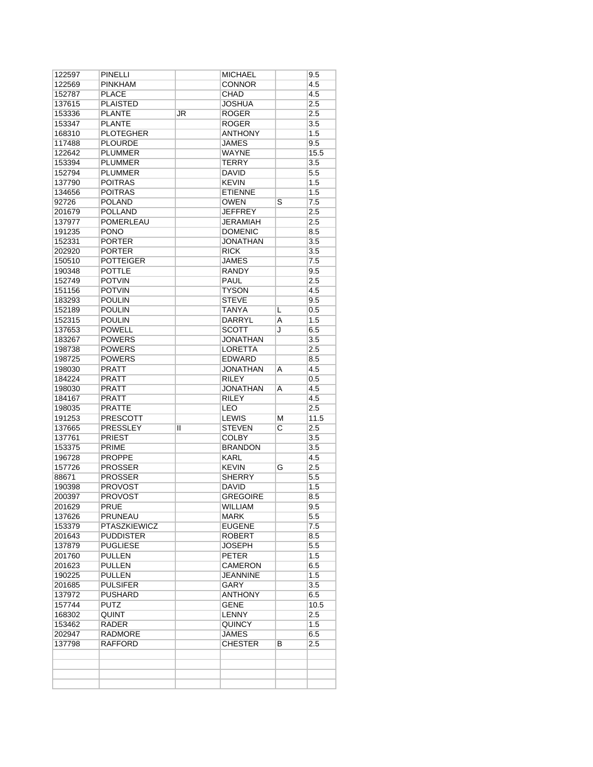| | | | | | |
|---|---|---|---|---|---|
| 122597 | PINELLI | | MICHAEL | | 9.5 |
| 122569 | PINKHAM | | CONNOR | | 4.5 |
| 152787 | PLACE | | CHAD | | 4.5 |
| 137615 | PLAISTED | | JOSHUA | | 2.5 |
| 153336 | PLANTE | JR | ROGER | | 2.5 |
| 153347 | PLANTE | | ROGER | | 3.5 |
| 168310 | PLOTEGHER | | ANTHONY | | 1.5 |
| 117488 | PLOURDE | | JAMES | | 9.5 |
| 122642 | PLUMMER | | WAYNE | | 15.5 |
| 153394 | PLUMMER | | TERRY | | 3.5 |
| 152794 | PLUMMER | | DAVID | | 5.5 |
| 137790 | POITRAS | | KEVIN | | 1.5 |
| 134656 | POITRAS | | ETIENNE | | 1.5 |
| 92726 | POLAND | | OWEN | S | 7.5 |
| 201679 | POLLAND | | JEFFREY | | 2.5 |
| 137977 | POMERLEAU | | JERAMIAH | | 2.5 |
| 191235 | PONO | | DOMENIC | | 8.5 |
| 152331 | PORTER | | JONATHAN | | 3.5 |
| 202920 | PORTER | | RICK | | 3.5 |
| 150510 | POTTEIGER | | JAMES | | 7.5 |
| 190348 | POTTLE | | RANDY | | 9.5 |
| 152749 | POTVIN | | PAUL | | 2.5 |
| 151156 | POTVIN | | TYSON | | 4.5 |
| 183293 | POULIN | | STEVE | | 9.5 |
| 152189 | POULIN | | TANYA | L | 0.5 |
| 152315 | POULIN | | DARRYL | A | 1.5 |
| 137653 | POWELL | | SCOTT | J | 6.5 |
| 183267 | POWERS | | JONATHAN | | 3.5 |
| 198738 | POWERS | | LORETTA | | 2.5 |
| 198725 | POWERS | | EDWARD | | 8.5 |
| 198030 | PRATT | | JONATHAN | A | 4.5 |
| 184224 | PRATT | | RILEY | | 0.5 |
| 198030 | PRATT | | JONATHAN | A | 4.5 |
| 184167 | PRATT | | RILEY | | 4.5 |
| 198035 | PRATTE | | LEO | | 2.5 |
| 191253 | PRESCOTT | | LEWIS | M | 11.5 |
| 137665 | PRESSLEY | II | STEVEN | C | 2.5 |
| 137761 | PRIEST | | COLBY | | 3.5 |
| 153375 | PRIME | | BRANDON | | 3.5 |
| 196728 | PROPPE | | KARL | | 4.5 |
| 157726 | PROSSER | | KEVIN | G | 2.5 |
| 88671 | PROSSER | | SHERRY | | 5.5 |
| 190398 | PROVOST | | DAVID | | 1.5 |
| 200397 | PROVOST | | GREGOIRE | | 8.5 |
| 201629 | PRUE | | WILLIAM | | 9.5 |
| 137626 | PRUNEAU | | MARK | | 5.5 |
| 153379 | PTASZKIEWICZ | | EUGENE | | 7.5 |
| 201643 | PUDDISTER | | ROBERT | | 8.5 |
| 137879 | PUGLIESE | | JOSEPH | | 5.5 |
| 201760 | PULLEN | | PETER | | 1.5 |
| 201623 | PULLEN | | CAMERON | | 6.5 |
| 190225 | PULLEN | | JEANNINE | | 1.5 |
| 201685 | PULSIFER | | GARY | | 3.5 |
| 137972 | PUSHARD | | ANTHONY | | 6.5 |
| 157744 | PUTZ | | GENE | | 10.5 |
| 168302 | QUINT | | LENNY | | 2.5 |
| 153462 | RADER | | QUINCY | | 1.5 |
| 202947 | RADMORE | | JAMES | | 6.5 |
| 137798 | RAFFORD | | CHESTER | B | 2.5 |
| | | | | | |
| | | | | | |
| | | | | | |
| | | | | | |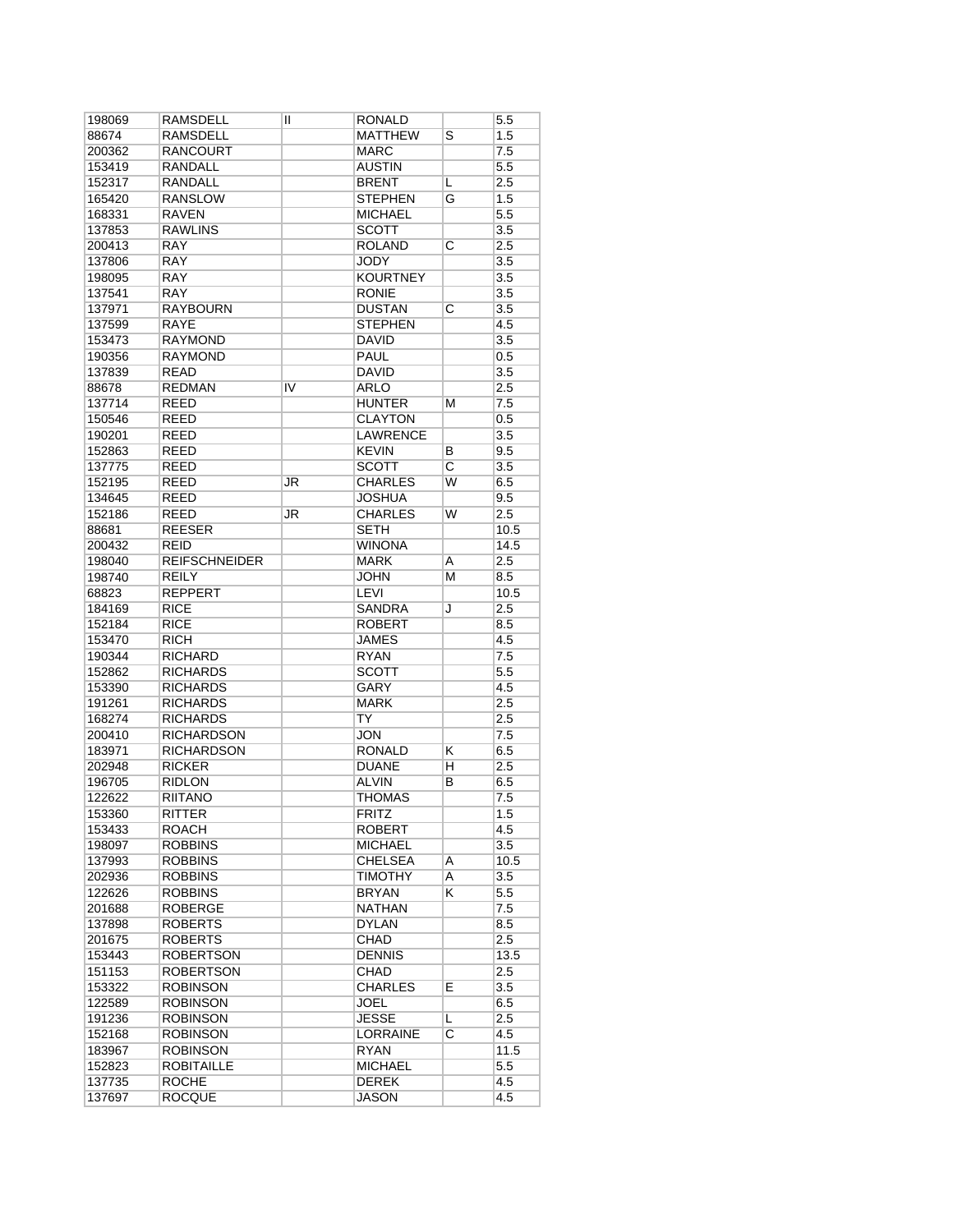| | | | | | |
|---|---|---|---|---|---|
| 198069 | RAMSDELL | II | RONALD | | 5.5 |
| 88674 | RAMSDELL | | MATTHEW | S | 1.5 |
| 200362 | RANCOURT | | MARC | | 7.5 |
| 153419 | RANDALL | | AUSTIN | | 5.5 |
| 152317 | RANDALL | | BRENT | L | 2.5 |
| 165420 | RANSLOW | | STEPHEN | G | 1.5 |
| 168331 | RAVEN | | MICHAEL | | 5.5 |
| 137853 | RAWLINS | | SCOTT | | 3.5 |
| 200413 | RAY | | ROLAND | C | 2.5 |
| 137806 | RAY | | JODY | | 3.5 |
| 198095 | RAY | | KOURTNEY | | 3.5 |
| 137541 | RAY | | RONIE | | 3.5 |
| 137971 | RAYBOURN | | DUSTAN | C | 3.5 |
| 137599 | RAYE | | STEPHEN | | 4.5 |
| 153473 | RAYMOND | | DAVID | | 3.5 |
| 190356 | RAYMOND | | PAUL | | 0.5 |
| 137839 | READ | | DAVID | | 3.5 |
| 88678 | REDMAN | IV | ARLO | | 2.5 |
| 137714 | REED | | HUNTER | M | 7.5 |
| 150546 | REED | | CLAYTON | | 0.5 |
| 190201 | REED | | LAWRENCE | | 3.5 |
| 152863 | REED | | KEVIN | B | 9.5 |
| 137775 | REED | | SCOTT | C | 3.5 |
| 152195 | REED | JR | CHARLES | W | 6.5 |
| 134645 | REED | | JOSHUA | | 9.5 |
| 152186 | REED | JR | CHARLES | W | 2.5 |
| 88681 | REESER | | SETH | | 10.5 |
| 200432 | REID | | WINONA | | 14.5 |
| 198040 | REIFSCHNEIDER | | MARK | A | 2.5 |
| 198740 | REILY | | JOHN | M | 8.5 |
| 68823 | REPPERT | | LEVI | | 10.5 |
| 184169 | RICE | | SANDRA | J | 2.5 |
| 152184 | RICE | | ROBERT | | 8.5 |
| 153470 | RICH | | JAMES | | 4.5 |
| 190344 | RICHARD | | RYAN | | 7.5 |
| 152862 | RICHARDS | | SCOTT | | 5.5 |
| 153390 | RICHARDS | | GARY | | 4.5 |
| 191261 | RICHARDS | | MARK | | 2.5 |
| 168274 | RICHARDS | | TY | | 2.5 |
| 200410 | RICHARDSON | | JON | | 7.5 |
| 183971 | RICHARDSON | | RONALD | K | 6.5 |
| 202948 | RICKER | | DUANE | H | 2.5 |
| 196705 | RIDLON | | ALVIN | B | 6.5 |
| 122622 | RIITANO | | THOMAS | | 7.5 |
| 153360 | RITTER | | FRITZ | | 1.5 |
| 153433 | ROACH | | ROBERT | | 4.5 |
| 198097 | ROBBINS | | MICHAEL | | 3.5 |
| 137993 | ROBBINS | | CHELSEA | A | 10.5 |
| 202936 | ROBBINS | | TIMOTHY | A | 3.5 |
| 122626 | ROBBINS | | BRYAN | K | 5.5 |
| 201688 | ROBERGE | | NATHAN | | 7.5 |
| 137898 | ROBERTS | | DYLAN | | 8.5 |
| 201675 | ROBERTS | | CHAD | | 2.5 |
| 153443 | ROBERTSON | | DENNIS | | 13.5 |
| 151153 | ROBERTSON | | CHAD | | 2.5 |
| 153322 | ROBINSON | | CHARLES | E | 3.5 |
| 122589 | ROBINSON | | JOEL | | 6.5 |
| 191236 | ROBINSON | | JESSE | L | 2.5 |
| 152168 | ROBINSON | | LORRAINE | C | 4.5 |
| 183967 | ROBINSON | | RYAN | | 11.5 |
| 152823 | ROBITAILLE | | MICHAEL | | 5.5 |
| 137735 | ROCHE | | DEREK | | 4.5 |
| 137697 | ROCQUE | | JASON | | 4.5 |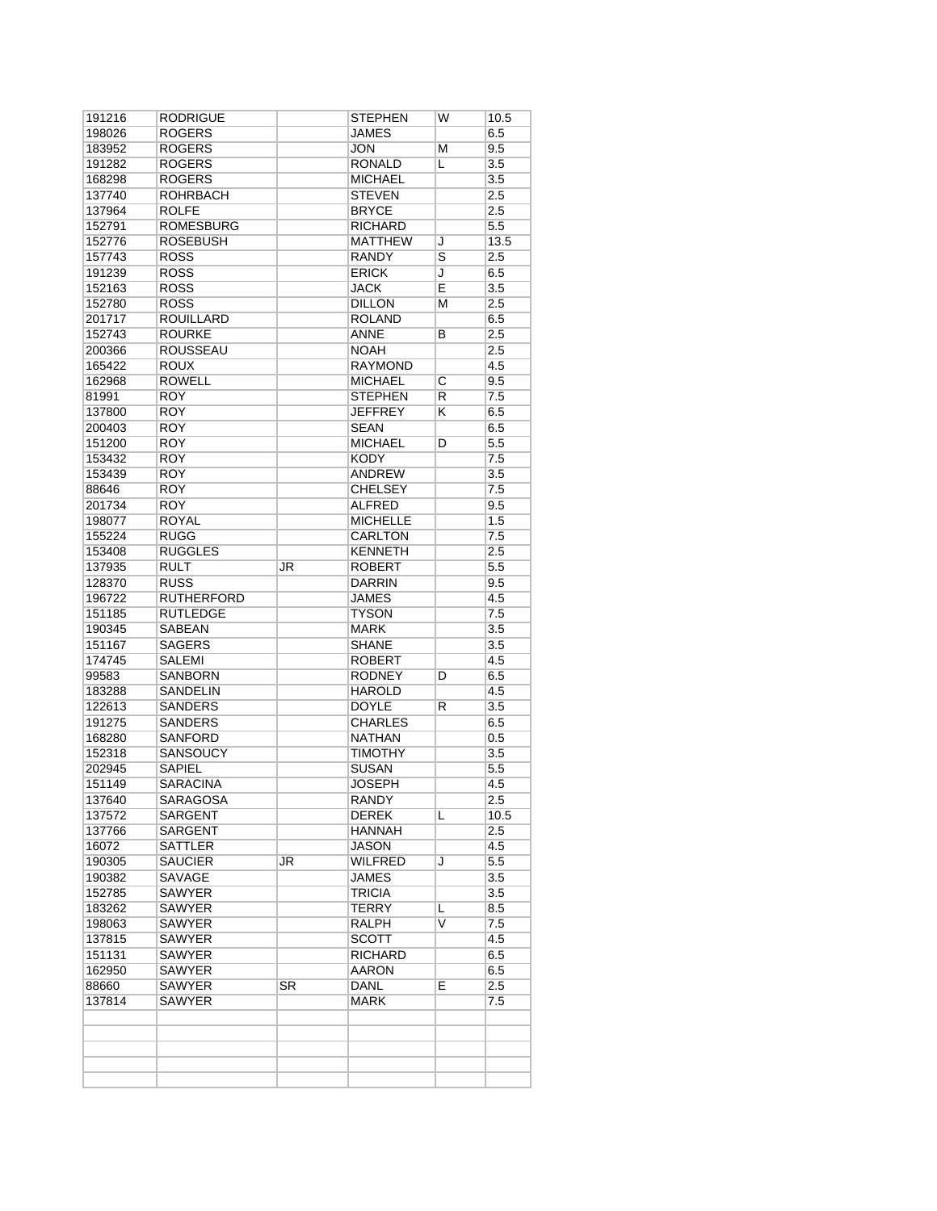| | | | | | |
|---|---|---|---|---|---|
| 191216 | RODRIGUE | | STEPHEN | W | 10.5 |
| 198026 | ROGERS | | JAMES | | 6.5 |
| 183952 | ROGERS | | JON | M | 9.5 |
| 191282 | ROGERS | | RONALD | L | 3.5 |
| 168298 | ROGERS | | MICHAEL | | 3.5 |
| 137740 | ROHRBACH | | STEVEN | | 2.5 |
| 137964 | ROLFE | | BRYCE | | 2.5 |
| 152791 | ROMESBURG | | RICHARD | | 5.5 |
| 152776 | ROSEBUSH | | MATTHEW | J | 13.5 |
| 157743 | ROSS | | RANDY | S | 2.5 |
| 191239 | ROSS | | ERICK | J | 6.5 |
| 152163 | ROSS | | JACK | E | 3.5 |
| 152780 | ROSS | | DILLON | M | 2.5 |
| 201717 | ROUILLARD | | ROLAND | | 6.5 |
| 152743 | ROURKE | | ANNE | B | 2.5 |
| 200366 | ROUSSEAU | | NOAH | | 2.5 |
| 165422 | ROUX | | RAYMOND | | 4.5 |
| 162968 | ROWELL | | MICHAEL | C | 9.5 |
| 81991 | ROY | | STEPHEN | R | 7.5 |
| 137800 | ROY | | JEFFREY | K | 6.5 |
| 200403 | ROY | | SEAN | | 6.5 |
| 151200 | ROY | | MICHAEL | D | 5.5 |
| 153432 | ROY | | KODY | | 7.5 |
| 153439 | ROY | | ANDREW | | 3.5 |
| 88646 | ROY | | CHELSEY | | 7.5 |
| 201734 | ROY | | ALFRED | | 9.5 |
| 198077 | ROYAL | | MICHELLE | | 1.5 |
| 155224 | RUGG | | CARLTON | | 7.5 |
| 153408 | RUGGLES | | KENNETH | | 2.5 |
| 137935 | RULT | JR | ROBERT | | 5.5 |
| 128370 | RUSS | | DARRIN | | 9.5 |
| 196722 | RUTHERFORD | | JAMES | | 4.5 |
| 151185 | RUTLEDGE | | TYSON | | 7.5 |
| 190345 | SABEAN | | MARK | | 3.5 |
| 151167 | SAGERS | | SHANE | | 3.5 |
| 174745 | SALEMI | | ROBERT | | 4.5 |
| 99583 | SANBORN | | RODNEY | D | 6.5 |
| 183288 | SANDELIN | | HAROLD | | 4.5 |
| 122613 | SANDERS | | DOYLE | R | 3.5 |
| 191275 | SANDERS | | CHARLES | | 6.5 |
| 168280 | SANFORD | | NATHAN | | 0.5 |
| 152318 | SANSOUCY | | TIMOTHY | | 3.5 |
| 202945 | SAPIEL | | SUSAN | | 5.5 |
| 151149 | SARACINA | | JOSEPH | | 4.5 |
| 137640 | SARAGOSA | | RANDY | | 2.5 |
| 137572 | SARGENT | | DEREK | L | 10.5 |
| 137766 | SARGENT | | HANNAH | | 2.5 |
| 16072 | SATTLER | | JASON | | 4.5 |
| 190305 | SAUCIER | JR | WILFRED | J | 5.5 |
| 190382 | SAVAGE | | JAMES | | 3.5 |
| 152785 | SAWYER | | TRICIA | | 3.5 |
| 183262 | SAWYER | | TERRY | L | 8.5 |
| 198063 | SAWYER | | RALPH | V | 7.5 |
| 137815 | SAWYER | | SCOTT | | 4.5 |
| 151131 | SAWYER | | RICHARD | | 6.5 |
| 162950 | SAWYER | | AARON | | 6.5 |
| 88660 | SAWYER | SR | DANL | E | 2.5 |
| 137814 | SAWYER | | MARK | | 7.5 |
| | | | | | |
| | | | | | |
| | | | | | |
| | | | | | |
| | | | | | |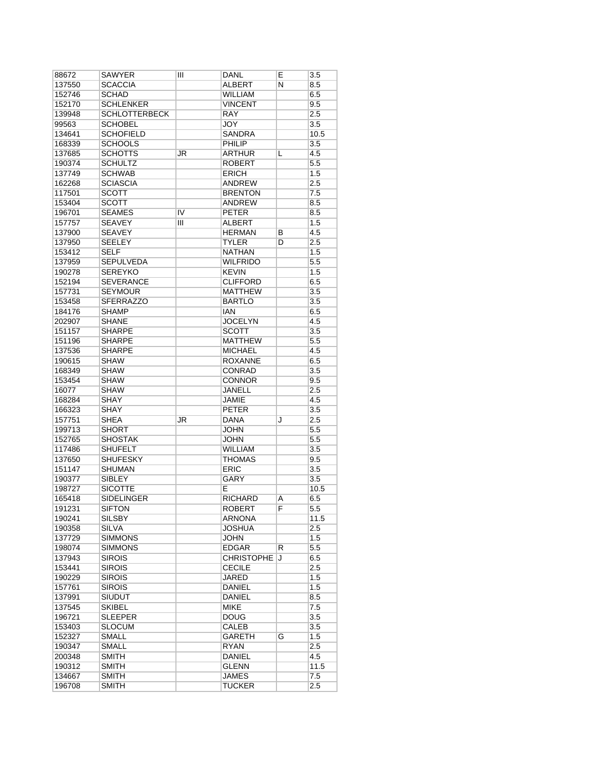| | | | | | |
|---|---|---|---|---|---|
| 88672 | SAWYER | III | DANL | E | 3.5 |
| 137550 | SCACCIA | | ALBERT | N | 8.5 |
| 152746 | SCHAD | | WILLIAM | | 6.5 |
| 152170 | SCHLENKER | | VINCENT | | 9.5 |
| 139948 | SCHLOTTERBECK | | RAY | | 2.5 |
| 99563 | SCHOBEL | | JOY | | 3.5 |
| 134641 | SCHOFIELD | | SANDRA | | 10.5 |
| 168339 | SCHOOLS | | PHILIP | | 3.5 |
| 137685 | SCHOTTS | JR | ARTHUR | L | 4.5 |
| 190374 | SCHULTZ | | ROBERT | | 5.5 |
| 137749 | SCHWAB | | ERICH | | 1.5 |
| 162268 | SCIASCIA | | ANDREW | | 2.5 |
| 117501 | SCOTT | | BRENTON | | 7.5 |
| 153404 | SCOTT | | ANDREW | | 8.5 |
| 196701 | SEAMES | IV | PETER | | 8.5 |
| 157757 | SEAVEY | III | ALBERT | | 1.5 |
| 137900 | SEAVEY | | HERMAN | B | 4.5 |
| 137950 | SEELEY | | TYLER | D | 2.5 |
| 153412 | SELF | | NATHAN | | 1.5 |
| 137959 | SEPULVEDA | | WILFRIDO | | 5.5 |
| 190278 | SEREYKO | | KEVIN | | 1.5 |
| 152194 | SEVERANCE | | CLIFFORD | | 6.5 |
| 157731 | SEYMOUR | | MATTHEW | | 3.5 |
| 153458 | SFERRAZZO | | BARTLO | | 3.5 |
| 184176 | SHAMP | | IAN | | 6.5 |
| 202907 | SHANE | | JOCELYN | | 4.5 |
| 151157 | SHARPE | | SCOTT | | 3.5 |
| 151196 | SHARPE | | MATTHEW | | 5.5 |
| 137536 | SHARPE | | MICHAEL | | 4.5 |
| 190615 | SHAW | | ROXANNE | | 6.5 |
| 168349 | SHAW | | CONRAD | | 3.5 |
| 153454 | SHAW | | CONNOR | | 9.5 |
| 16077 | SHAW | | JANELL | | 2.5 |
| 168284 | SHAY | | JAMIE | | 4.5 |
| 166323 | SHAY | | PETER | | 3.5 |
| 157751 | SHEA | JR | DANA | J | 2.5 |
| 199713 | SHORT | | JOHN | | 5.5 |
| 152765 | SHOSTAK | | JOHN | | 5.5 |
| 117486 | SHUFELT | | WILLIAM | | 3.5 |
| 137650 | SHUFESKY | | THOMAS | | 9.5 |
| 151147 | SHUMAN | | ERIC | | 3.5 |
| 190377 | SIBLEY | | GARY | | 3.5 |
| 198727 | SICOTTE | | E | | 10.5 |
| 165418 | SIDELINGER | | RICHARD | A | 6.5 |
| 191231 | SIFTON | | ROBERT | F | 5.5 |
| 190241 | SILSBY | | ARNONA | | 11.5 |
| 190358 | SILVA | | JOSHUA | | 2.5 |
| 137729 | SIMMONS | | JOHN | | 1.5 |
| 198074 | SIMMONS | | EDGAR | R | 5.5 |
| 137943 | SIROIS | | CHRISTOPHE | J | 6.5 |
| 153441 | SIROIS | | CECILE | | 2.5 |
| 190229 | SIROIS | | JARED | | 1.5 |
| 157761 | SIROIS | | DANIEL | | 1.5 |
| 137991 | SIUDUT | | DANIEL | | 8.5 |
| 137545 | SKIBEL | | MIKE | | 7.5 |
| 196721 | SLEEPER | | DOUG | | 3.5 |
| 153403 | SLOCUM | | CALEB | | 3.5 |
| 152327 | SMALL | | GARETH | G | 1.5 |
| 190347 | SMALL | | RYAN | | 2.5 |
| 200348 | SMITH | | DANIEL | | 4.5 |
| 190312 | SMITH | | GLENN | | 11.5 |
| 134667 | SMITH | | JAMES | | 7.5 |
| 196708 | SMITH | | TUCKER | | 2.5 |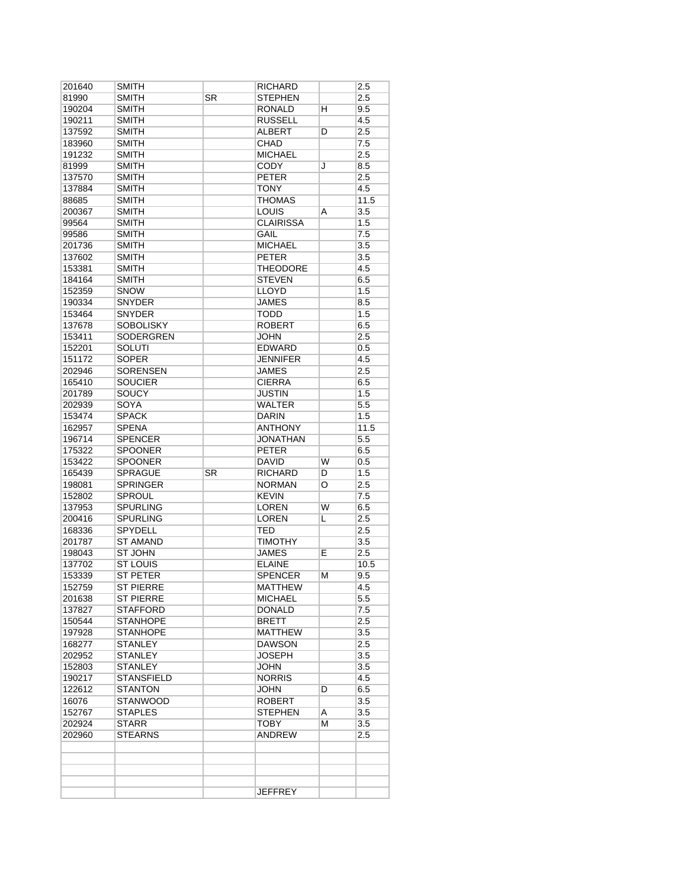| | | | | | |
|---|---|---|---|---|---|
| 201640 | SMITH | | RICHARD | | 2.5 |
| 81990 | SMITH | SR | STEPHEN | | 2.5 |
| 190204 | SMITH | | RONALD | H | 9.5 |
| 190211 | SMITH | | RUSSELL | | 4.5 |
| 137592 | SMITH | | ALBERT | D | 2.5 |
| 183960 | SMITH | | CHAD | | 7.5 |
| 191232 | SMITH | | MICHAEL | | 2.5 |
| 81999 | SMITH | | CODY | J | 8.5 |
| 137570 | SMITH | | PETER | | 2.5 |
| 137884 | SMITH | | TONY | | 4.5 |
| 88685 | SMITH | | THOMAS | | 11.5 |
| 200367 | SMITH | | LOUIS | A | 3.5 |
| 99564 | SMITH | | CLAIRISSA | | 1.5 |
| 99586 | SMITH | | GAIL | | 7.5 |
| 201736 | SMITH | | MICHAEL | | 3.5 |
| 137602 | SMITH | | PETER | | 3.5 |
| 153381 | SMITH | | THEODORE | | 4.5 |
| 184164 | SMITH | | STEVEN | | 6.5 |
| 152359 | SNOW | | LLOYD | | 1.5 |
| 190334 | SNYDER | | JAMES | | 8.5 |
| 153464 | SNYDER | | TODD | | 1.5 |
| 137678 | SOBOLISKY | | ROBERT | | 6.5 |
| 153411 | SODERGREN | | JOHN | | 2.5 |
| 152201 | SOLUTI | | EDWARD | | 0.5 |
| 151172 | SOPER | | JENNIFER | | 4.5 |
| 202946 | SORENSEN | | JAMES | | 2.5 |
| 165410 | SOUCIER | | CIERRA | | 6.5 |
| 201789 | SOUCY | | JUSTIN | | 1.5 |
| 202939 | SOYA | | WALTER | | 5.5 |
| 153474 | SPACK | | DARIN | | 1.5 |
| 162957 | SPENA | | ANTHONY | | 11.5 |
| 196714 | SPENCER | | JONATHAN | | 5.5 |
| 175322 | SPOONER | | PETER | | 6.5 |
| 153422 | SPOONER | | DAVID | W | 0.5 |
| 165439 | SPRAGUE | SR | RICHARD | D | 1.5 |
| 198081 | SPRINGER | | NORMAN | O | 2.5 |
| 152802 | SPROUL | | KEVIN | | 7.5 |
| 137953 | SPURLING | | LOREN | W | 6.5 |
| 200416 | SPURLING | | LOREN | L | 2.5 |
| 168336 | SPYDELL | | TED | | 2.5 |
| 201787 | ST AMAND | | TIMOTHY | | 3.5 |
| 198043 | ST JOHN | | JAMES | E | 2.5 |
| 137702 | ST LOUIS | | ELAINE | | 10.5 |
| 153339 | ST PETER | | SPENCER | M | 9.5 |
| 152759 | ST PIERRE | | MATTHEW | | 4.5 |
| 201638 | ST PIERRE | | MICHAEL | | 5.5 |
| 137827 | STAFFORD | | DONALD | | 7.5 |
| 150544 | STANHOPE | | BRETT | | 2.5 |
| 197928 | STANHOPE | | MATTHEW | | 3.5 |
| 168277 | STANLEY | | DAWSON | | 2.5 |
| 202952 | STANLEY | | JOSEPH | | 3.5 |
| 152803 | STANLEY | | JOHN | | 3.5 |
| 190217 | STANSFIELD | | NORRIS | | 4.5 |
| 122612 | STANTON | | JOHN | D | 6.5 |
| 16076 | STANWOOD | | ROBERT | | 3.5 |
| 152767 | STAPLES | | STEPHEN | A | 3.5 |
| 202924 | STARR | | TOBY | M | 3.5 |
| 202960 | STEARNS | | ANDREW | | 2.5 |
| | | | | | |
| | | | | | |
| | | | | | |
| | | | | | |
| | | | JEFFREY | | |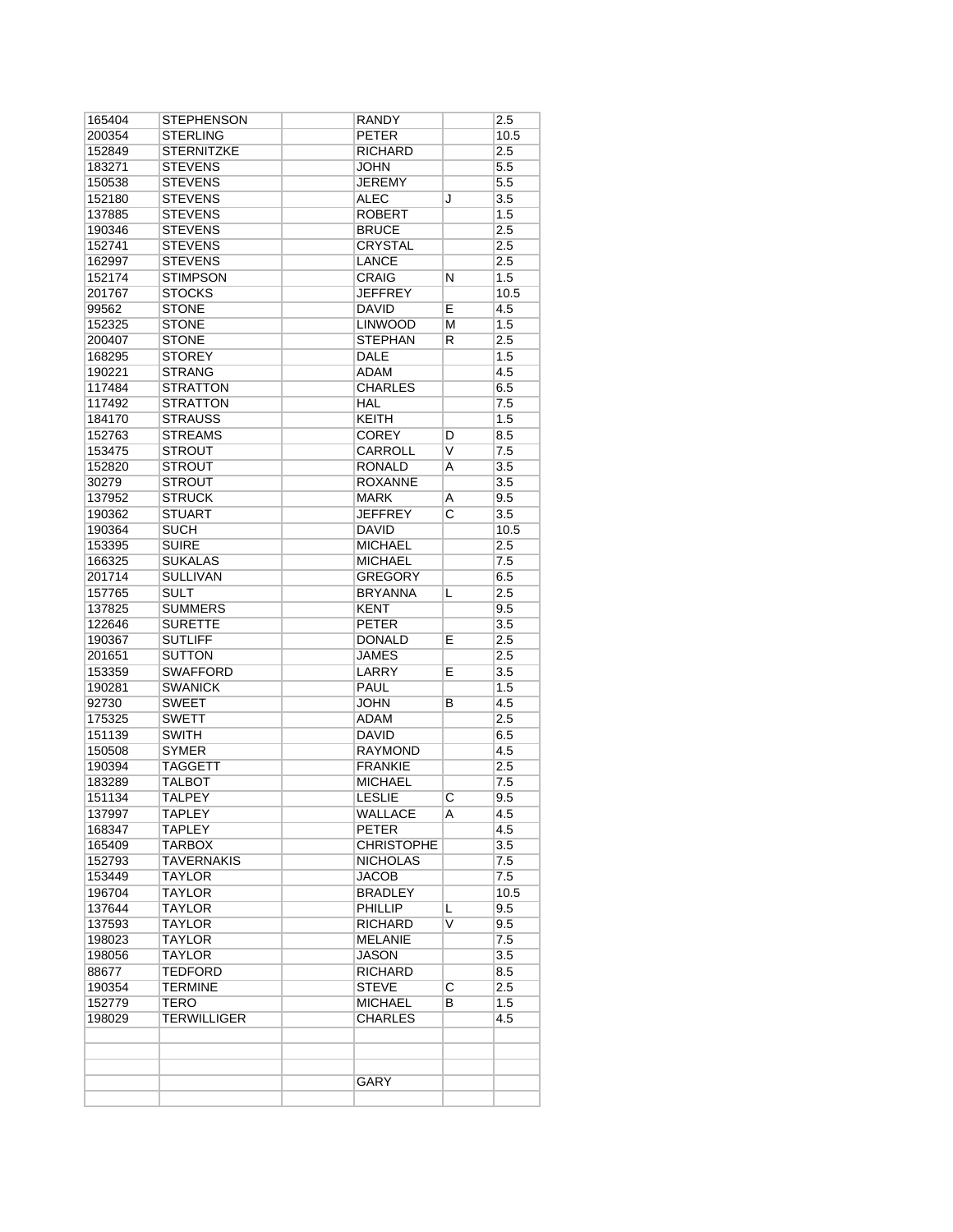| | | | | | |
|---|---|---|---|---|---|
| 165404 | STEPHENSON | | RANDY | | 2.5 |
| 200354 | STERLING | | PETER | | 10.5 |
| 152849 | STERNITZKE | | RICHARD | | 2.5 |
| 183271 | STEVENS | | JOHN | | 5.5 |
| 150538 | STEVENS | | JEREMY | | 5.5 |
| 152180 | STEVENS | | ALEC | J | 3.5 |
| 137885 | STEVENS | | ROBERT | | 1.5 |
| 190346 | STEVENS | | BRUCE | | 2.5 |
| 152741 | STEVENS | | CRYSTAL | | 2.5 |
| 162997 | STEVENS | | LANCE | | 2.5 |
| 152174 | STIMPSON | | CRAIG | N | 1.5 |
| 201767 | STOCKS | | JEFFREY | | 10.5 |
| 99562 | STONE | | DAVID | E | 4.5 |
| 152325 | STONE | | LINWOOD | M | 1.5 |
| 200407 | STONE | | STEPHAN | R | 2.5 |
| 168295 | STOREY | | DALE | | 1.5 |
| 190221 | STRANG | | ADAM | | 4.5 |
| 117484 | STRATTON | | CHARLES | | 6.5 |
| 117492 | STRATTON | | HAL | | 7.5 |
| 184170 | STRAUSS | | KEITH | | 1.5 |
| 152763 | STREAMS | | COREY | D | 8.5 |
| 153475 | STROUT | | CARROLL | V | 7.5 |
| 152820 | STROUT | | RONALD | A | 3.5 |
| 30279 | STROUT | | ROXANNE | | 3.5 |
| 137952 | STRUCK | | MARK | A | 9.5 |
| 190362 | STUART | | JEFFREY | C | 3.5 |
| 190364 | SUCH | | DAVID | | 10.5 |
| 153395 | SUIRE | | MICHAEL | | 2.5 |
| 166325 | SUKALAS | | MICHAEL | | 7.5 |
| 201714 | SULLIVAN | | GREGORY | | 6.5 |
| 157765 | SULT | | BRYANNA | L | 2.5 |
| 137825 | SUMMERS | | KENT | | 9.5 |
| 122646 | SURETTE | | PETER | | 3.5 |
| 190367 | SUTLIFF | | DONALD | E | 2.5 |
| 201651 | SUTTON | | JAMES | | 2.5 |
| 153359 | SWAFFORD | | LARRY | E | 3.5 |
| 190281 | SWANICK | | PAUL | | 1.5 |
| 92730 | SWEET | | JOHN | B | 4.5 |
| 175325 | SWETT | | ADAM | | 2.5 |
| 151139 | SWITH | | DAVID | | 6.5 |
| 150508 | SYMER | | RAYMOND | | 4.5 |
| 190394 | TAGGETT | | FRANKIE | | 2.5 |
| 183289 | TALBOT | | MICHAEL | | 7.5 |
| 151134 | TALPEY | | LESLIE | C | 9.5 |
| 137997 | TAPLEY | | WALLACE | A | 4.5 |
| 168347 | TAPLEY | | PETER | | 4.5 |
| 165409 | TARBOX | | CHRISTOPHE | | 3.5 |
| 152793 | TAVERNAKIS | | NICHOLAS | | 7.5 |
| 153449 | TAYLOR | | JACOB | | 7.5 |
| 196704 | TAYLOR | | BRADLEY | | 10.5 |
| 137644 | TAYLOR | | PHILLIP | L | 9.5 |
| 137593 | TAYLOR | | RICHARD | V | 9.5 |
| 198023 | TAYLOR | | MELANIE | | 7.5 |
| 198056 | TAYLOR | | JASON | | 3.5 |
| 88677 | TEDFORD | | RICHARD | | 8.5 |
| 190354 | TERMINE | | STEVE | C | 2.5 |
| 152779 | TERO | | MICHAEL | B | 1.5 |
| 198029 | TERWILLIGER | | CHARLES | | 4.5 |
| | | | | | |
| | | | | | |
| | | | | | |
| | | | GARY | | |
| | | | | | |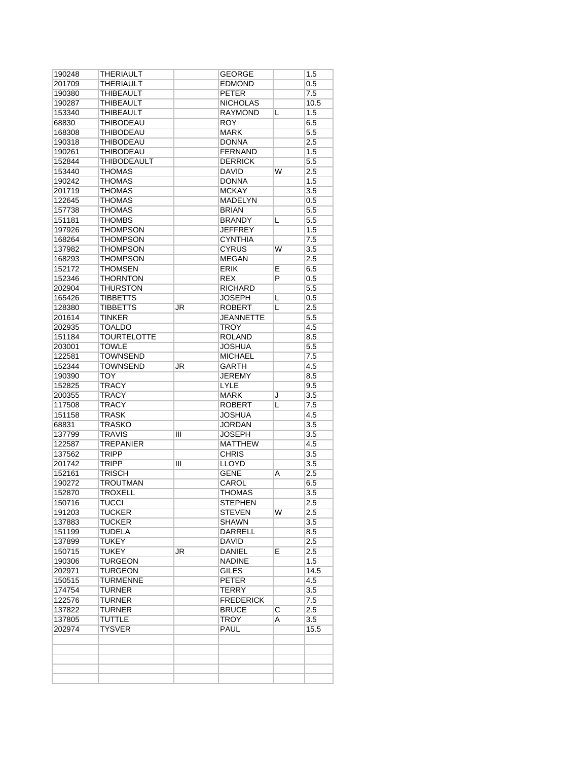| | | | | | |
|---|---|---|---|---|---|
| 190248 | THERIAULT | | GEORGE | | 1.5 |
| 201709 | THERIAULT | | EDMOND | | 0.5 |
| 190380 | THIBEAULT | | PETER | | 7.5 |
| 190287 | THIBEAULT | | NICHOLAS | | 10.5 |
| 153340 | THIBEAULT | | RAYMOND | L | 1.5 |
| 68830 | THIBODEAU | | ROY | | 6.5 |
| 168308 | THIBODEAU | | MARK | | 5.5 |
| 190318 | THIBODEAU | | DONNA | | 2.5 |
| 190261 | THIBODEAU | | FERNAND | | 1.5 |
| 152844 | THIBODEAULT | | DERRICK | | 5.5 |
| 153440 | THOMAS | | DAVID | W | 2.5 |
| 190242 | THOMAS | | DONNA | | 1.5 |
| 201719 | THOMAS | | MCKAY | | 3.5 |
| 122645 | THOMAS | | MADELYN | | 0.5 |
| 157738 | THOMAS | | BRIAN | | 5.5 |
| 151181 | THOMBS | | BRANDY | L | 5.5 |
| 197926 | THOMPSON | | JEFFREY | | 1.5 |
| 168264 | THOMPSON | | CYNTHIA | | 7.5 |
| 137982 | THOMPSON | | CYRUS | W | 3.5 |
| 168293 | THOMPSON | | MEGAN | | 2.5 |
| 152172 | THOMSEN | | ERIK | E | 6.5 |
| 152346 | THORNTON | | REX | P | 0.5 |
| 202904 | THURSTON | | RICHARD | | 5.5 |
| 165426 | TIBBETTS | | JOSEPH | L | 0.5 |
| 128380 | TIBBETTS | JR | ROBERT | L | 2.5 |
| 201614 | TINKER | | JEANNETTE | | 5.5 |
| 202935 | TOALDO | | TROY | | 4.5 |
| 151184 | TOURTELOTTE | | ROLAND | | 8.5 |
| 203001 | TOWLE | | JOSHUA | | 5.5 |
| 122581 | TOWNSEND | | MICHAEL | | 7.5 |
| 152344 | TOWNSEND | JR | GARTH | | 4.5 |
| 190390 | TOY | | JEREMY | | 8.5 |
| 152825 | TRACY | | LYLE | | 9.5 |
| 200355 | TRACY | | MARK | J | 3.5 |
| 117508 | TRACY | | ROBERT | L | 7.5 |
| 151158 | TRASK | | JOSHUA | | 4.5 |
| 68831 | TRASKO | | JORDAN | | 3.5 |
| 137799 | TRAVIS | III | JOSEPH | | 3.5 |
| 122587 | TREPANIER | | MATTHEW | | 4.5 |
| 137562 | TRIPP | | CHRIS | | 3.5 |
| 201742 | TRIPP | III | LLOYD | | 3.5 |
| 152161 | TRISCH | | GENE | A | 2.5 |
| 190272 | TROUTMAN | | CAROL | | 6.5 |
| 152870 | TROXELL | | THOMAS | | 3.5 |
| 150716 | TUCCI | | STEPHEN | | 2.5 |
| 191203 | TUCKER | | STEVEN | W | 2.5 |
| 137883 | TUCKER | | SHAWN | | 3.5 |
| 151199 | TUDELA | | DARRELL | | 8.5 |
| 137899 | TUKEY | | DAVID | | 2.5 |
| 150715 | TUKEY | JR | DANIEL | E | 2.5 |
| 190306 | TURGEON | | NADINE | | 1.5 |
| 202971 | TURGEON | | GILES | | 14.5 |
| 150515 | TURMENNE | | PETER | | 4.5 |
| 174754 | TURNER | | TERRY | | 3.5 |
| 122576 | TURNER | | FREDERICK | | 7.5 |
| 137822 | TURNER | | BRUCE | C | 2.5 |
| 137805 | TUTTLE | | TROY | A | 3.5 |
| 202974 | TYSVER | | PAUL | | 15.5 |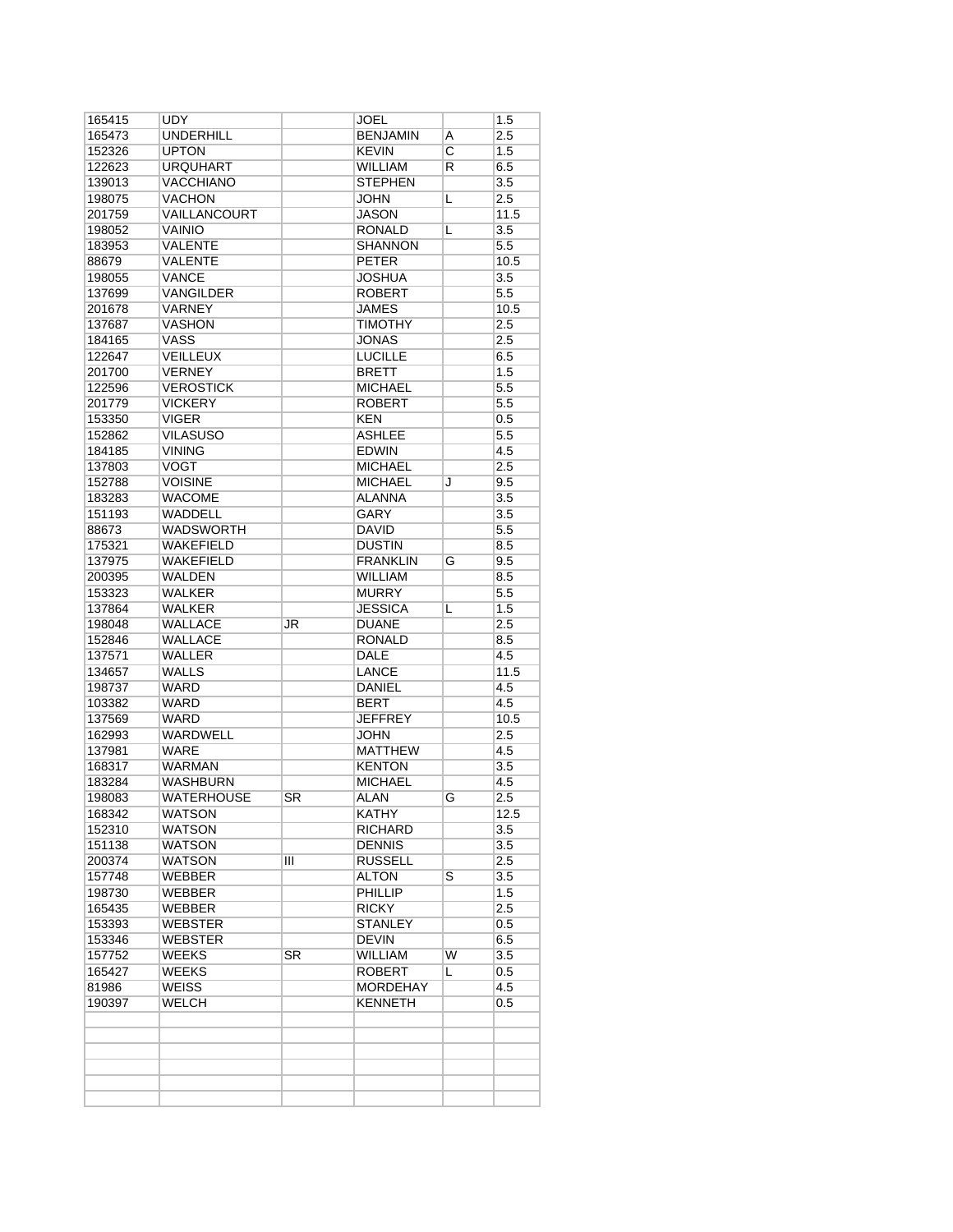| | | | | | |
|---|---|---|---|---|---|
| 165415 | UDY | | JOEL | | 1.5 |
| 165473 | UNDERHILL | | BENJAMIN | A | 2.5 |
| 152326 | UPTON | | KEVIN | C | 1.5 |
| 122623 | URQUHART | | WILLIAM | R | 6.5 |
| 139013 | VACCHIANO | | STEPHEN | | 3.5 |
| 198075 | VACHON | | JOHN | L | 2.5 |
| 201759 | VAILLANCOURT | | JASON | | 11.5 |
| 198052 | VAINIO | | RONALD | L | 3.5 |
| 183953 | VALENTE | | SHANNON | | 5.5 |
| 88679 | VALENTE | | PETER | | 10.5 |
| 198055 | VANCE | | JOSHUA | | 3.5 |
| 137699 | VANGILDER | | ROBERT | | 5.5 |
| 201678 | VARNEY | | JAMES | | 10.5 |
| 137687 | VASHON | | TIMOTHY | | 2.5 |
| 184165 | VASS | | JONAS | | 2.5 |
| 122647 | VEILLEUX | | LUCILLE | | 6.5 |
| 201700 | VERNEY | | BRETT | | 1.5 |
| 122596 | VEROSTICK | | MICHAEL | | 5.5 |
| 201779 | VICKERY | | ROBERT | | 5.5 |
| 153350 | VIGER | | KEN | | 0.5 |
| 152862 | VILASUSO | | ASHLEE | | 5.5 |
| 184185 | VINING | | EDWIN | | 4.5 |
| 137803 | VOGT | | MICHAEL | | 2.5 |
| 152788 | VOISINE | | MICHAEL | J | 9.5 |
| 183283 | WACOME | | ALANNA | | 3.5 |
| 151193 | WADDELL | | GARY | | 3.5 |
| 88673 | WADSWORTH | | DAVID | | 5.5 |
| 175321 | WAKEFIELD | | DUSTIN | | 8.5 |
| 137975 | WAKEFIELD | | FRANKLIN | G | 9.5 |
| 200395 | WALDEN | | WILLIAM | | 8.5 |
| 153323 | WALKER | | MURRY | | 5.5 |
| 137864 | WALKER | | JESSICA | L | 1.5 |
| 198048 | WALLACE | JR | DUANE | | 2.5 |
| 152846 | WALLACE | | RONALD | | 8.5 |
| 137571 | WALLER | | DALE | | 4.5 |
| 134657 | WALLS | | LANCE | | 11.5 |
| 198737 | WARD | | DANIEL | | 4.5 |
| 103382 | WARD | | BERT | | 4.5 |
| 137569 | WARD | | JEFFREY | | 10.5 |
| 162993 | WARDWELL | | JOHN | | 2.5 |
| 137981 | WARE | | MATTHEW | | 4.5 |
| 168317 | WARMAN | | KENTON | | 3.5 |
| 183284 | WASHBURN | | MICHAEL | | 4.5 |
| 198083 | WATERHOUSE | SR | ALAN | G | 2.5 |
| 168342 | WATSON | | KATHY | | 12.5 |
| 152310 | WATSON | | RICHARD | | 3.5 |
| 151138 | WATSON | | DENNIS | | 3.5 |
| 200374 | WATSON | III | RUSSELL | | 2.5 |
| 157748 | WEBBER | | ALTON | S | 3.5 |
| 198730 | WEBBER | | PHILLIP | | 1.5 |
| 165435 | WEBBER | | RICKY | | 2.5 |
| 153393 | WEBSTER | | STANLEY | | 0.5 |
| 153346 | WEBSTER | | DEVIN | | 6.5 |
| 157752 | WEEKS | SR | WILLIAM | W | 3.5 |
| 165427 | WEEKS | | ROBERT | L | 0.5 |
| 81986 | WEISS | | MORDEHAY | | 4.5 |
| 190397 | WELCH | | KENNETH | | 0.5 |
| | | | | | |
| | | | | | |
| | | | | | |
| | | | | | |
| | | | | | |
| | | | | | |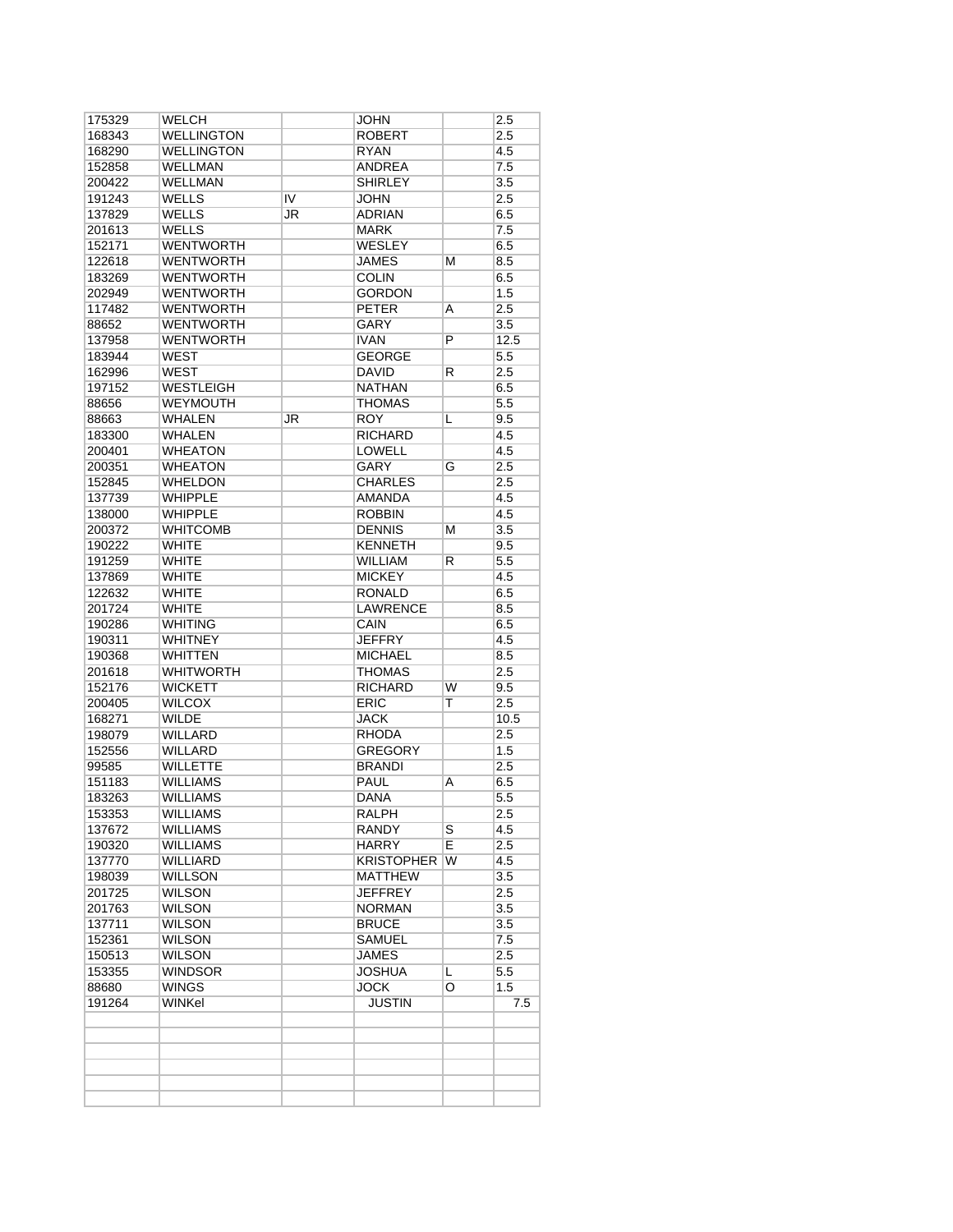| | | | | | |
|---|---|---|---|---|---|
| 175329 | WELCH | | JOHN | | 2.5 |
| 168343 | WELLINGTON | | ROBERT | | 2.5 |
| 168290 | WELLINGTON | | RYAN | | 4.5 |
| 152858 | WELLMAN | | ANDREA | | 7.5 |
| 200422 | WELLMAN | | SHIRLEY | | 3.5 |
| 191243 | WELLS | IV | JOHN | | 2.5 |
| 137829 | WELLS | JR | ADRIAN | | 6.5 |
| 201613 | WELLS | | MARK | | 7.5 |
| 152171 | WENTWORTH | | WESLEY | | 6.5 |
| 122618 | WENTWORTH | | JAMES | M | 8.5 |
| 183269 | WENTWORTH | | COLIN | | 6.5 |
| 202949 | WENTWORTH | | GORDON | | 1.5 |
| 117482 | WENTWORTH | | PETER | A | 2.5 |
| 88652 | WENTWORTH | | GARY | | 3.5 |
| 137958 | WENTWORTH | | IVAN | P | 12.5 |
| 183944 | WEST | | GEORGE | | 5.5 |
| 162996 | WEST | | DAVID | R | 2.5 |
| 197152 | WESTLEIGH | | NATHAN | | 6.5 |
| 88656 | WEYMOUTH | | THOMAS | | 5.5 |
| 88663 | WHALEN | JR | ROY | L | 9.5 |
| 183300 | WHALEN | | RICHARD | | 4.5 |
| 200401 | WHEATON | | LOWELL | | 4.5 |
| 200351 | WHEATON | | GARY | G | 2.5 |
| 152845 | WHELDON | | CHARLES | | 2.5 |
| 137739 | WHIPPLE | | AMANDA | | 4.5 |
| 138000 | WHIPPLE | | ROBBIN | | 4.5 |
| 200372 | WHITCOMB | | DENNIS | M | 3.5 |
| 190222 | WHITE | | KENNETH | | 9.5 |
| 191259 | WHITE | | WILLIAM | R | 5.5 |
| 137869 | WHITE | | MICKEY | | 4.5 |
| 122632 | WHITE | | RONALD | | 6.5 |
| 201724 | WHITE | | LAWRENCE | | 8.5 |
| 190286 | WHITING | | CAIN | | 6.5 |
| 190311 | WHITNEY | | JEFFRY | | 4.5 |
| 190368 | WHITTEN | | MICHAEL | | 8.5 |
| 201618 | WHITWORTH | | THOMAS | | 2.5 |
| 152176 | WICKETT | | RICHARD | W | 9.5 |
| 200405 | WILCOX | | ERIC | T | 2.5 |
| 168271 | WILDE | | JACK | | 10.5 |
| 198079 | WILLARD | | RHODA | | 2.5 |
| 152556 | WILLARD | | GREGORY | | 1.5 |
| 99585 | WILLETTE | | BRANDI | | 2.5 |
| 151183 | WILLIAMS | | PAUL | A | 6.5 |
| 183263 | WILLIAMS | | DANA | | 5.5 |
| 153353 | WILLIAMS | | RALPH | | 2.5 |
| 137672 | WILLIAMS | | RANDY | S | 4.5 |
| 190320 | WILLIAMS | | HARRY | E | 2.5 |
| 137770 | WILLIARD | | KRISTOPHER | W | 4.5 |
| 198039 | WILLSON | | MATTHEW | | 3.5 |
| 201725 | WILSON | | JEFFREY | | 2.5 |
| 201763 | WILSON | | NORMAN | | 3.5 |
| 137711 | WILSON | | BRUCE | | 3.5 |
| 152361 | WILSON | | SAMUEL | | 7.5 |
| 150513 | WILSON | | JAMES | | 2.5 |
| 153355 | WINDSOR | | JOSHUA | L | 5.5 |
| 88680 | WINGS | | JOCK | O | 1.5 |
| 191264 | WINKel | | JUSTIN | | 7.5 |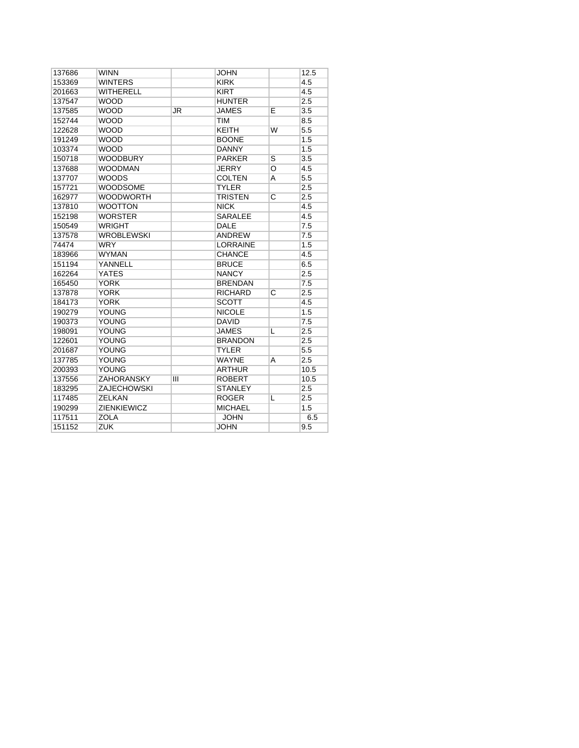| | | | | | |
|---|---|---|---|---|---|
| 137686 | WINN | | JOHN | | 12.5 |
| 153369 | WINTERS | | KIRK | | 4.5 |
| 201663 | WITHERELL | | KIRT | | 4.5 |
| 137547 | WOOD | | HUNTER | | 2.5 |
| 137585 | WOOD | JR | JAMES | E | 3.5 |
| 152744 | WOOD | | TIM | | 8.5 |
| 122628 | WOOD | | KEITH | W | 5.5 |
| 191249 | WOOD | | BOONE | | 1.5 |
| 103374 | WOOD | | DANNY | | 1.5 |
| 150718 | WOODBURY | | PARKER | S | 3.5 |
| 137688 | WOODMAN | | JERRY | O | 4.5 |
| 137707 | WOODS | | COLTEN | A | 5.5 |
| 157721 | WOODSOME | | TYLER | | 2.5 |
| 162977 | WOODWORTH | | TRISTEN | C | 2.5 |
| 137810 | WOOTTON | | NICK | | 4.5 |
| 152198 | WORSTER | | SARALEE | | 4.5 |
| 150549 | WRIGHT | | DALE | | 7.5 |
| 137578 | WROBLEWSKI | | ANDREW | | 7.5 |
| 74474 | WRY | | LORRAINE | | 1.5 |
| 183966 | WYMAN | | CHANCE | | 4.5 |
| 151194 | YANNELL | | BRUCE | | 6.5 |
| 162264 | YATES | | NANCY | | 2.5 |
| 165450 | YORK | | BRENDAN | | 7.5 |
| 137878 | YORK | | RICHARD | C | 2.5 |
| 184173 | YORK | | SCOTT | | 4.5 |
| 190279 | YOUNG | | NICOLE | | 1.5 |
| 190373 | YOUNG | | DAVID | | 7.5 |
| 198091 | YOUNG | | JAMES | L | 2.5 |
| 122601 | YOUNG | | BRANDON | | 2.5 |
| 201687 | YOUNG | | TYLER | | 5.5 |
| 137785 | YOUNG | | WAYNE | A | 2.5 |
| 200393 | YOUNG | | ARTHUR | | 10.5 |
| 137556 | ZAHORANSKY | III | ROBERT | | 10.5 |
| 183295 | ZAJECHOWSKI | | STANLEY | | 2.5 |
| 117485 | ZELKAN | | ROGER | L | 2.5 |
| 190299 | ZIENKIEWICZ | | MICHAEL | | 1.5 |
| 117511 | ZOLA | | JOHN | | 6.5 |
| 151152 | ZUK | | JOHN | | 9.5 |